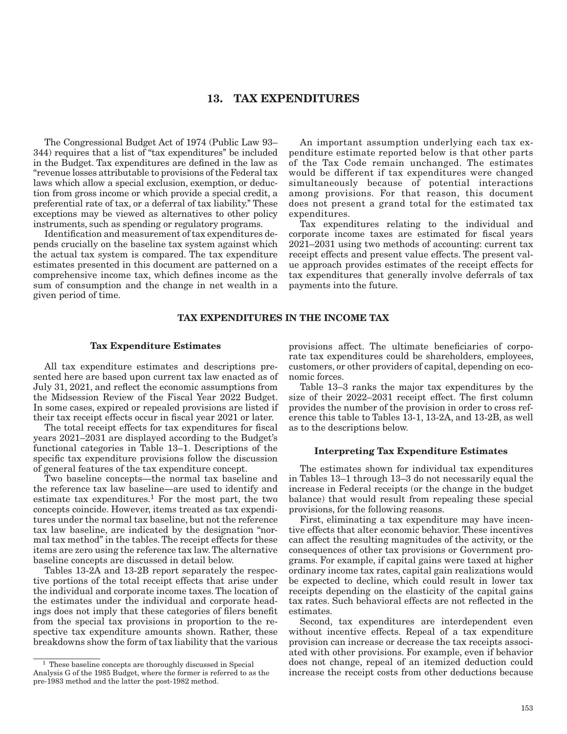# 13. TAX EXPENDITURES

The Congressional Budget Act of 1974 (Public Law 93–344) requires that a list of "tax expenditures" be included in the Budget. Tax expenditures are defined in the law as "revenue losses attributable to provisions of the Federal tax laws which allow a special exclusion, exemption, or deduction from gross income or which provide a special credit, a preferential rate of tax, or a deferral of tax liability." These exceptions may be viewed as alternatives to other policy instruments, such as spending or regulatory programs.

Identification and measurement of tax expenditures depends crucially on the baseline tax system against which the actual tax system is compared. The tax expenditure estimates presented in this document are patterned on a comprehensive income tax, which defines income as the sum of consumption and the change in net wealth in a given period of time.

An important assumption underlying each tax expenditure estimate reported below is that other parts of the Tax Code remain unchanged. The estimates would be different if tax expenditures were changed simultaneously because of potential interactions among provisions. For that reason, this document does not present a grand total for the estimated tax expenditures.

Tax expenditures relating to the individual and corporate income taxes are estimated for fiscal years 2021–2031 using two methods of accounting: current tax receipt effects and present value effects. The present value approach provides estimates of the receipt effects for tax expenditures that generally involve deferrals of tax payments into the future.

## TAX EXPENDITURES IN THE INCOME TAX

### Tax Expenditure Estimates

All tax expenditure estimates and descriptions presented here are based upon current tax law enacted as of July 31, 2021, and reflect the economic assumptions from the Midsession Review of the Fiscal Year 2022 Budget. In some cases, expired or repealed provisions are listed if their tax receipt effects occur in fiscal year 2021 or later.

The total receipt effects for tax expenditures for fiscal years 2021–2031 are displayed according to the Budget's functional categories in Table 13–1. Descriptions of the specific tax expenditure provisions follow the discussion of general features of the tax expenditure concept.

Two baseline concepts—the normal tax baseline and the reference tax law baseline—are used to identify and estimate tax expenditures.[1] For the most part, the two concepts coincide. However, items treated as tax expenditures under the normal tax baseline, but not the reference tax law baseline, are indicated by the designation "normal tax method" in the tables. The receipt effects for these items are zero using the reference tax law. The alternative baseline concepts are discussed in detail below.

Tables 13-2A and 13-2B report separately the respective portions of the total receipt effects that arise under the individual and corporate income taxes. The location of the estimates under the individual and corporate headings does not imply that these categories of filers benefit from the special tax provisions in proportion to the respective tax expenditure amounts shown. Rather, these breakdowns show the form of tax liability that the various provisions affect. The ultimate beneficiaries of corporate tax expenditures could be shareholders, employees, customers, or other providers of capital, depending on economic forces.

Table 13–3 ranks the major tax expenditures by the size of their 2022–2031 receipt effect. The first column provides the number of the provision in order to cross reference this table to Tables 13-1, 13-2A, and 13-2B, as well as to the descriptions below.

### Interpreting Tax Expenditure Estimates

The estimates shown for individual tax expenditures in Tables 13–1 through 13–3 do not necessarily equal the increase in Federal receipts (or the change in the budget balance) that would result from repealing these special provisions, for the following reasons.

First, eliminating a tax expenditure may have incentive effects that alter economic behavior. These incentives can affect the resulting magnitudes of the activity, or the consequences of other tax provisions or Government programs. For example, if capital gains were taxed at higher ordinary income tax rates, capital gain realizations would be expected to decline, which could result in lower tax receipts depending on the elasticity of the capital gains tax rates. Such behavioral effects are not reflected in the estimates.

Second, tax expenditures are interdependent even without incentive effects. Repeal of a tax expenditure provision can increase or decrease the tax receipts associated with other provisions. For example, even if behavior does not change, repeal of an itemized deduction could increase the receipt costs from other deductions because

[1] These baseline concepts are thoroughly discussed in Special Analysis G of the 1985 Budget, where the former is referred to as the pre-1983 method and the latter the post-1982 method.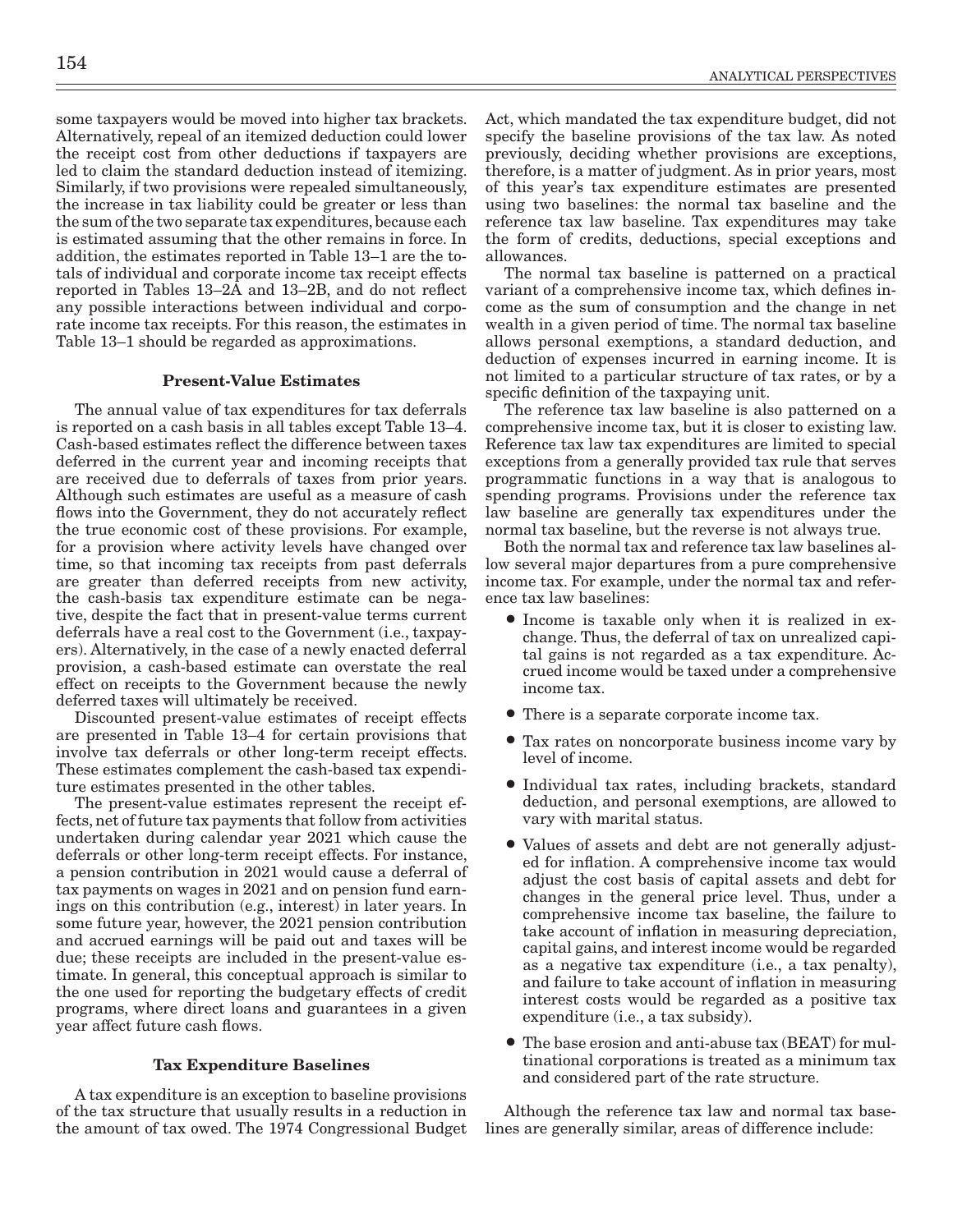some taxpayers would be moved into higher tax brackets. Alternatively, repeal of an itemized deduction could lower the receipt cost from other deductions if taxpayers are led to claim the standard deduction instead of itemizing. Similarly, if two provisions were repealed simultaneously, the increase in tax liability could be greater or less than the sum of the two separate tax expenditures, because each is estimated assuming that the other remains in force. In addition, the estimates reported in Table 13–1 are the totals of individual and corporate income tax receipt effects reported in Tables 13–2A and 13–2B, and do not reflect any possible interactions between individual and corporate income tax receipts. For this reason, the estimates in Table 13–1 should be regarded as approximations.

### Present-Value Estimates

The annual value of tax expenditures for tax deferrals is reported on a cash basis in all tables except Table 13–4. Cash-based estimates reflect the difference between taxes deferred in the current year and incoming receipts that are received due to deferrals of taxes from prior years. Although such estimates are useful as a measure of cash flows into the Government, they do not accurately reflect the true economic cost of these provisions. For example, for a provision where activity levels have changed over time, so that incoming tax receipts from past deferrals are greater than deferred receipts from new activity, the cash-basis tax expenditure estimate can be negative, despite the fact that in present-value terms current deferrals have a real cost to the Government (i.e., taxpayers). Alternatively, in the case of a newly enacted deferral provision, a cash-based estimate can overstate the real effect on receipts to the Government because the newly deferred taxes will ultimately be received.

Discounted present-value estimates of receipt effects are presented in Table 13–4 for certain provisions that involve tax deferrals or other long-term receipt effects. These estimates complement the cash-based tax expenditure estimates presented in the other tables.

The present-value estimates represent the receipt effects, net of future tax payments that follow from activities undertaken during calendar year 2021 which cause the deferrals or other long-term receipt effects. For instance, a pension contribution in 2021 would cause a deferral of tax payments on wages in 2021 and on pension fund earnings on this contribution (e.g., interest) in later years. In some future year, however, the 2021 pension contribution and accrued earnings will be paid out and taxes will be due; these receipts are included in the present-value estimate. In general, this conceptual approach is similar to the one used for reporting the budgetary effects of credit programs, where direct loans and guarantees in a given year affect future cash flows.

### Tax Expenditure Baselines

A tax expenditure is an exception to baseline provisions of the tax structure that usually results in a reduction in the amount of tax owed. The 1974 Congressional Budget Act, which mandated the tax expenditure budget, did not specify the baseline provisions of the tax law. As noted previously, deciding whether provisions are exceptions, therefore, is a matter of judgment. As in prior years, most of this year's tax expenditure estimates are presented using two baselines: the normal tax baseline and the reference tax law baseline. Tax expenditures may take the form of credits, deductions, special exceptions and allowances.

The normal tax baseline is patterned on a practical variant of a comprehensive income tax, which defines income as the sum of consumption and the change in net wealth in a given period of time. The normal tax baseline allows personal exemptions, a standard deduction, and deduction of expenses incurred in earning income. It is not limited to a particular structure of tax rates, or by a specific definition of the taxpaying unit.

The reference tax law baseline is also patterned on a comprehensive income tax, but it is closer to existing law. Reference tax law tax expenditures are limited to special exceptions from a generally provided tax rule that serves programmatic functions in a way that is analogous to spending programs. Provisions under the reference tax law baseline are generally tax expenditures under the normal tax baseline, but the reverse is not always true.

Both the normal tax and reference tax law baselines allow several major departures from a pure comprehensive income tax. For example, under the normal tax and reference tax law baselines:

- Income is taxable only when it is realized in exchange. Thus, the deferral of tax on unrealized capital gains is not regarded as a tax expenditure. Accrued income would be taxed under a comprehensive income tax.
- There is a separate corporate income tax.
- Tax rates on noncorporate business income vary by level of income.
- Individual tax rates, including brackets, standard deduction, and personal exemptions, are allowed to vary with marital status.
- Values of assets and debt are not generally adjusted for inflation. A comprehensive income tax would adjust the cost basis of capital assets and debt for changes in the general price level. Thus, under a comprehensive income tax baseline, the failure to take account of inflation in measuring depreciation, capital gains, and interest income would be regarded as a negative tax expenditure (i.e., a tax penalty), and failure to take account of inflation in measuring interest costs would be regarded as a positive tax expenditure (i.e., a tax subsidy).
- The base erosion and anti-abuse tax (BEAT) for multinational corporations is treated as a minimum tax and considered part of the rate structure.

Although the reference tax law and normal tax baselines are generally similar, areas of difference include: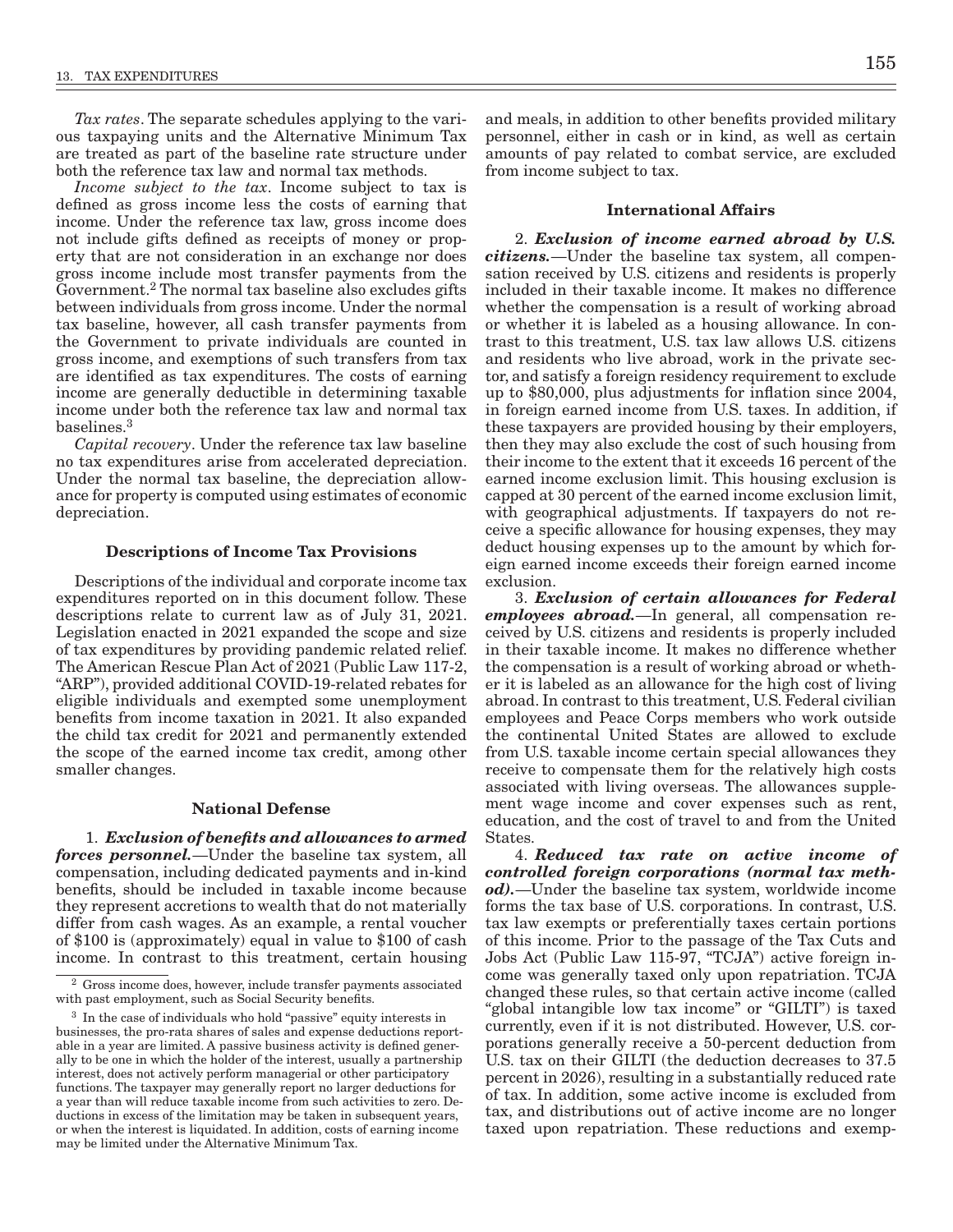*Tax rates*. The separate schedules applying to the various taxpaying units and the Alternative Minimum Tax are treated as part of the baseline rate structure under both the reference tax law and normal tax methods.

*Income subject to the tax*. Income subject to tax is defined as gross income less the costs of earning that income. Under the reference tax law, gross income does not include gifts defined as receipts of money or property that are not consideration in an exchange nor does gross income include most transfer payments from the Government.[2] The normal tax baseline also excludes gifts between individuals from gross income. Under the normal tax baseline, however, all cash transfer payments from the Government to private individuals are counted in gross income, and exemptions of such transfers from tax are identified as tax expenditures. The costs of earning income are generally deductible in determining taxable income under both the reference tax law and normal tax baselines.[3]

*Capital recovery*. Under the reference tax law baseline no tax expenditures arise from accelerated depreciation. Under the normal tax baseline, the depreciation allowance for property is computed using estimates of economic depreciation.

### Descriptions of Income Tax Provisions

Descriptions of the individual and corporate income tax expenditures reported on in this document follow. These descriptions relate to current law as of July 31, 2021. Legislation enacted in 2021 expanded the scope and size of tax expenditures by providing pandemic related relief. The American Rescue Plan Act of 2021 (Public Law 117-2, "ARP"), provided additional COVID-19-related rebates for eligible individuals and exempted some unemployment benefits from income taxation in 2021. It also expanded the child tax credit for 2021 and permanently extended the scope of the earned income tax credit, among other smaller changes.

### National Defense

1. ***Exclusion of benefits and allowances to armed forces personnel.***—Under the baseline tax system, all compensation, including dedicated payments and in-kind benefits, should be included in taxable income because they represent accretions to wealth that do not materially differ from cash wages. As an example, a rental voucher of $100 is (approximately) equal in value to $100 of cash income. In contrast to this treatment, certain housing and meals, in addition to other benefits provided military personnel, either in cash or in kind, as well as certain amounts of pay related to combat service, are excluded from income subject to tax.

### International Affairs

2. ***Exclusion of income earned abroad by U.S. citizens.***—Under the baseline tax system, all compensation received by U.S. citizens and residents is properly included in their taxable income. It makes no difference whether the compensation is a result of working abroad or whether it is labeled as a housing allowance. In contrast to this treatment, U.S. tax law allows U.S. citizens and residents who live abroad, work in the private sector, and satisfy a foreign residency requirement to exclude up to $80,000, plus adjustments for inflation since 2004, in foreign earned income from U.S. taxes. In addition, if these taxpayers are provided housing by their employers, then they may also exclude the cost of such housing from their income to the extent that it exceeds 16 percent of the earned income exclusion limit. This housing exclusion is capped at 30 percent of the earned income exclusion limit, with geographical adjustments. If taxpayers do not receive a specific allowance for housing expenses, they may deduct housing expenses up to the amount by which foreign earned income exceeds their foreign earned income exclusion.

3. ***Exclusion of certain allowances for Federal employees abroad.***—In general, all compensation received by U.S. citizens and residents is properly included in their taxable income. It makes no difference whether the compensation is a result of working abroad or whether it is labeled as an allowance for the high cost of living abroad. In contrast to this treatment, U.S. Federal civilian employees and Peace Corps members who work outside the continental United States are allowed to exclude from U.S. taxable income certain special allowances they receive to compensate them for the relatively high costs associated with living overseas. The allowances supplement wage income and cover expenses such as rent, education, and the cost of travel to and from the United States.

4. ***Reduced tax rate on active income of controlled foreign corporations (normal tax method).***—Under the baseline tax system, worldwide income forms the tax base of U.S. corporations. In contrast, U.S. tax law exempts or preferentially taxes certain portions of this income. Prior to the passage of the Tax Cuts and Jobs Act (Public Law 115-97, "TCJA") active foreign income was generally taxed only upon repatriation. TCJA changed these rules, so that certain active income (called "global intangible low tax income" or "GILTI") is taxed currently, even if it is not distributed. However, U.S. corporations generally receive a 50-percent deduction from U.S. tax on their GILTI (the deduction decreases to 37.5 percent in 2026), resulting in a substantially reduced rate of tax. In addition, some active income is excluded from tax, and distributions out of active income are no longer taxed upon repatriation. These reductions and exemp-

---

[2] Gross income does, however, include transfer payments associated with past employment, such as Social Security benefits.

[3] In the case of individuals who hold "passive" equity interests in businesses, the pro-rata shares of sales and expense deductions reportable in a year are limited. A passive business activity is defined generally to be one in which the holder of the interest, usually a partnership interest, does not actively perform managerial or other participatory functions. The taxpayer may generally report no larger deductions for a year than will reduce taxable income from such activities to zero. Deductions in excess of the limitation may be taken in subsequent years, or when the interest is liquidated. In addition, costs of earning income may be limited under the Alternative Minimum Tax.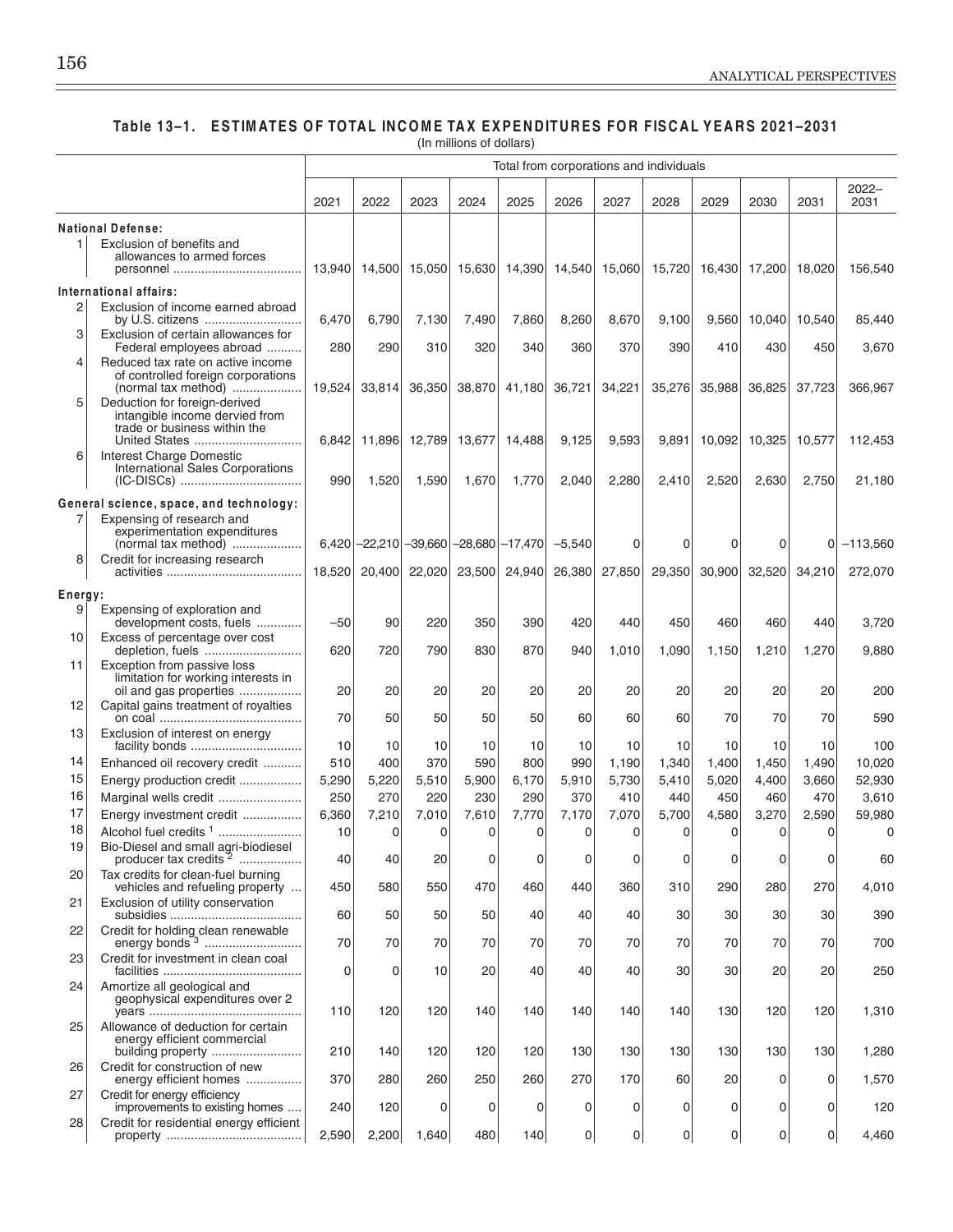**Table 13–1. ESTIMATES OF TOTAL INCOME TAX EXPENDITURES FOR FISCAL YEARS 2021–2031**

(In millions of dollars)

| | | Total from corporations and individuals | | | | | | | | | | | |
|---|---|---|---|---|---|---|---|---|---|---|---|---|---|
| | | 2021 | 2022 | 2023 | 2024 | 2025 | 2026 | 2027 | 2028 | 2029 | 2030 | 2031 | 2022–2031 |
| **National Defense:** | | | | | | | | | | | | | |
| 1 | Exclusion of benefits and allowances to armed forces personnel | 13,940 | 14,500 | 15,050 | 15,630 | 14,390 | 14,540 | 15,060 | 15,720 | 16,430 | 17,200 | 18,020 | 156,540 |
| **International affairs:** | | | | | | | | | | | | | |
| 2 | Exclusion of income earned abroad by U.S. citizens | 6,470 | 6,790 | 7,130 | 7,490 | 7,860 | 8,260 | 8,670 | 9,100 | 9,560 | 10,040 | 10,540 | 85,440 |
| 3 | Exclusion of certain allowances for Federal employees abroad | 280 | 290 | 310 | 320 | 340 | 360 | 370 | 390 | 410 | 430 | 450 | 3,670 |
| 4 | Reduced tax rate on active income of controlled foreign corporations (normal tax method) | 19,524 | 33,814 | 36,350 | 38,870 | 41,180 | 36,721 | 34,221 | 35,276 | 35,988 | 36,825 | 37,723 | 366,967 |
| 5 | Deduction for foreign-derived intangible income dervied from trade or business within the United States | 6,842 | 11,896 | 12,789 | 13,677 | 14,488 | 9,125 | 9,593 | 9,891 | 10,092 | 10,325 | 10,577 | 112,453 |
| 6 | Interest Charge Domestic International Sales Corporations (IC-DISCs) | 990 | 1,520 | 1,590 | 1,670 | 1,770 | 2,040 | 2,280 | 2,410 | 2,520 | 2,630 | 2,750 | 21,180 |
| **General science, space, and technology:** | | | | | | | | | | | | | |
| 7 | Expensing of research and experimentation expenditures (normal tax method) | 6,420 | –22,210 | –39,660 | –28,680 | –17,470 | –5,540 | 0 | 0 | 0 | 0 | 0 | –113,560 |
| 8 | Credit for increasing research activities | 18,520 | 20,400 | 22,020 | 23,500 | 24,940 | 26,380 | 27,850 | 29,350 | 30,900 | 32,520 | 34,210 | 272,070 |
| **Energy:** | | | | | | | | | | | | | |
| 9 | Expensing of exploration and development costs, fuels | –50 | 90 | 220 | 350 | 390 | 420 | 440 | 450 | 460 | 460 | 440 | 3,720 |
| 10 | Excess of percentage over cost depletion, fuels | 620 | 720 | 790 | 830 | 870 | 940 | 1,010 | 1,090 | 1,150 | 1,210 | 1,270 | 9,880 |
| 11 | Exception from passive loss limitation for working interests in oil and gas properties | 20 | 20 | 20 | 20 | 20 | 20 | 20 | 20 | 20 | 20 | 20 | 200 |
| 12 | Capital gains treatment of royalties on coal | 70 | 50 | 50 | 50 | 50 | 60 | 60 | 60 | 70 | 70 | 70 | 590 |
| 13 | Exclusion of interest on energy facility bonds | 10 | 10 | 10 | 10 | 10 | 10 | 10 | 10 | 10 | 10 | 10 | 100 |
| 14 | Enhanced oil recovery credit | 510 | 400 | 370 | 590 | 800 | 990 | 1,190 | 1,340 | 1,400 | 1,450 | 1,490 | 10,020 |
| 15 | Energy production credit | 5,290 | 5,220 | 5,510 | 5,900 | 6,170 | 5,910 | 5,730 | 5,410 | 5,020 | 4,400 | 3,660 | 52,930 |
| 16 | Marginal wells credit | 250 | 270 | 220 | 230 | 290 | 370 | 410 | 440 | 450 | 460 | 470 | 3,610 |
| 17 | Energy investment credit | 6,360 | 7,210 | 7,010 | 7,610 | 7,770 | 7,170 | 7,070 | 5,700 | 4,580 | 3,270 | 2,590 | 59,980 |
| 18 | Alcohol fuel credits [1] | 10 | 0 | 0 | 0 | 0 | 0 | 0 | 0 | 0 | 0 | 0 | 0 |
| 19 | Bio-Diesel and small agri-biodiesel producer tax credits [2] | 40 | 40 | 20 | 0 | 0 | 0 | 0 | 0 | 0 | 0 | 0 | 60 |
| 20 | Tax credits for clean-fuel burning vehicles and refueling property | 450 | 580 | 550 | 470 | 460 | 440 | 360 | 310 | 290 | 280 | 270 | 4,010 |
| 21 | Exclusion of utility conservation subsidies | 60 | 50 | 50 | 50 | 40 | 40 | 40 | 30 | 30 | 30 | 30 | 390 |
| 22 | Credit for holding clean renewable energy bonds [3] | 70 | 70 | 70 | 70 | 70 | 70 | 70 | 70 | 70 | 70 | 70 | 700 |
| 23 | Credit for investment in clean coal facilities | 0 | 0 | 10 | 20 | 40 | 40 | 40 | 30 | 30 | 20 | 20 | 250 |
| 24 | Amortize all geological and geophysical expenditures over 2 years | 110 | 120 | 120 | 140 | 140 | 140 | 140 | 140 | 130 | 120 | 120 | 1,310 |
| 25 | Allowance of deduction for certain energy efficient commercial building property | 210 | 140 | 120 | 120 | 120 | 130 | 130 | 130 | 130 | 130 | 130 | 1,280 |
| 26 | Credit for construction of new energy efficient homes | 370 | 280 | 260 | 250 | 260 | 270 | 170 | 60 | 20 | 0 | 0 | 1,570 |
| 27 | Credit for energy efficiency improvements to existing homes | 240 | 120 | 0 | 0 | 0 | 0 | 0 | 0 | 0 | 0 | 0 | 120 |
| 28 | Credit for residential energy efficient property | 2,590 | 2,200 | 1,640 | 480 | 140 | 0 | 0 | 0 | 0 | 0 | 0 | 4,460 |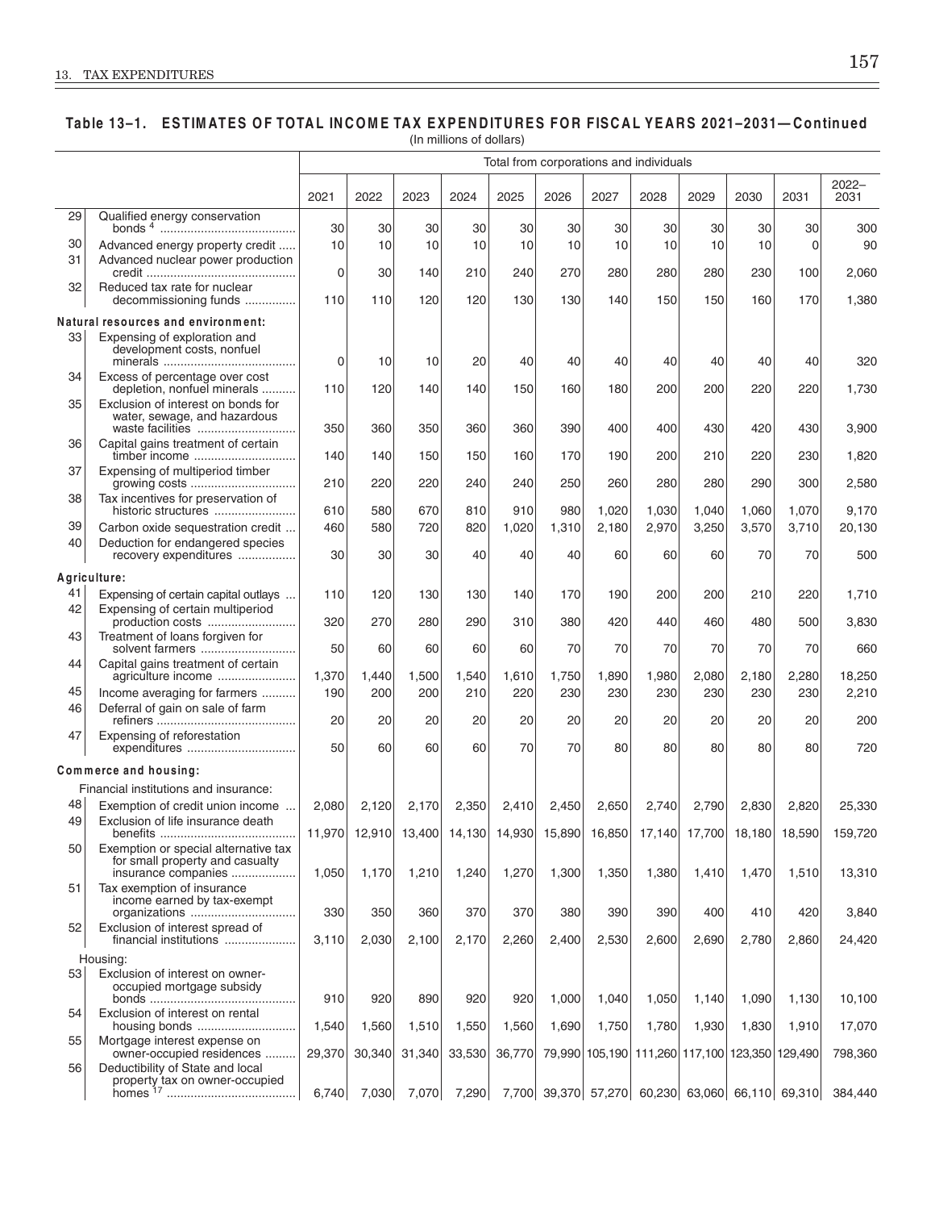## Table 13–1. ESTIMATES OF TOTAL INCOME TAX EXPENDITURES FOR FISCAL YEARS 2021–2031—Continued

(In millions of dollars)

| | | Total from corporations and individuals | | | | | | | | | | | |
|---|---|---|---|---|---|---|---|---|---|---|---|---|---|
| | | 2021 | 2022 | 2023 | 2024 | 2025 | 2026 | 2027 | 2028 | 2029 | 2030 | 2031 | 2022–2031 |
| 29 | Qualified energy conservation bonds [4] | 30 | 30 | 30 | 30 | 30 | 30 | 30 | 30 | 30 | 30 | 30 | 300 |
| 30 | Advanced energy property credit | 10 | 10 | 10 | 10 | 10 | 10 | 10 | 10 | 10 | 10 | 0 | 90 |
| 31 | Advanced nuclear power production credit | 0 | 30 | 140 | 210 | 240 | 270 | 280 | 280 | 280 | 230 | 100 | 2,060 |
| 32 | Reduced tax rate for nuclear decommissioning funds | 110 | 110 | 120 | 120 | 130 | 130 | 140 | 150 | 150 | 160 | 170 | 1,380 |
| | **Natural resources and environment:** | | | | | | | | | | | | |
| 33 | Expensing of exploration and development costs, nonfuel minerals | 0 | 10 | 10 | 20 | 40 | 40 | 40 | 40 | 40 | 40 | 40 | 320 |
| 34 | Excess of percentage over cost depletion, nonfuel minerals | 110 | 120 | 140 | 140 | 150 | 160 | 180 | 200 | 200 | 220 | 220 | 1,730 |
| 35 | Exclusion of interest on bonds for water, sewage, and hazardous waste facilities | 350 | 360 | 350 | 360 | 360 | 390 | 400 | 400 | 430 | 420 | 430 | 3,900 |
| 36 | Capital gains treatment of certain timber income | 140 | 140 | 150 | 150 | 160 | 170 | 190 | 200 | 210 | 220 | 230 | 1,820 |
| 37 | Expensing of multiperiod timber growing costs | 210 | 220 | 220 | 240 | 240 | 250 | 260 | 280 | 280 | 290 | 300 | 2,580 |
| 38 | Tax incentives for preservation of historic structures | 610 | 580 | 670 | 810 | 910 | 980 | 1,020 | 1,030 | 1,040 | 1,060 | 1,070 | 9,170 |
| 39 | Carbon oxide sequestration credit | 460 | 580 | 720 | 820 | 1,020 | 1,310 | 2,180 | 2,970 | 3,250 | 3,570 | 3,710 | 20,130 |
| 40 | Deduction for endangered species recovery expenditures | 30 | 30 | 30 | 40 | 40 | 40 | 60 | 60 | 60 | 70 | 70 | 500 |
| | **Agriculture:** | | | | | | | | | | | | |
| 41 | Expensing of certain capital outlays | 110 | 120 | 130 | 130 | 140 | 170 | 190 | 200 | 200 | 210 | 220 | 1,710 |
| 42 | Expensing of certain multiperiod production costs | 320 | 270 | 280 | 290 | 310 | 380 | 420 | 440 | 460 | 480 | 500 | 3,830 |
| 43 | Treatment of loans forgiven for solvent farmers | 50 | 60 | 60 | 60 | 60 | 70 | 70 | 70 | 70 | 70 | 70 | 660 |
| 44 | Capital gains treatment of certain agriculture income | 1,370 | 1,440 | 1,500 | 1,540 | 1,610 | 1,750 | 1,890 | 1,980 | 2,080 | 2,180 | 2,280 | 18,250 |
| 45 | Income averaging for farmers | 190 | 200 | 200 | 210 | 220 | 230 | 230 | 230 | 230 | 230 | 230 | 2,210 |
| 46 | Deferral of gain on sale of farm refiners | 20 | 20 | 20 | 20 | 20 | 20 | 20 | 20 | 20 | 20 | 20 | 200 |
| 47 | Expensing of reforestation expenditures | 50 | 60 | 60 | 60 | 70 | 70 | 80 | 80 | 80 | 80 | 80 | 720 |
| | **Commerce and housing:** | | | | | | | | | | | | |
| | Financial institutions and insurance: | | | | | | | | | | | | |
| 48 | Exemption of credit union income | 2,080 | 2,120 | 2,170 | 2,350 | 2,410 | 2,450 | 2,650 | 2,740 | 2,790 | 2,830 | 2,820 | 25,330 |
| 49 | Exclusion of life insurance death benefits | 11,970 | 12,910 | 13,400 | 14,130 | 14,930 | 15,890 | 16,850 | 17,140 | 17,700 | 18,180 | 18,590 | 159,720 |
| 50 | Exemption or special alternative tax for small property and casualty insurance companies | 1,050 | 1,170 | 1,210 | 1,240 | 1,270 | 1,300 | 1,350 | 1,380 | 1,410 | 1,470 | 1,510 | 13,310 |
| 51 | Tax exemption of insurance income earned by tax-exempt organizations | 330 | 350 | 360 | 370 | 370 | 380 | 390 | 390 | 400 | 410 | 420 | 3,840 |
| 52 | Exclusion of interest spread of financial institutions | 3,110 | 2,030 | 2,100 | 2,170 | 2,260 | 2,400 | 2,530 | 2,600 | 2,690 | 2,780 | 2,860 | 24,420 |
| | Housing: | | | | | | | | | | | | |
| 53 | Exclusion of interest on owner-occupied mortgage subsidy bonds | 910 | 920 | 890 | 920 | 920 | 1,000 | 1,040 | 1,050 | 1,140 | 1,090 | 1,130 | 10,100 |
| 54 | Exclusion of interest on rental housing bonds | 1,540 | 1,560 | 1,510 | 1,550 | 1,560 | 1,690 | 1,750 | 1,780 | 1,930 | 1,830 | 1,910 | 17,070 |
| 55 | Mortgage interest expense on owner-occupied residences | 29,370 | 30,340 | 31,340 | 33,530 | 36,770 | 79,990 | 105,190 | 111,260 | 117,100 | 123,350 | 129,490 | 798,360 |
| 56 | Deductibility of State and local property tax on owner-occupied homes [17] | 6,740 | 7,030 | 7,070 | 7,290 | 7,700 | 39,370 | 57,270 | 60,230 | 63,060 | 66,110 | 69,310 | 384,440 |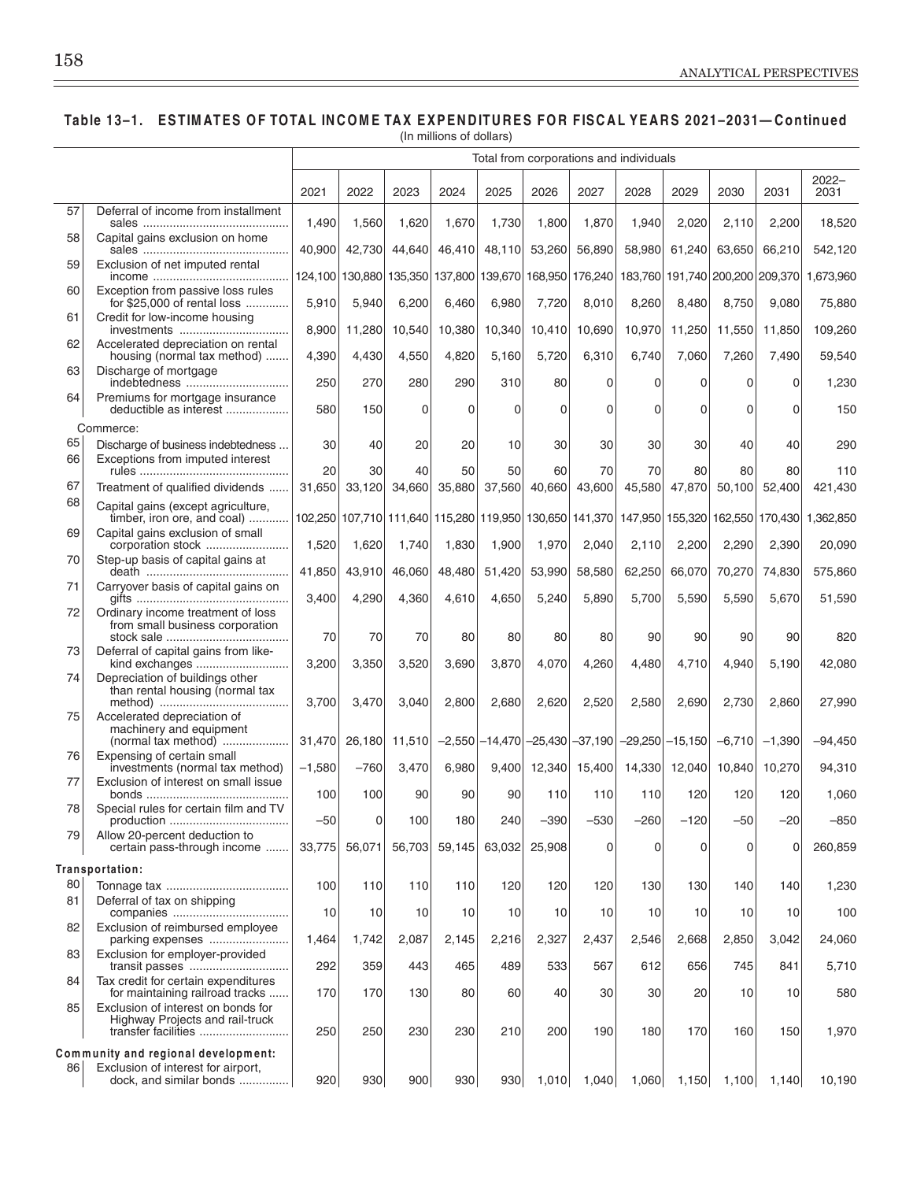## Table 13–1. ESTIMATES OF TOTAL INCOME TAX EXPENDITURES FOR FISCAL YEARS 2021–2031—Continued

(In millions of dollars)

| | | Total from corporations and individuals | | | | | | | | | | | |
|---|---|---|---|---|---|---|---|---|---|---|---|---|---|
| | | 2021 | 2022 | 2023 | 2024 | 2025 | 2026 | 2027 | 2028 | 2029 | 2030 | 2031 | 2022–2031 |
| 57 | Deferral of income from installment sales | 1,490 | 1,560 | 1,620 | 1,670 | 1,730 | 1,800 | 1,870 | 1,940 | 2,020 | 2,110 | 2,200 | 18,520 |
| 58 | Capital gains exclusion on home sales | 40,900 | 42,730 | 44,640 | 46,410 | 48,110 | 53,260 | 56,890 | 58,980 | 61,240 | 63,650 | 66,210 | 542,120 |
| 59 | Exclusion of net imputed rental income | 124,100 | 130,880 | 135,350 | 137,800 | 139,670 | 168,950 | 176,240 | 183,760 | 191,740 | 200,200 | 209,370 | 1,673,960 |
| 60 | Exception from passive loss rules for $25,000 of rental loss | 5,910 | 5,940 | 6,200 | 6,460 | 6,980 | 7,720 | 8,010 | 8,260 | 8,480 | 8,750 | 9,080 | 75,880 |
| 61 | Credit for low-income housing investments | 8,900 | 11,280 | 10,540 | 10,380 | 10,340 | 10,410 | 10,690 | 10,970 | 11,250 | 11,550 | 11,850 | 109,260 |
| 62 | Accelerated depreciation on rental housing (normal tax method) | 4,390 | 4,430 | 4,550 | 4,820 | 5,160 | 5,720 | 6,310 | 6,740 | 7,060 | 7,260 | 7,490 | 59,540 |
| 63 | Discharge of mortgage indebtedness | 250 | 270 | 280 | 290 | 310 | 80 | 0 | 0 | 0 | 0 | 0 | 1,230 |
| 64 | Premiums for mortgage insurance deductible as interest | 580 | 150 | 0 | 0 | 0 | 0 | 0 | 0 | 0 | 0 | 0 | 150 |
| | Commerce: | | | | | | | | | | | | |
| 65 | Discharge of business indebtedness | 30 | 40 | 20 | 20 | 10 | 30 | 30 | 30 | 30 | 40 | 40 | 290 |
| 66 | Exceptions from imputed interest rules | 20 | 30 | 40 | 50 | 50 | 60 | 70 | 70 | 80 | 80 | 80 | 110 |
| 67 | Treatment of qualified dividends | 31,650 | 33,120 | 34,660 | 35,880 | 37,560 | 40,660 | 43,600 | 45,580 | 47,870 | 50,100 | 52,400 | 421,430 |
| 68 | Capital gains (except agriculture, timber, iron ore, and coal) | 102,250 | 107,710 | 111,640 | 115,280 | 119,950 | 130,650 | 141,370 | 147,950 | 155,320 | 162,550 | 170,430 | 1,362,850 |
| 69 | Capital gains exclusion of small corporation stock | 1,520 | 1,620 | 1,740 | 1,830 | 1,900 | 1,970 | 2,040 | 2,110 | 2,200 | 2,290 | 2,390 | 20,090 |
| 70 | Step-up basis of capital gains at death | 41,850 | 43,910 | 46,060 | 48,480 | 51,420 | 53,990 | 58,580 | 62,250 | 66,070 | 70,270 | 74,830 | 575,860 |
| 71 | Carryover basis of capital gains on gifts | 3,400 | 4,290 | 4,360 | 4,610 | 4,650 | 5,240 | 5,890 | 5,700 | 5,590 | 5,590 | 5,670 | 51,590 |
| 72 | Ordinary income treatment of loss from small business corporation stock sale | 70 | 70 | 70 | 80 | 80 | 80 | 80 | 90 | 90 | 90 | 90 | 820 |
| 73 | Deferral of capital gains from like-kind exchanges | 3,200 | 3,350 | 3,520 | 3,690 | 3,870 | 4,070 | 4,260 | 4,480 | 4,710 | 4,940 | 5,190 | 42,080 |
| 74 | Depreciation of buildings other than rental housing (normal tax method) | 3,700 | 3,470 | 3,040 | 2,800 | 2,680 | 2,620 | 2,520 | 2,580 | 2,690 | 2,730 | 2,860 | 27,990 |
| 75 | Accelerated depreciation of machinery and equipment (normal tax method) | 31,470 | 26,180 | 11,510 | –2,550 | –14,470 | –25,430 | –37,190 | –29,250 | –15,150 | –6,710 | –1,390 | –94,450 |
| 76 | Expensing of certain small investments (normal tax method) | –1,580 | –760 | 3,470 | 6,980 | 9,400 | 12,340 | 15,400 | 14,330 | 12,040 | 10,840 | 10,270 | 94,310 |
| 77 | Exclusion of interest on small issue bonds | 100 | 100 | 90 | 90 | 90 | 110 | 110 | 110 | 120 | 120 | 120 | 1,060 |
| 78 | Special rules for certain film and TV production | –50 | 0 | 100 | 180 | 240 | –390 | –530 | –260 | –120 | –50 | –20 | –850 |
| 79 | Allow 20-percent deduction to certain pass-through income | 33,775 | 56,071 | 56,703 | 59,145 | 63,032 | 25,908 | 0 | 0 | 0 | 0 | 0 | 260,859 |
| | **Transportation:** | | | | | | | | | | | | |
| 80 | Tonnage tax | 100 | 110 | 110 | 110 | 120 | 120 | 120 | 130 | 130 | 140 | 140 | 1,230 |
| 81 | Deferral of tax on shipping companies | 10 | 10 | 10 | 10 | 10 | 10 | 10 | 10 | 10 | 10 | 10 | 100 |
| 82 | Exclusion of reimbursed employee parking expenses | 1,464 | 1,742 | 2,087 | 2,145 | 2,216 | 2,327 | 2,437 | 2,546 | 2,668 | 2,850 | 3,042 | 24,060 |
| 83 | Exclusion for employer-provided transit passes | 292 | 359 | 443 | 465 | 489 | 533 | 567 | 612 | 656 | 745 | 841 | 5,710 |
| 84 | Tax credit for certain expenditures for maintaining railroad tracks | 170 | 170 | 130 | 80 | 60 | 40 | 30 | 30 | 20 | 10 | 10 | 580 |
| 85 | Exclusion of interest on bonds for Highway Projects and rail-truck transfer facilities | 250 | 250 | 230 | 230 | 210 | 200 | 190 | 180 | 170 | 160 | 150 | 1,970 |
| | **Community and regional development:** | | | | | | | | | | | | |
| 86 | Exclusion of interest for airport, dock, and similar bonds | 920 | 930 | 900 | 930 | 930 | 1,010 | 1,040 | 1,060 | 1,150 | 1,100 | 1,140 | 10,190 |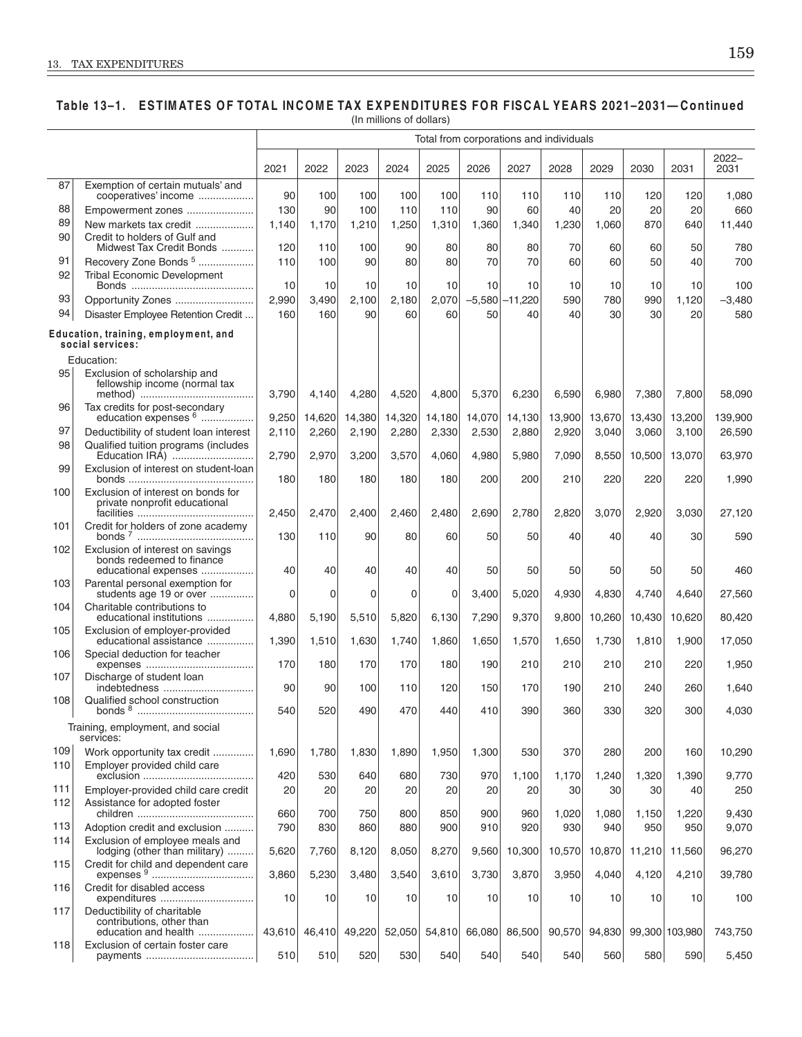**Table 13–1. ESTIMATES OF TOTAL INCOME TAX EXPENDITURES FOR FISCAL YEARS 2021–2031—Continued**
(In millions of dollars)

| | | Total from corporations and individuals | | | | | | | | | | | |
|---|---|---|---|---|---|---|---|---|---|---|---|---|---|
| | | 2021 | 2022 | 2023 | 2024 | 2025 | 2026 | 2027 | 2028 | 2029 | 2030 | 2031 | 2022–2031 |
| 87 | Exemption of certain mutuals' and cooperatives' income | 90 | 100 | 100 | 100 | 100 | 110 | 110 | 110 | 110 | 120 | 120 | 1,080 |
| 88 | Empowerment zones | 130 | 90 | 100 | 110 | 110 | 90 | 60 | 40 | 20 | 20 | 20 | 660 |
| 89 | New markets tax credit | 1,140 | 1,170 | 1,210 | 1,250 | 1,310 | 1,360 | 1,340 | 1,230 | 1,060 | 870 | 640 | 11,440 |
| 90 | Credit to holders of Gulf and Midwest Tax Credit Bonds | 120 | 110 | 100 | 90 | 80 | 80 | 80 | 70 | 60 | 60 | 50 | 780 |
| 91 | Recovery Zone Bonds [5] | 110 | 100 | 90 | 80 | 80 | 70 | 70 | 60 | 60 | 50 | 40 | 700 |
| 92 | Tribal Economic Development Bonds | 10 | 10 | 10 | 10 | 10 | 10 | 10 | 10 | 10 | 10 | 10 | 100 |
| 93 | Opportunity Zones | 2,990 | 3,490 | 2,100 | 2,180 | 2,070 | –5,580 | –11,220 | 590 | 780 | 990 | 1,120 | –3,480 |
| 94 | Disaster Employee Retention Credit | 160 | 160 | 90 | 60 | 60 | 50 | 40 | 40 | 30 | 30 | 20 | 580 |
| | **Education, training, employment, and social services:** | | | | | | | | | | | | |
| | Education: | | | | | | | | | | | | |
| 95 | Exclusion of scholarship and fellowship income (normal tax method) | 3,790 | 4,140 | 4,280 | 4,520 | 4,800 | 5,370 | 6,230 | 6,590 | 6,980 | 7,380 | 7,800 | 58,090 |
| 96 | Tax credits for post-secondary education expenses [6] | 9,250 | 14,620 | 14,380 | 14,320 | 14,180 | 14,070 | 14,130 | 13,900 | 13,670 | 13,430 | 13,200 | 139,900 |
| 97 | Deductibility of student loan interest | 2,110 | 2,260 | 2,190 | 2,280 | 2,330 | 2,530 | 2,880 | 2,920 | 3,040 | 3,060 | 3,100 | 26,590 |
| 98 | Qualified tuition programs (includes Education IRA) | 2,790 | 2,970 | 3,200 | 3,570 | 4,060 | 4,980 | 5,980 | 7,090 | 8,550 | 10,500 | 13,070 | 63,970 |
| 99 | Exclusion of interest on student-loan bonds | 180 | 180 | 180 | 180 | 180 | 200 | 200 | 210 | 220 | 220 | 220 | 1,990 |
| 100 | Exclusion of interest on bonds for private nonprofit educational facilities | 2,450 | 2,470 | 2,400 | 2,460 | 2,480 | 2,690 | 2,780 | 2,820 | 3,070 | 2,920 | 3,030 | 27,120 |
| 101 | Credit for holders of zone academy bonds [7] | 130 | 110 | 90 | 80 | 60 | 50 | 50 | 40 | 40 | 40 | 30 | 590 |
| 102 | Exclusion of interest on savings bonds redeemed to finance educational expenses | 40 | 40 | 40 | 40 | 40 | 50 | 50 | 50 | 50 | 50 | 50 | 460 |
| 103 | Parental personal exemption for students age 19 or over | 0 | 0 | 0 | 0 | 0 | 3,400 | 5,020 | 4,930 | 4,830 | 4,740 | 4,640 | 27,560 |
| 104 | Charitable contributions to educational institutions | 4,880 | 5,190 | 5,510 | 5,820 | 6,130 | 7,290 | 9,370 | 9,800 | 10,260 | 10,430 | 10,620 | 80,420 |
| 105 | Exclusion of employer-provided educational assistance | 1,390 | 1,510 | 1,630 | 1,740 | 1,860 | 1,650 | 1,570 | 1,650 | 1,730 | 1,810 | 1,900 | 17,050 |
| 106 | Special deduction for teacher expenses | 170 | 180 | 170 | 170 | 180 | 190 | 210 | 210 | 210 | 210 | 220 | 1,950 |
| 107 | Discharge of student loan indebtedness | 90 | 90 | 100 | 110 | 120 | 150 | 170 | 190 | 210 | 240 | 260 | 1,640 |
| 108 | Qualified school construction bonds [8] | 540 | 520 | 490 | 470 | 440 | 410 | 390 | 360 | 330 | 320 | 300 | 4,030 |
| | Training, employment, and social services: | | | | | | | | | | | | |
| 109 | Work opportunity tax credit | 1,690 | 1,780 | 1,830 | 1,890 | 1,950 | 1,300 | 530 | 370 | 280 | 200 | 160 | 10,290 |
| 110 | Employer provided child care exclusion | 420 | 530 | 640 | 680 | 730 | 970 | 1,100 | 1,170 | 1,240 | 1,320 | 1,390 | 9,770 |
| 111 | Employer-provided child care credit | 20 | 20 | 20 | 20 | 20 | 20 | 20 | 30 | 30 | 30 | 40 | 250 |
| 112 | Assistance for adopted foster children | 660 | 700 | 750 | 800 | 850 | 900 | 960 | 1,020 | 1,080 | 1,150 | 1,220 | 9,430 |
| 113 | Adoption credit and exclusion | 790 | 830 | 860 | 880 | 900 | 910 | 920 | 930 | 940 | 950 | 950 | 9,070 |
| 114 | Exclusion of employee meals and lodging (other than military) | 5,620 | 7,760 | 8,120 | 8,050 | 8,270 | 9,560 | 10,300 | 10,570 | 10,870 | 11,210 | 11,560 | 96,270 |
| 115 | Credit for child and dependent care expenses [9] | 3,860 | 5,230 | 3,480 | 3,540 | 3,610 | 3,730 | 3,870 | 3,950 | 4,040 | 4,120 | 4,210 | 39,780 |
| 116 | Credit for disabled access expenditures | 10 | 10 | 10 | 10 | 10 | 10 | 10 | 10 | 10 | 10 | 10 | 100 |
| 117 | Deductibility of charitable contributions, other than education and health | 43,610 | 46,410 | 49,220 | 52,050 | 54,810 | 66,080 | 86,500 | 90,570 | 94,830 | 99,300 | 103,980 | 743,750 |
| 118 | Exclusion of certain foster care payments | 510 | 510 | 520 | 530 | 540 | 540 | 540 | 540 | 560 | 580 | 590 | 5,450 |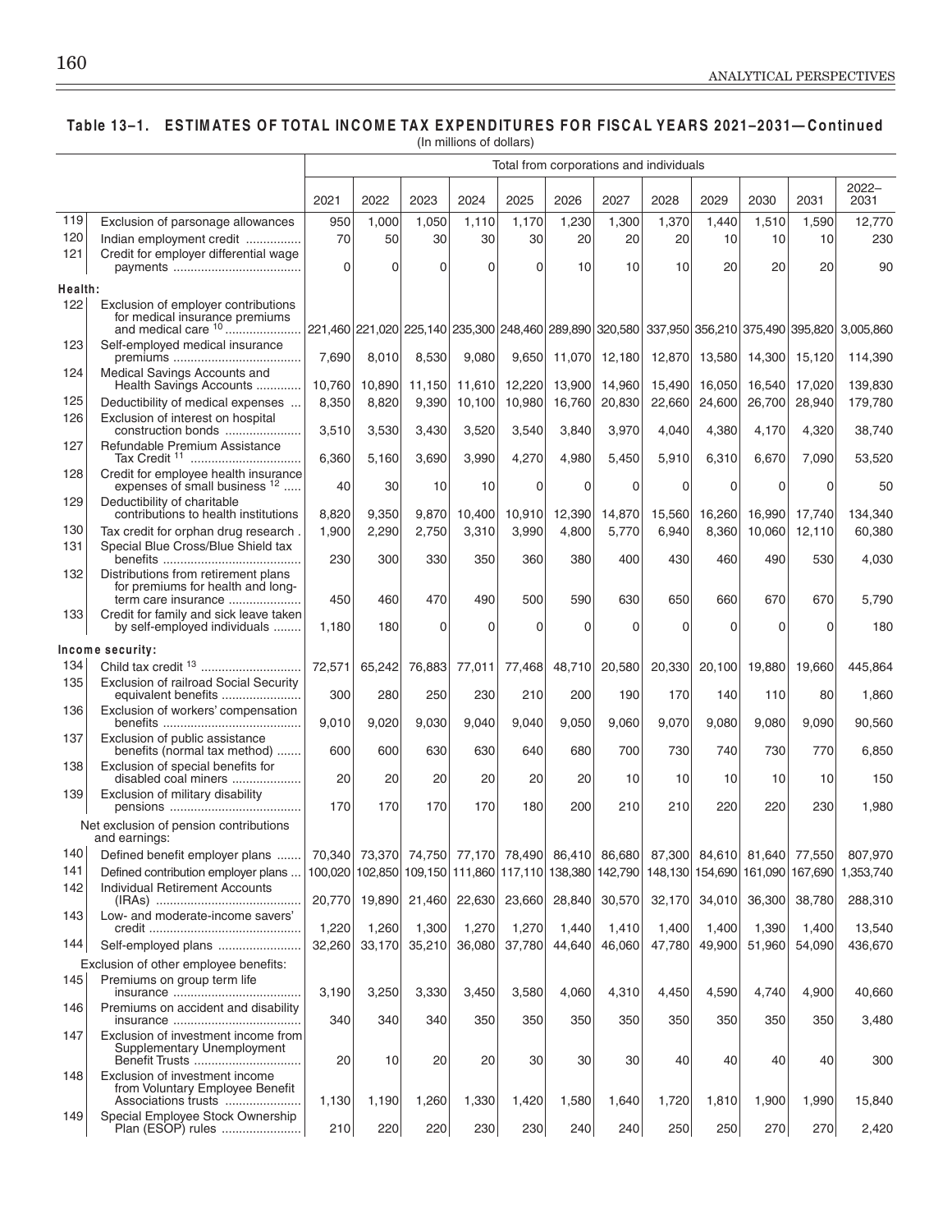**Table 13–1. ESTIMATES OF TOTAL INCOME TAX EXPENDITURES FOR FISCAL YEARS 2021–2031—Continued**

(In millions of dollars)

| | | Total from corporations and individuals | | | | | | | | | | | |
|---|---|---|---|---|---|---|---|---|---|---|---|---|---|
| | | 2021 | 2022 | 2023 | 2024 | 2025 | 2026 | 2027 | 2028 | 2029 | 2030 | 2031 | 2022–2031 |
| 119 | Exclusion of parsonage allowances | 950 | 1,000 | 1,050 | 1,110 | 1,170 | 1,230 | 1,300 | 1,370 | 1,440 | 1,510 | 1,590 | 12,770 |
| 120 | Indian employment credit | 70 | 50 | 30 | 30 | 30 | 20 | 20 | 20 | 10 | 10 | 10 | 230 |
| 121 | Credit for employer differential wage payments | 0 | 0 | 0 | 0 | 0 | 10 | 10 | 10 | 20 | 20 | 20 | 90 |
| **Health:** | | | | | | | | | | | | | |
| 122 | Exclusion of employer contributions for medical insurance premiums and medical care [10] | 221,460 | 221,020 | 225,140 | 235,300 | 248,460 | 289,890 | 320,580 | 337,950 | 356,210 | 375,490 | 395,820 | 3,005,860 |
| 123 | Self-employed medical insurance premiums | 7,690 | 8,010 | 8,530 | 9,080 | 9,650 | 11,070 | 12,180 | 12,870 | 13,580 | 14,300 | 15,120 | 114,390 |
| 124 | Medical Savings Accounts and Health Savings Accounts | 10,760 | 10,890 | 11,150 | 11,610 | 12,220 | 13,900 | 14,960 | 15,490 | 16,050 | 16,540 | 17,020 | 139,830 |
| 125 | Deductibility of medical expenses | 8,350 | 8,820 | 9,390 | 10,100 | 10,980 | 16,760 | 20,830 | 22,660 | 24,600 | 26,700 | 28,940 | 179,780 |
| 126 | Exclusion of interest on hospital construction bonds | 3,510 | 3,530 | 3,430 | 3,520 | 3,540 | 3,840 | 3,970 | 4,040 | 4,380 | 4,170 | 4,320 | 38,740 |
| 127 | Refundable Premium Assistance Tax Credit [11] | 6,360 | 5,160 | 3,690 | 3,990 | 4,270 | 4,980 | 5,450 | 5,910 | 6,310 | 6,670 | 7,090 | 53,520 |
| 128 | Credit for employee health insurance expenses of small business [12] | 40 | 30 | 10 | 10 | 0 | 0 | 0 | 0 | 0 | 0 | 0 | 50 |
| 129 | Deductibility of charitable contributions to health institutions | 8,820 | 9,350 | 9,870 | 10,400 | 10,910 | 12,390 | 14,870 | 15,560 | 16,260 | 16,990 | 17,740 | 134,340 |
| 130 | Tax credit for orphan drug research | 1,900 | 2,290 | 2,750 | 3,310 | 3,990 | 4,800 | 5,770 | 6,940 | 8,360 | 10,060 | 12,110 | 60,380 |
| 131 | Special Blue Cross/Blue Shield tax benefits | 230 | 300 | 330 | 350 | 360 | 380 | 400 | 430 | 460 | 490 | 530 | 4,030 |
| 132 | Distributions from retirement plans for premiums for health and long-term care insurance | 450 | 460 | 470 | 490 | 500 | 590 | 630 | 650 | 660 | 670 | 670 | 5,790 |
| 133 | Credit for family and sick leave taken by self-employed individuals | 1,180 | 180 | 0 | 0 | 0 | 0 | 0 | 0 | 0 | 0 | 0 | 180 |
| **Income security:** | | | | | | | | | | | | | |
| 134 | Child tax credit [13] | 72,571 | 65,242 | 76,883 | 77,011 | 77,468 | 48,710 | 20,580 | 20,330 | 20,100 | 19,880 | 19,660 | 445,864 |
| 135 | Exclusion of railroad Social Security equivalent benefits | 300 | 280 | 250 | 230 | 210 | 200 | 190 | 170 | 140 | 110 | 80 | 1,860 |
| 136 | Exclusion of workers' compensation benefits | 9,010 | 9,020 | 9,030 | 9,040 | 9,040 | 9,050 | 9,060 | 9,070 | 9,080 | 9,080 | 9,090 | 90,560 |
| 137 | Exclusion of public assistance benefits (normal tax method) | 600 | 600 | 630 | 630 | 640 | 680 | 700 | 730 | 740 | 730 | 770 | 6,850 |
| 138 | Exclusion of special benefits for disabled coal miners | 20 | 20 | 20 | 20 | 20 | 20 | 10 | 10 | 10 | 10 | 10 | 150 |
| 139 | Exclusion of military disability pensions | 170 | 170 | 170 | 170 | 180 | 200 | 210 | 210 | 220 | 220 | 230 | 1,980 |
| | Net exclusion of pension contributions and earnings: | | | | | | | | | | | | |
| 140 | Defined benefit employer plans | 70,340 | 73,370 | 74,750 | 77,170 | 78,490 | 86,410 | 86,680 | 87,300 | 84,610 | 81,640 | 77,550 | 807,970 |
| 141 | Defined contribution employer plans | 100,020 | 102,850 | 109,150 | 111,860 | 117,110 | 138,380 | 142,790 | 148,130 | 154,690 | 161,090 | 167,690 | 1,353,740 |
| 142 | Individual Retirement Accounts (IRAs) | 20,770 | 19,890 | 21,460 | 22,630 | 23,660 | 28,840 | 30,570 | 32,170 | 34,010 | 36,300 | 38,780 | 288,310 |
| 143 | Low- and moderate-income savers' credit | 1,220 | 1,260 | 1,300 | 1,270 | 1,270 | 1,440 | 1,410 | 1,400 | 1,400 | 1,390 | 1,400 | 13,540 |
| 144 | Self-employed plans | 32,260 | 33,170 | 35,210 | 36,080 | 37,780 | 44,640 | 46,060 | 47,780 | 49,900 | 51,960 | 54,090 | 436,670 |
| | Exclusion of other employee benefits: | | | | | | | | | | | | |
| 145 | Premiums on group term life insurance | 3,190 | 3,250 | 3,330 | 3,450 | 3,580 | 4,060 | 4,310 | 4,450 | 4,590 | 4,740 | 4,900 | 40,660 |
| 146 | Premiums on accident and disability insurance | 340 | 340 | 340 | 350 | 350 | 350 | 350 | 350 | 350 | 350 | 350 | 3,480 |
| 147 | Exclusion of investment income from Supplementary Unemployment Benefit Trusts | 20 | 10 | 20 | 20 | 30 | 30 | 30 | 40 | 40 | 40 | 40 | 300 |
| 148 | Exclusion of investment income from Voluntary Employee Benefit Associations trusts | 1,130 | 1,190 | 1,260 | 1,330 | 1,420 | 1,580 | 1,640 | 1,720 | 1,810 | 1,900 | 1,990 | 15,840 |
| 149 | Special Employee Stock Ownership Plan (ESOP) rules | 210 | 220 | 220 | 230 | 230 | 240 | 240 | 250 | 250 | 270 | 270 | 2,420 |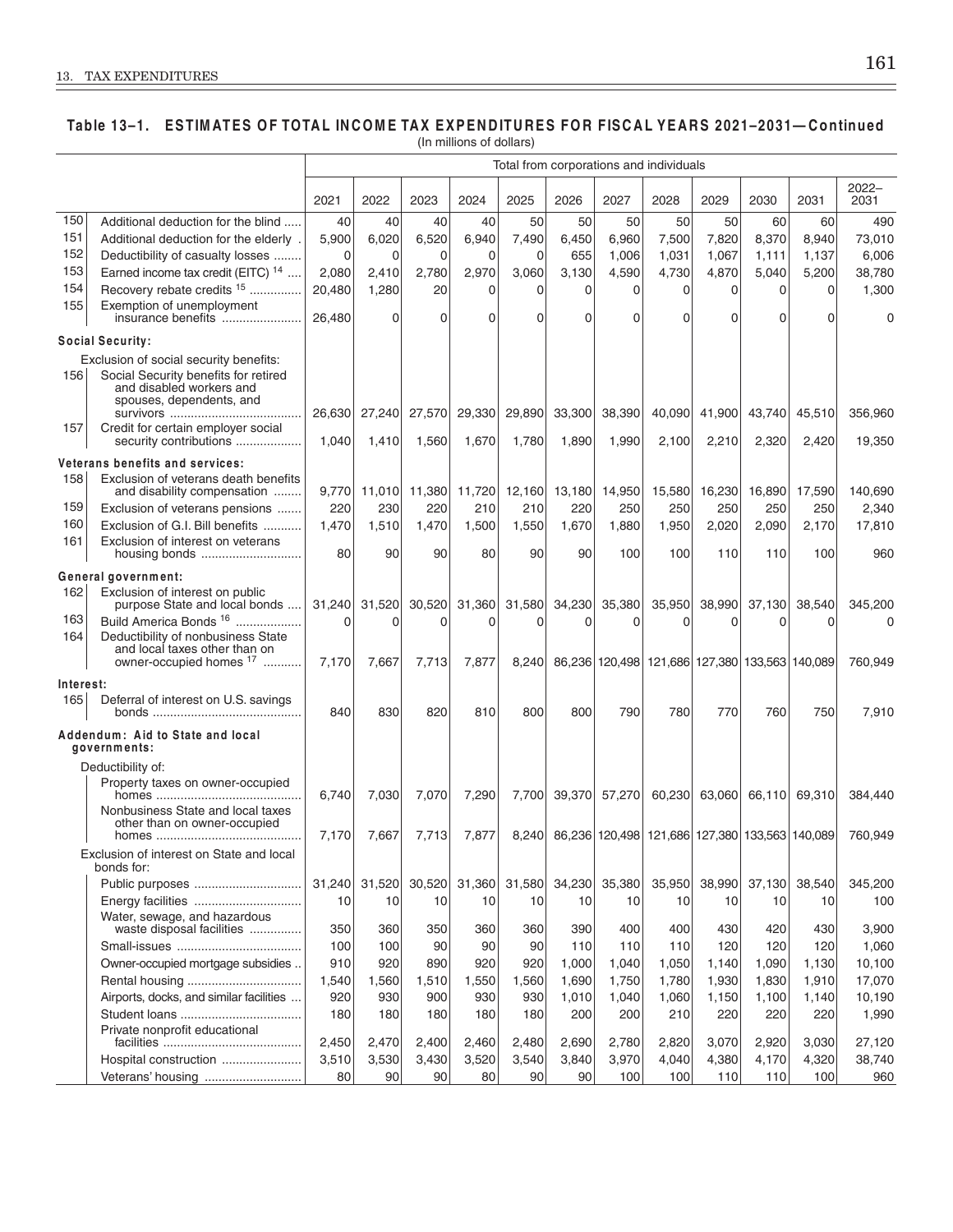## Table 13–1. ESTIMATES OF TOTAL INCOME TAX EXPENDITURES FOR FISCAL YEARS 2021–2031—Continued

(In millions of dollars)

| | | Total from corporations and individuals | | | | | | | | | | | |
|---|---|---|---|---|---|---|---|---|---|---|---|---|---|
| | | 2021 | 2022 | 2023 | 2024 | 2025 | 2026 | 2027 | 2028 | 2029 | 2030 | 2031 | 2022–2031 |
| 150 | Additional deduction for the blind | 40 | 40 | 40 | 40 | 50 | 50 | 50 | 50 | 50 | 60 | 60 | 490 |
| 151 | Additional deduction for the elderly | 5,900 | 6,020 | 6,520 | 6,940 | 7,490 | 6,450 | 6,960 | 7,500 | 7,820 | 8,370 | 8,940 | 73,010 |
| 152 | Deductibility of casualty losses | 0 | 0 | 0 | 0 | 0 | 655 | 1,006 | 1,031 | 1,067 | 1,111 | 1,137 | 6,006 |
| 153 | Earned income tax credit (EITC) [14] | 2,080 | 2,410 | 2,780 | 2,970 | 3,060 | 3,130 | 4,590 | 4,730 | 4,870 | 5,040 | 5,200 | 38,780 |
| 154 | Recovery rebate credits [15] | 20,480 | 1,280 | 20 | 0 | 0 | 0 | 0 | 0 | 0 | 0 | 0 | 1,300 |
| 155 | Exemption of unemployment insurance benefits | 26,480 | 0 | 0 | 0 | 0 | 0 | 0 | 0 | 0 | 0 | 0 | 0 |
| | **Social Security:** | | | | | | | | | | | | |
| | Exclusion of social security benefits: | | | | | | | | | | | | |
| 156 | Social Security benefits for retired and disabled workers and spouses, dependents, and survivors | 26,630 | 27,240 | 27,570 | 29,330 | 29,890 | 33,300 | 38,390 | 40,090 | 41,900 | 43,740 | 45,510 | 356,960 |
| 157 | Credit for certain employer social security contributions | 1,040 | 1,410 | 1,560 | 1,670 | 1,780 | 1,890 | 1,990 | 2,100 | 2,210 | 2,320 | 2,420 | 19,350 |
| | **Veterans benefits and services:** | | | | | | | | | | | | |
| 158 | Exclusion of veterans death benefits and disability compensation | 9,770 | 11,010 | 11,380 | 11,720 | 12,160 | 13,180 | 14,950 | 15,580 | 16,230 | 16,890 | 17,590 | 140,690 |
| 159 | Exclusion of veterans pensions | 220 | 230 | 220 | 210 | 210 | 220 | 250 | 250 | 250 | 250 | 250 | 2,340 |
| 160 | Exclusion of G.I. Bill benefits | 1,470 | 1,510 | 1,470 | 1,500 | 1,550 | 1,670 | 1,880 | 1,950 | 2,020 | 2,090 | 2,170 | 17,810 |
| 161 | Exclusion of interest on veterans housing bonds | 80 | 90 | 90 | 80 | 90 | 90 | 100 | 100 | 110 | 110 | 100 | 960 |
| | **General government:** | | | | | | | | | | | | |
| 162 | Exclusion of interest on public purpose State and local bonds | 31,240 | 31,520 | 30,520 | 31,360 | 31,580 | 34,230 | 35,380 | 35,950 | 38,990 | 37,130 | 38,540 | 345,200 |
| 163 | Build America Bonds [16] | 0 | 0 | 0 | 0 | 0 | 0 | 0 | 0 | 0 | 0 | 0 | 0 |
| 164 | Deductibility of nonbusiness State and local taxes other than on owner-occupied homes [17] | 7,170 | 7,667 | 7,713 | 7,877 | 8,240 | 86,236 | 120,498 | 121,686 | 127,380 | 133,563 | 140,089 | 760,949 |
| | **Interest:** | | | | | | | | | | | | |
| 165 | Deferral of interest on U.S. savings bonds | 840 | 830 | 820 | 810 | 800 | 800 | 790 | 780 | 770 | 760 | 750 | 7,910 |
| | **Addendum: Aid to State and local governments:** | | | | | | | | | | | | |
| | Deductibility of: | | | | | | | | | | | | |
| | Property taxes on owner-occupied homes | 6,740 | 7,030 | 7,070 | 7,290 | 7,700 | 39,370 | 57,270 | 60,230 | 63,060 | 66,110 | 69,310 | 384,440 |
| | Nonbusiness State and local taxes other than on owner-occupied homes | 7,170 | 7,667 | 7,713 | 7,877 | 8,240 | 86,236 | 120,498 | 121,686 | 127,380 | 133,563 | 140,089 | 760,949 |
| | Exclusion of interest on State and local bonds for: | | | | | | | | | | | | |
| | Public purposes | 31,240 | 31,520 | 30,520 | 31,360 | 31,580 | 34,230 | 35,380 | 35,950 | 38,990 | 37,130 | 38,540 | 345,200 |
| | Energy facilities | 10 | 10 | 10 | 10 | 10 | 10 | 10 | 10 | 10 | 10 | 10 | 100 |
| | Water, sewage, and hazardous waste disposal facilities | 350 | 360 | 350 | 360 | 360 | 390 | 400 | 400 | 430 | 420 | 430 | 3,900 |
| | Small-issues | 100 | 100 | 90 | 90 | 90 | 110 | 110 | 110 | 120 | 120 | 120 | 1,060 |
| | Owner-occupied mortgage subsidies | 910 | 920 | 890 | 920 | 920 | 1,000 | 1,040 | 1,050 | 1,140 | 1,090 | 1,130 | 10,100 |
| | Rental housing | 1,540 | 1,560 | 1,510 | 1,550 | 1,560 | 1,690 | 1,750 | 1,780 | 1,930 | 1,830 | 1,910 | 17,070 |
| | Airports, docks, and similar facilities | 920 | 930 | 900 | 930 | 930 | 1,010 | 1,040 | 1,060 | 1,150 | 1,100 | 1,140 | 10,190 |
| | Student loans | 180 | 180 | 180 | 180 | 180 | 200 | 200 | 210 | 220 | 220 | 220 | 1,990 |
| | Private nonprofit educational facilities | 2,450 | 2,470 | 2,400 | 2,460 | 2,480 | 2,690 | 2,780 | 2,820 | 3,070 | 2,920 | 3,030 | 27,120 |
| | Hospital construction | 3,510 | 3,530 | 3,430 | 3,520 | 3,540 | 3,840 | 3,970 | 4,040 | 4,380 | 4,170 | 4,320 | 38,740 |
| | Veterans' housing | 80 | 90 | 90 | 80 | 90 | 90 | 100 | 100 | 110 | 110 | 100 | 960 |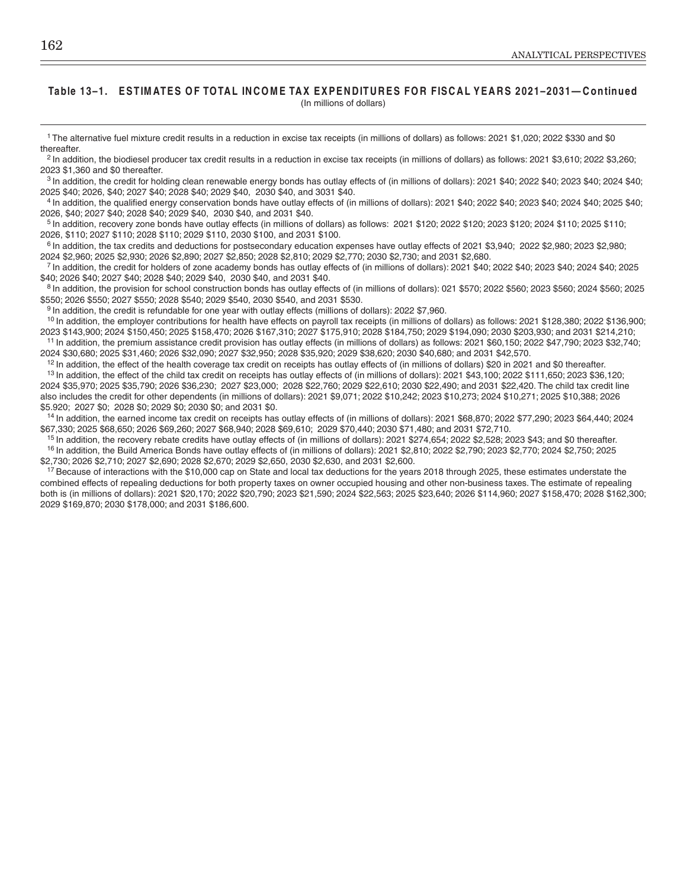**Table 13–1. ESTIMATES OF TOTAL INCOME TAX EXPENDITURES FOR FISCAL YEARS 2021–2031—Continued**
(In millions of dollars)

[1] The alternative fuel mixture credit results in a reduction in excise tax receipts (in millions of dollars) as follows: 2021 $1,020; 2022 $330 and $0 thereafter.

[2] In addition, the biodiesel producer tax credit results in a reduction in excise tax receipts (in millions of dollars) as follows: 2021 $3,610; 2022 $3,260; 2023 $1,360 and $0 thereafter.

[3] In addition, the credit for holding clean renewable energy bonds has outlay effects of (in millions of dollars): 2021 $40; 2022 $40; 2023 $40; 2024 $40; 2025 $40; 2026, $40; 2027 $40; 2028 $40; 2029 $40, 2030 $40, and 3031 $40.

[4] In addition, the qualified energy conservation bonds have outlay effects of (in millions of dollars): 2021 $40; 2022 $40; 2023 $40; 2024 $40; 2025 $40; 2026, $40; 2027 $40; 2028 $40; 2029 $40, 2030 $40, and 2031 $40.

[5] In addition, recovery zone bonds have outlay effects (in millions of dollars) as follows: 2021 $120; 2022 $120; 2023 $120; 2024 $110; 2025 $110; 2026, $110; 2027 $110; 2028 $110; 2029 $110, 2030 $100, and 2031 $100.

[6] In addition, the tax credits and deductions for postsecondary education expenses have outlay effects of 2021 $3,940; 2022 $2,980; 2023 $2,980; 2024 $2,960; 2025 $2,930; 2026 $2,890; 2027 $2,850; 2028 $2,810; 2029 $2,770; 2030 $2,730; and 2031 $2,680.

[7] In addition, the credit for holders of zone academy bonds has outlay effects of (in millions of dollars): 2021 $40; 2022 $40; 2023 $40; 2024 $40; 2025 $40; 2026 $40; 2027 $40; 2028 $40; 2029 $40, 2030 $40, and 2031 $40.

[8] In addition, the provision for school construction bonds has outlay effects of (in millions of dollars): 021 $570; 2022 $560; 2023 $560; 2024 $560; 2025 $550; 2026 $550; 2027 $550; 2028 $540; 2029 $540, 2030 $540, and 2031 $530.

[9] In addition, the credit is refundable for one year with outlay effects (millions of dollars): 2022 $7,960.

[10] In addition, the employer contributions for health have effects on payroll tax receipts (in millions of dollars) as follows: 2021 $128,380; 2022 $136,900; 2023 $143,900; 2024 $150,450; 2025 $158,470; 2026 $167,310; 2027 $175,910; 2028 $184,750; 2029 $194,090; 2030 $203,930; and 2031 $214,210;

[11] In addition, the premium assistance credit provision has outlay effects (in millions of dollars) as follows: 2021 $60,150; 2022 $47,790; 2023 $32,740; 2024 $30,680; 2025 $31,460; 2026 $32,090; 2027 $32,950; 2028 $35,920; 2029 $38,620; 2030 $40,680; and 2031 $42,570.

[12] In addition, the effect of the health coverage tax credit on receipts has outlay effects of (in millions of dollars) $20 in 2021 and $0 thereafter.

[13] In addition, the effect of the child tax credit on receipts has outlay effects of (in millions of dollars): 2021 $43,100; 2022 $111,650; 2023 $36,120; 2024 $35,970; 2025 $35,790; 2026 $36,230; 2027 $23,000; 2028 $22,760; 2029 $22,610; 2030 $22,490; and 2031 $22,420. The child tax credit line also includes the credit for other dependents (in millions of dollars): 2021 $9,071; 2022 $10,242; 2023 $10,273; 2024 $10,271; 2025 $10,388; 2026 $5.920; 2027 $0; 2028 $0; 2029 $0; 2030 $0; and 2031 $0.

[14] In addition, the earned income tax credit on receipts has outlay effects of (in millions of dollars): 2021 $68,870; 2022 $77,290; 2023 $64,440; 2024 $67,330; 2025 $68,650; 2026 $69,260; 2027 $68,940; 2028 $69,610; 2029 $70,440; 2030 $71,480; and 2031 $72,710.

[15] In addition, the recovery rebate credits have outlay effects of (in millions of dollars): 2021 $274,654; 2022 $2,528; 2023 $43; and $0 thereafter.

[16] In addition, the Build America Bonds have outlay effects of (in millions of dollars): 2021 $2,810; 2022 $2,790; 2023 $2,770; 2024 $2,750; 2025 $2,730; 2026 $2,710; 2027 $2,690; 2028 $2,670; 2029 $2,650, 2030 $2,630, and 2031 $2,600.

[17] Because of interactions with the $10,000 cap on State and local tax deductions for the years 2018 through 2025, these estimates understate the combined effects of repealing deductions for both property taxes on owner occupied housing and other non-business taxes. The estimate of repealing both is (in millions of dollars): 2021 $20,170; 2022 $20,790; 2023 $21,590; 2024 $22,563; 2025 $23,640; 2026 $114,960; 2027 $158,470; 2028 $162,300; 2029 $169,870; 2030 $178,000; and 2031 $186,600.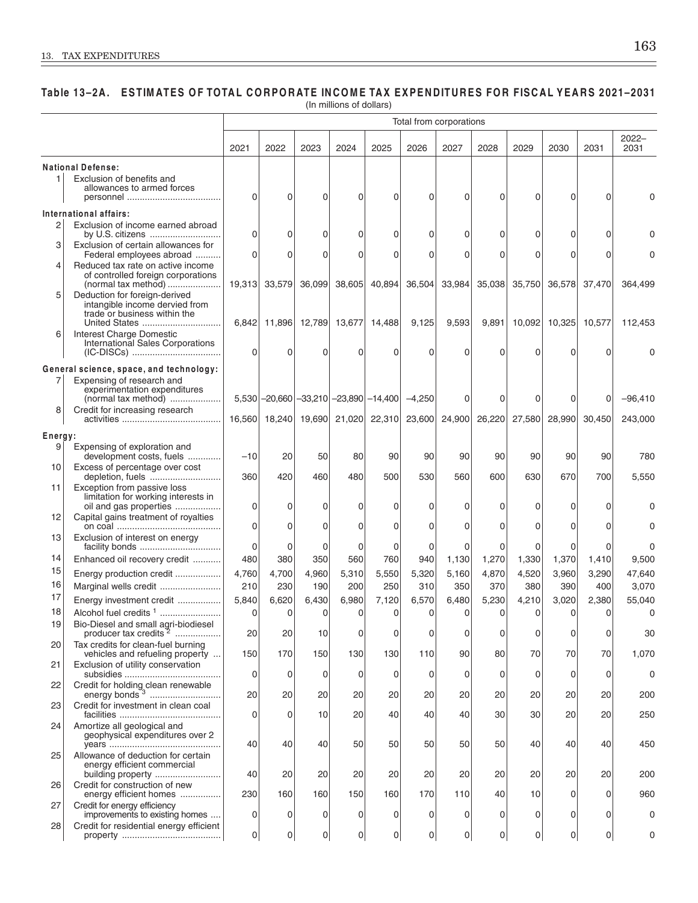## Table 13–2A. ESTIMATES OF TOTAL CORPORATE INCOME TAX EXPENDITURES FOR FISCAL YEARS 2021–2031

(In millions of dollars)

| | | Total from corporations | | | | | | | | | | | |
|---|---|---|---|---|---|---|---|---|---|---|---|---|---|
| | | 2021 | 2022 | 2023 | 2024 | 2025 | 2026 | 2027 | 2028 | 2029 | 2030 | 2031 | 2022–2031 |
| **National Defense:** | | | | | | | | | | | | | |
| 1 | Exclusion of benefits and allowances to armed forces personnel | 0 | 0 | 0 | 0 | 0 | 0 | 0 | 0 | 0 | 0 | 0 | 0 |
| **International affairs:** | | | | | | | | | | | | | |
| 2 | Exclusion of income earned abroad by U.S. citizens | 0 | 0 | 0 | 0 | 0 | 0 | 0 | 0 | 0 | 0 | 0 | 0 |
| 3 | Exclusion of certain allowances for Federal employees abroad | 0 | 0 | 0 | 0 | 0 | 0 | 0 | 0 | 0 | 0 | 0 | 0 |
| 4 | Reduced tax rate on active income of controlled foreign corporations (normal tax method) | 19,313 | 33,579 | 36,099 | 38,605 | 40,894 | 36,504 | 33,984 | 35,038 | 35,750 | 36,578 | 37,470 | 364,499 |
| 5 | Deduction for foreign-derived intangible income dervied from trade or business within the United States | 6,842 | 11,896 | 12,789 | 13,677 | 14,488 | 9,125 | 9,593 | 9,891 | 10,092 | 10,325 | 10,577 | 112,453 |
| 6 | Interest Charge Domestic International Sales Corporations (IC-DISCs) | 0 | 0 | 0 | 0 | 0 | 0 | 0 | 0 | 0 | 0 | 0 | 0 |
| **General science, space, and technology:** | | | | | | | | | | | | | |
| 7 | Expensing of research and experimentation expenditures (normal tax method) | 5,530 | –20,660 | –33,210 | –23,890 | –14,400 | –4,250 | 0 | 0 | 0 | 0 | 0 | –96,410 |
| 8 | Credit for increasing research activities | 16,560 | 18,240 | 19,690 | 21,020 | 22,310 | 23,600 | 24,900 | 26,220 | 27,580 | 28,990 | 30,450 | 243,000 |
| **Energy:** | | | | | | | | | | | | | |
| 9 | Expensing of exploration and development costs, fuels | –10 | 20 | 50 | 80 | 90 | 90 | 90 | 90 | 90 | 90 | 90 | 780 |
| 10 | Excess of percentage over cost depletion, fuels | 360 | 420 | 460 | 480 | 500 | 530 | 560 | 600 | 630 | 670 | 700 | 5,550 |
| 11 | Exception from passive loss limitation for working interests in oil and gas properties | 0 | 0 | 0 | 0 | 0 | 0 | 0 | 0 | 0 | 0 | 0 | 0 |
| 12 | Capital gains treatment of royalties on coal | 0 | 0 | 0 | 0 | 0 | 0 | 0 | 0 | 0 | 0 | 0 | 0 |
| 13 | Exclusion of interest on energy facility bonds | 0 | 0 | 0 | 0 | 0 | 0 | 0 | 0 | 0 | 0 | 0 | 0 |
| 14 | Enhanced oil recovery credit | 480 | 380 | 350 | 560 | 760 | 940 | 1,130 | 1,270 | 1,330 | 1,370 | 1,410 | 9,500 |
| 15 | Energy production credit | 4,760 | 4,700 | 4,960 | 5,310 | 5,550 | 5,320 | 5,160 | 4,870 | 4,520 | 3,960 | 3,290 | 47,640 |
| 16 | Marginal wells credit | 210 | 230 | 190 | 200 | 250 | 310 | 350 | 370 | 380 | 390 | 400 | 3,070 |
| 17 | Energy investment credit | 5,840 | 6,620 | 6,430 | 6,980 | 7,120 | 6,570 | 6,480 | 5,230 | 4,210 | 3,020 | 2,380 | 55,040 |
| 18 | Alcohol fuel credits [1] | 0 | 0 | 0 | 0 | 0 | 0 | 0 | 0 | 0 | 0 | 0 | 0 |
| 19 | Bio-Diesel and small agri-biodiesel producer tax credits [2] | 20 | 20 | 10 | 0 | 0 | 0 | 0 | 0 | 0 | 0 | 0 | 30 |
| 20 | Tax credits for clean-fuel burning vehicles and refueling property | 150 | 170 | 150 | 130 | 130 | 110 | 90 | 80 | 70 | 70 | 70 | 1,070 |
| 21 | Exclusion of utility conservation subsidies | 0 | 0 | 0 | 0 | 0 | 0 | 0 | 0 | 0 | 0 | 0 | 0 |
| 22 | Credit for holding clean renewable energy bonds [3] | 20 | 20 | 20 | 20 | 20 | 20 | 20 | 20 | 20 | 20 | 20 | 200 |
| 23 | Credit for investment in clean coal facilities | 0 | 0 | 10 | 20 | 40 | 40 | 40 | 30 | 30 | 20 | 20 | 250 |
| 24 | Amortize all geological and geophysical expenditures over 2 years | 40 | 40 | 40 | 50 | 50 | 50 | 50 | 50 | 40 | 40 | 40 | 450 |
| 25 | Allowance of deduction for certain energy efficient commercial building property | 40 | 20 | 20 | 20 | 20 | 20 | 20 | 20 | 20 | 20 | 20 | 200 |
| 26 | Credit for construction of new energy efficient homes | 230 | 160 | 160 | 150 | 160 | 170 | 110 | 40 | 10 | 0 | 0 | 960 |
| 27 | Credit for energy efficiency improvements to existing homes | 0 | 0 | 0 | 0 | 0 | 0 | 0 | 0 | 0 | 0 | 0 | 0 |
| 28 | Credit for residential energy efficient property | 0 | 0 | 0 | 0 | 0 | 0 | 0 | 0 | 0 | 0 | 0 | 0 |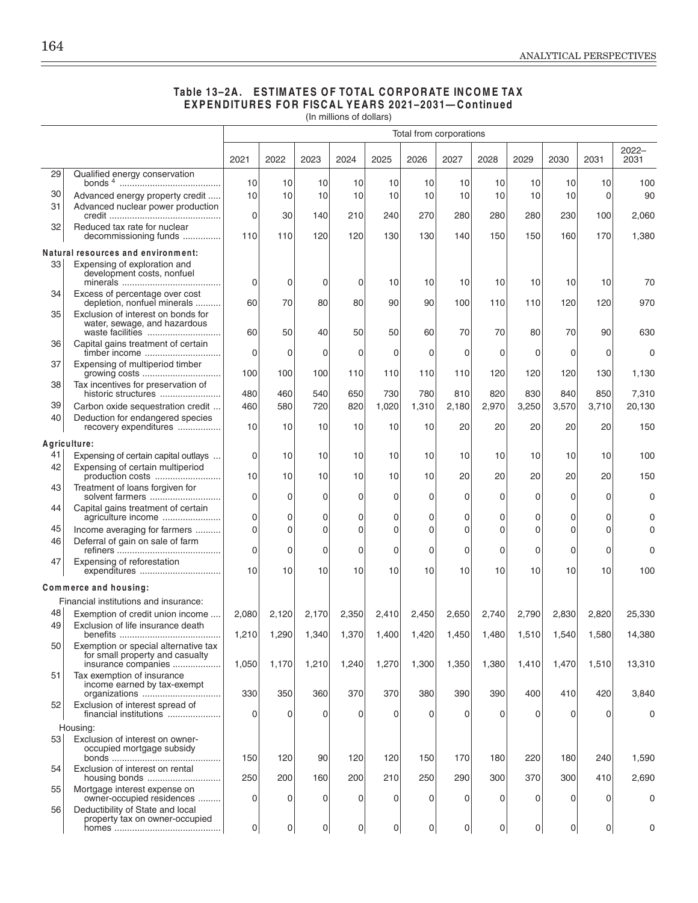## Table 13–2A. ESTIMATES OF TOTAL CORPORATE INCOME TAX EXPENDITURES FOR FISCAL YEARS 2021–2031—Continued

(In millions of dollars)

| | | Total from corporations | | | | | | | | | | | |
|---|---|---|---|---|---|---|---|---|---|---|---|---|---|
| | | 2021 | 2022 | 2023 | 2024 | 2025 | 2026 | 2027 | 2028 | 2029 | 2030 | 2031 | 2022–2031 |
| 29 | Qualified energy conservation bonds [4] | 10 | 10 | 10 | 10 | 10 | 10 | 10 | 10 | 10 | 10 | 10 | 100 |
| 30 | Advanced energy property credit | 10 | 10 | 10 | 10 | 10 | 10 | 10 | 10 | 10 | 10 | 0 | 90 |
| 31 | Advanced nuclear power production credit | 0 | 30 | 140 | 210 | 240 | 270 | 280 | 280 | 280 | 230 | 100 | 2,060 |
| 32 | Reduced tax rate for nuclear decommissioning funds | 110 | 110 | 120 | 120 | 130 | 130 | 140 | 150 | 150 | 160 | 170 | 1,380 |
| | **Natural resources and environment:** | | | | | | | | | | | | |
| 33 | Expensing of exploration and development costs, nonfuel minerals | 0 | 0 | 0 | 0 | 10 | 10 | 10 | 10 | 10 | 10 | 10 | 70 |
| 34 | Excess of percentage over cost depletion, nonfuel minerals | 60 | 70 | 80 | 80 | 90 | 90 | 100 | 110 | 110 | 120 | 120 | 970 |
| 35 | Exclusion of interest on bonds for water, sewage, and hazardous waste facilities | 60 | 50 | 40 | 50 | 50 | 60 | 70 | 70 | 80 | 70 | 90 | 630 |
| 36 | Capital gains treatment of certain timber income | 0 | 0 | 0 | 0 | 0 | 0 | 0 | 0 | 0 | 0 | 0 | 0 |
| 37 | Expensing of multiperiod timber growing costs | 100 | 100 | 100 | 110 | 110 | 110 | 110 | 120 | 120 | 120 | 130 | 1,130 |
| 38 | Tax incentives for preservation of historic structures | 480 | 460 | 540 | 650 | 730 | 780 | 810 | 820 | 830 | 840 | 850 | 7,310 |
| 39 | Carbon oxide sequestration credit | 460 | 580 | 720 | 820 | 1,020 | 1,310 | 2,180 | 2,970 | 3,250 | 3,570 | 3,710 | 20,130 |
| 40 | Deduction for endangered species recovery expenditures | 10 | 10 | 10 | 10 | 10 | 10 | 20 | 20 | 20 | 20 | 20 | 150 |
| | **Agriculture:** | | | | | | | | | | | | |
| 41 | Expensing of certain capital outlays | 0 | 10 | 10 | 10 | 10 | 10 | 10 | 10 | 10 | 10 | 10 | 100 |
| 42 | Expensing of certain multiperiod production costs | 10 | 10 | 10 | 10 | 10 | 10 | 20 | 20 | 20 | 20 | 20 | 150 |
| 43 | Treatment of loans forgiven for solvent farmers | 0 | 0 | 0 | 0 | 0 | 0 | 0 | 0 | 0 | 0 | 0 | 0 |
| 44 | Capital gains treatment of certain agriculture income | 0 | 0 | 0 | 0 | 0 | 0 | 0 | 0 | 0 | 0 | 0 | 0 |
| 45 | Income averaging for farmers | 0 | 0 | 0 | 0 | 0 | 0 | 0 | 0 | 0 | 0 | 0 | 0 |
| 46 | Deferral of gain on sale of farm refiners | 0 | 0 | 0 | 0 | 0 | 0 | 0 | 0 | 0 | 0 | 0 | 0 |
| 47 | Expensing of reforestation expenditures | 10 | 10 | 10 | 10 | 10 | 10 | 10 | 10 | 10 | 10 | 10 | 100 |
| | **Commerce and housing:** | | | | | | | | | | | | |
| | Financial institutions and insurance: | | | | | | | | | | | | |
| 48 | Exemption of credit union income | 2,080 | 2,120 | 2,170 | 2,350 | 2,410 | 2,450 | 2,650 | 2,740 | 2,790 | 2,830 | 2,820 | 25,330 |
| 49 | Exclusion of life insurance death benefits | 1,210 | 1,290 | 1,340 | 1,370 | 1,400 | 1,420 | 1,450 | 1,480 | 1,510 | 1,540 | 1,580 | 14,380 |
| 50 | Exemption or special alternative tax for small property and casualty insurance companies | 1,050 | 1,170 | 1,210 | 1,240 | 1,270 | 1,300 | 1,350 | 1,380 | 1,410 | 1,470 | 1,510 | 13,310 |
| 51 | Tax exemption of insurance income earned by tax-exempt organizations | 330 | 350 | 360 | 370 | 370 | 380 | 390 | 390 | 400 | 410 | 420 | 3,840 |
| 52 | Exclusion of interest spread of financial institutions | 0 | 0 | 0 | 0 | 0 | 0 | 0 | 0 | 0 | 0 | 0 | 0 |
| | Housing: | | | | | | | | | | | | |
| 53 | Exclusion of interest on owner-occupied mortgage subsidy bonds | 150 | 120 | 90 | 120 | 120 | 150 | 170 | 180 | 220 | 180 | 240 | 1,590 |
| 54 | Exclusion of interest on rental housing bonds | 250 | 200 | 160 | 200 | 210 | 250 | 290 | 300 | 370 | 300 | 410 | 2,690 |
| 55 | Mortgage interest expense on owner-occupied residences | 0 | 0 | 0 | 0 | 0 | 0 | 0 | 0 | 0 | 0 | 0 | 0 |
| 56 | Deductibility of State and local property tax on owner-occupied homes | 0 | 0 | 0 | 0 | 0 | 0 | 0 | 0 | 0 | 0 | 0 | 0 |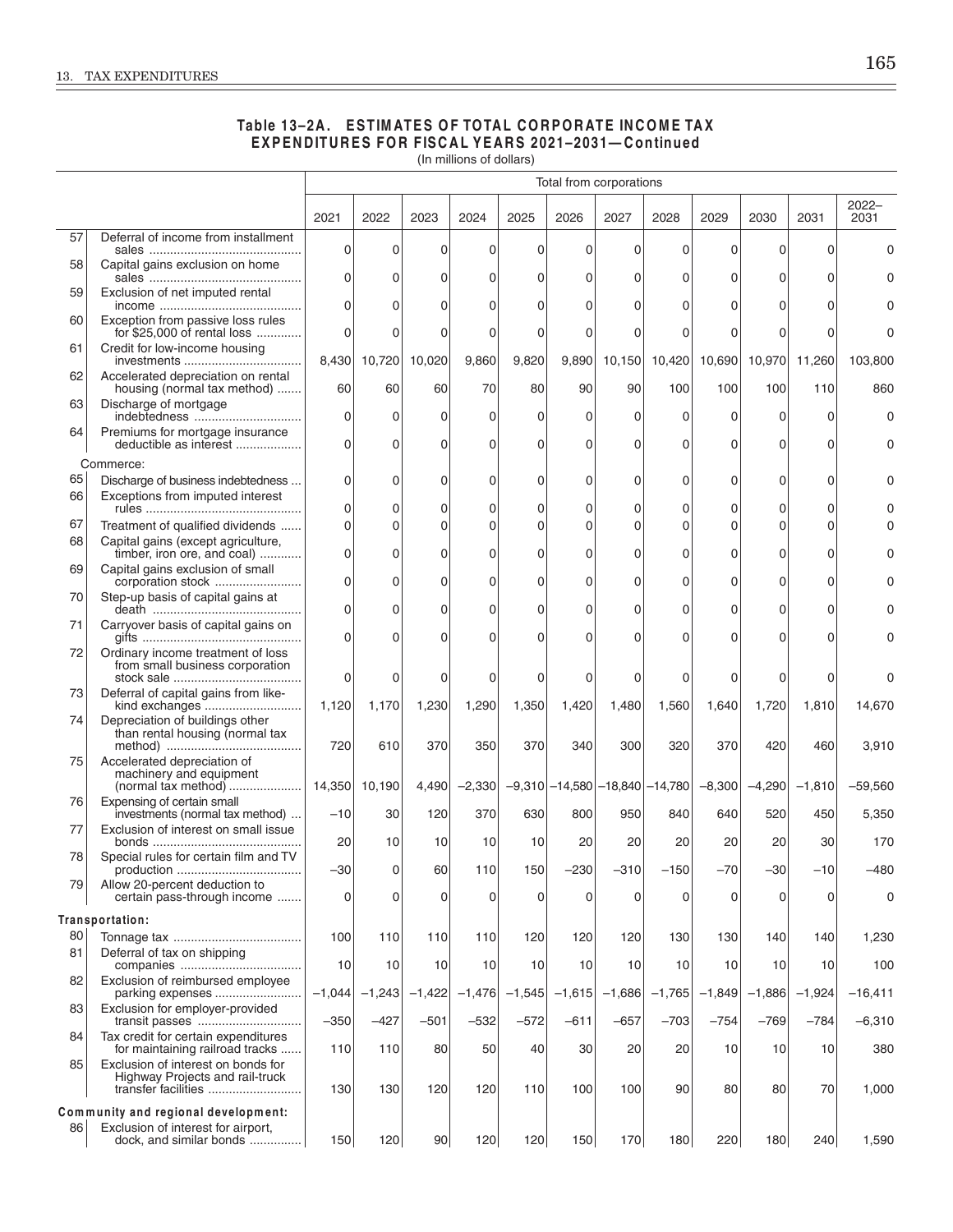## Table 13–2A. ESTIMATES OF TOTAL CORPORATE INCOME TAX EXPENDITURES FOR FISCAL YEARS 2021–2031—Continued

(In millions of dollars)

| | | Total from corporations | | | | | | | | | | | |
|---|---|---|---|---|---|---|---|---|---|---|---|---|---|
| | | 2021 | 2022 | 2023 | 2024 | 2025 | 2026 | 2027 | 2028 | 2029 | 2030 | 2031 | 2022–2031 |
| 57 | Deferral of income from installment sales | 0 | 0 | 0 | 0 | 0 | 0 | 0 | 0 | 0 | 0 | 0 | 0 |
| 58 | Capital gains exclusion on home sales | 0 | 0 | 0 | 0 | 0 | 0 | 0 | 0 | 0 | 0 | 0 | 0 |
| 59 | Exclusion of net imputed rental income | 0 | 0 | 0 | 0 | 0 | 0 | 0 | 0 | 0 | 0 | 0 | 0 |
| 60 | Exception from passive loss rules for $25,000 of rental loss | 0 | 0 | 0 | 0 | 0 | 0 | 0 | 0 | 0 | 0 | 0 | 0 |
| 61 | Credit for low-income housing investments | 8,430 | 10,720 | 10,020 | 9,860 | 9,820 | 9,890 | 10,150 | 10,420 | 10,690 | 10,970 | 11,260 | 103,800 |
| 62 | Accelerated depreciation on rental housing (normal tax method) | 60 | 60 | 60 | 70 | 80 | 90 | 90 | 100 | 100 | 100 | 110 | 860 |
| 63 | Discharge of mortgage indebtedness | 0 | 0 | 0 | 0 | 0 | 0 | 0 | 0 | 0 | 0 | 0 | 0 |
| 64 | Premiums for mortgage insurance deductible as interest | 0 | 0 | 0 | 0 | 0 | 0 | 0 | 0 | 0 | 0 | 0 | 0 |
| | Commerce: | | | | | | | | | | | | |
| 65 | Discharge of business indebtedness | 0 | 0 | 0 | 0 | 0 | 0 | 0 | 0 | 0 | 0 | 0 | 0 |
| 66 | Exceptions from imputed interest rules | 0 | 0 | 0 | 0 | 0 | 0 | 0 | 0 | 0 | 0 | 0 | 0 |
| 67 | Treatment of qualified dividends | 0 | 0 | 0 | 0 | 0 | 0 | 0 | 0 | 0 | 0 | 0 | 0 |
| 68 | Capital gains (except agriculture, timber, iron ore, and coal) | 0 | 0 | 0 | 0 | 0 | 0 | 0 | 0 | 0 | 0 | 0 | 0 |
| 69 | Capital gains exclusion of small corporation stock | 0 | 0 | 0 | 0 | 0 | 0 | 0 | 0 | 0 | 0 | 0 | 0 |
| 70 | Step-up basis of capital gains at death | 0 | 0 | 0 | 0 | 0 | 0 | 0 | 0 | 0 | 0 | 0 | 0 |
| 71 | Carryover basis of capital gains on gifts | 0 | 0 | 0 | 0 | 0 | 0 | 0 | 0 | 0 | 0 | 0 | 0 |
| 72 | Ordinary income treatment of loss from small business corporation stock sale | 0 | 0 | 0 | 0 | 0 | 0 | 0 | 0 | 0 | 0 | 0 | 0 |
| 73 | Deferral of capital gains from like-kind exchanges | 1,120 | 1,170 | 1,230 | 1,290 | 1,350 | 1,420 | 1,480 | 1,560 | 1,640 | 1,720 | 1,810 | 14,670 |
| 74 | Depreciation of buildings other than rental housing (normal tax method) | 720 | 610 | 370 | 350 | 370 | 340 | 300 | 320 | 370 | 420 | 460 | 3,910 |
| 75 | Accelerated depreciation of machinery and equipment (normal tax method) | 14,350 | 10,190 | 4,490 | –2,330 | –9,310 | –14,580 | –18,840 | –14,780 | –8,300 | –4,290 | –1,810 | –59,560 |
| 76 | Expensing of certain small investments (normal tax method) | –10 | 30 | 120 | 370 | 630 | 800 | 950 | 840 | 640 | 520 | 450 | 5,350 |
| 77 | Exclusion of interest on small issue bonds | 20 | 10 | 10 | 10 | 10 | 20 | 20 | 20 | 20 | 20 | 30 | 170 |
| 78 | Special rules for certain film and TV production | –30 | 0 | 60 | 110 | 150 | –230 | –310 | –150 | –70 | –30 | –10 | –480 |
| 79 | Allow 20-percent deduction to certain pass-through income | 0 | 0 | 0 | 0 | 0 | 0 | 0 | 0 | 0 | 0 | 0 | 0 |
| | **Transportation:** | | | | | | | | | | | | |
| 80 | Tonnage tax | 100 | 110 | 110 | 110 | 120 | 120 | 120 | 130 | 130 | 140 | 140 | 1,230 |
| 81 | Deferral of tax on shipping companies | 10 | 10 | 10 | 10 | 10 | 10 | 10 | 10 | 10 | 10 | 10 | 100 |
| 82 | Exclusion of reimbursed employee parking expenses | –1,044 | –1,243 | –1,422 | –1,476 | –1,545 | –1,615 | –1,686 | –1,765 | –1,849 | –1,886 | –1,924 | –16,411 |
| 83 | Exclusion for employer-provided transit passes | –350 | –427 | –501 | –532 | –572 | –611 | –657 | –703 | –754 | –769 | –784 | –6,310 |
| 84 | Tax credit for certain expenditures for maintaining railroad tracks | 110 | 110 | 80 | 50 | 40 | 30 | 20 | 20 | 10 | 10 | 10 | 380 |
| 85 | Exclusion of interest on bonds for Highway Projects and rail-truck transfer facilities | 130 | 130 | 120 | 120 | 110 | 100 | 100 | 90 | 80 | 80 | 70 | 1,000 |
| | **Community and regional development:** | | | | | | | | | | | | |
| 86 | Exclusion of interest for airport, dock, and similar bonds | 150 | 120 | 90 | 120 | 120 | 150 | 170 | 180 | 220 | 180 | 240 | 1,590 |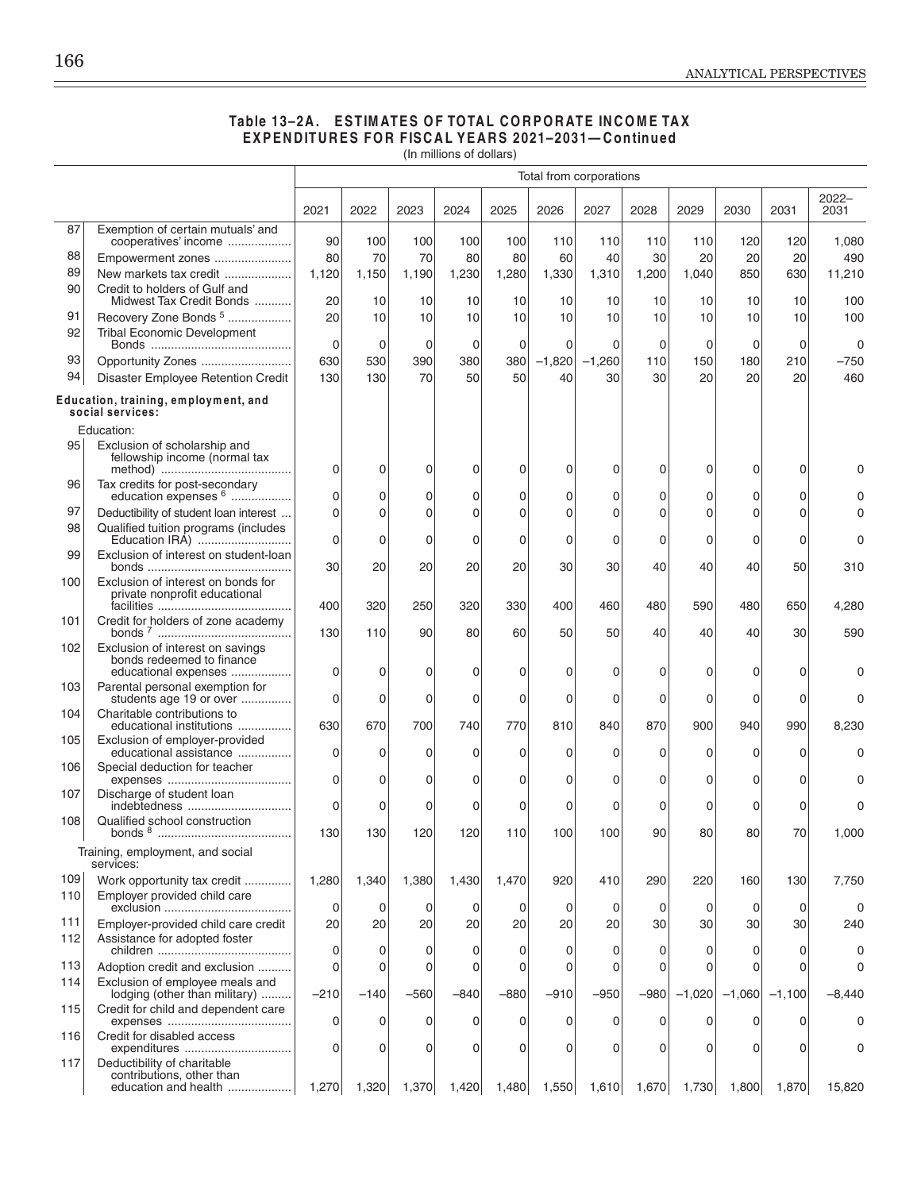## Table 13–2A. ESTIMATES OF TOTAL CORPORATE INCOME TAX EXPENDITURES FOR FISCAL YEARS 2021–2031—Continued

(In millions of dollars)

| | | Total from corporations | | | | | | | | | | | |
|---|---|---|---|---|---|---|---|---|---|---|---|---|---|
| | | 2021 | 2022 | 2023 | 2024 | 2025 | 2026 | 2027 | 2028 | 2029 | 2030 | 2031 | 2022–2031 |
| 87 | Exemption of certain mutuals' and cooperatives' income | 90 | 100 | 100 | 100 | 100 | 110 | 110 | 110 | 110 | 120 | 120 | 1,080 |
| 88 | Empowerment zones | 80 | 70 | 70 | 80 | 80 | 60 | 40 | 30 | 20 | 20 | 20 | 490 |
| 89 | New markets tax credit | 1,120 | 1,150 | 1,190 | 1,230 | 1,280 | 1,330 | 1,310 | 1,200 | 1,040 | 850 | 630 | 11,210 |
| 90 | Credit to holders of Gulf and Midwest Tax Credit Bonds | 20 | 10 | 10 | 10 | 10 | 10 | 10 | 10 | 10 | 10 | 10 | 100 |
| 91 | Recovery Zone Bonds [5] | 20 | 10 | 10 | 10 | 10 | 10 | 10 | 10 | 10 | 10 | 10 | 100 |
| 92 | Tribal Economic Development Bonds | 0 | 0 | 0 | 0 | 0 | 0 | 0 | 0 | 0 | 0 | 0 | 0 |
| 93 | Opportunity Zones | 630 | 530 | 390 | 380 | 380 | −1,820 | −1,260 | 110 | 150 | 180 | 210 | −750 |
| 94 | Disaster Employee Retention Credit | 130 | 130 | 70 | 50 | 50 | 40 | 30 | 30 | 20 | 20 | 20 | 460 |
| | **Education, training, employment, and social services:** | | | | | | | | | | | | |
| | Education: | | | | | | | | | | | | |
| 95 | Exclusion of scholarship and fellowship income (normal tax method) | 0 | 0 | 0 | 0 | 0 | 0 | 0 | 0 | 0 | 0 | 0 | 0 |
| 96 | Tax credits for post-secondary education expenses [6] | 0 | 0 | 0 | 0 | 0 | 0 | 0 | 0 | 0 | 0 | 0 | 0 |
| 97 | Deductibility of student loan interest | 0 | 0 | 0 | 0 | 0 | 0 | 0 | 0 | 0 | 0 | 0 | 0 |
| 98 | Qualified tuition programs (includes Education IRA) | 0 | 0 | 0 | 0 | 0 | 0 | 0 | 0 | 0 | 0 | 0 | 0 |
| 99 | Exclusion of interest on student-loan bonds | 30 | 20 | 20 | 20 | 20 | 30 | 30 | 40 | 40 | 40 | 50 | 310 |
| 100 | Exclusion of interest on bonds for private nonprofit educational facilities | 400 | 320 | 250 | 320 | 330 | 400 | 460 | 480 | 590 | 480 | 650 | 4,280 |
| 101 | Credit for holders of zone academy bonds [7] | 130 | 110 | 90 | 80 | 60 | 50 | 50 | 40 | 40 | 40 | 30 | 590 |
| 102 | Exclusion of interest on savings bonds redeemed to finance educational expenses | 0 | 0 | 0 | 0 | 0 | 0 | 0 | 0 | 0 | 0 | 0 | 0 |
| 103 | Parental personal exemption for students age 19 or over | 0 | 0 | 0 | 0 | 0 | 0 | 0 | 0 | 0 | 0 | 0 | 0 |
| 104 | Charitable contributions to educational institutions | 630 | 670 | 700 | 740 | 770 | 810 | 840 | 870 | 900 | 940 | 990 | 8,230 |
| 105 | Exclusion of employer-provided educational assistance | 0 | 0 | 0 | 0 | 0 | 0 | 0 | 0 | 0 | 0 | 0 | 0 |
| 106 | Special deduction for teacher expenses | 0 | 0 | 0 | 0 | 0 | 0 | 0 | 0 | 0 | 0 | 0 | 0 |
| 107 | Discharge of student loan indebtedness | 0 | 0 | 0 | 0 | 0 | 0 | 0 | 0 | 0 | 0 | 0 | 0 |
| 108 | Qualified school construction bonds [8] | 130 | 130 | 120 | 120 | 110 | 100 | 100 | 90 | 80 | 80 | 70 | 1,000 |
| | Training, employment, and social services: | | | | | | | | | | | | |
| 109 | Work opportunity tax credit | 1,280 | 1,340 | 1,380 | 1,430 | 1,470 | 920 | 410 | 290 | 220 | 160 | 130 | 7,750 |
| 110 | Employer provided child care exclusion | 0 | 0 | 0 | 0 | 0 | 0 | 0 | 0 | 0 | 0 | 0 | 0 |
| 111 | Employer-provided child care credit | 20 | 20 | 20 | 20 | 20 | 20 | 20 | 30 | 30 | 30 | 30 | 240 |
| 112 | Assistance for adopted foster children | 0 | 0 | 0 | 0 | 0 | 0 | 0 | 0 | 0 | 0 | 0 | 0 |
| 113 | Adoption credit and exclusion | 0 | 0 | 0 | 0 | 0 | 0 | 0 | 0 | 0 | 0 | 0 | 0 |
| 114 | Exclusion of employee meals and lodging (other than military) | −210 | −140 | −560 | −840 | −880 | −910 | −950 | −980 | −1,020 | −1,060 | −1,100 | −8,440 |
| 115 | Credit for child and dependent care expenses | 0 | 0 | 0 | 0 | 0 | 0 | 0 | 0 | 0 | 0 | 0 | 0 |
| 116 | Credit for disabled access expenditures | 0 | 0 | 0 | 0 | 0 | 0 | 0 | 0 | 0 | 0 | 0 | 0 |
| 117 | Deductibility of charitable contributions, other than education and health | 1,270 | 1,320 | 1,370 | 1,420 | 1,480 | 1,550 | 1,610 | 1,670 | 1,730 | 1,800 | 1,870 | 15,820 |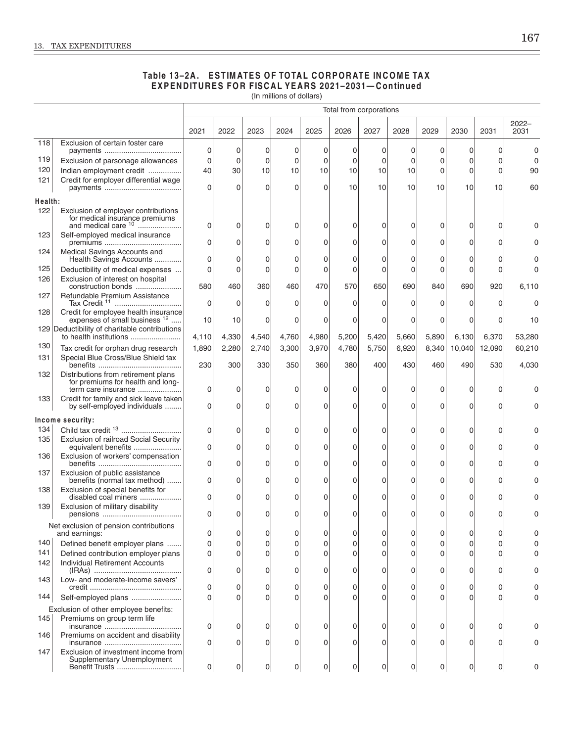## Table 13–2A. ESTIMATES OF TOTAL CORPORATE INCOME TAX EXPENDITURES FOR FISCAL YEARS 2021–2031—Continued

(In millions of dollars)

| | | Total from corporations | | | | | | | | | | | |
|---|---|---|---|---|---|---|---|---|---|---|---|---|---|
| | | 2021 | 2022 | 2023 | 2024 | 2025 | 2026 | 2027 | 2028 | 2029 | 2030 | 2031 | 2022–2031 |
| 118 | Exclusion of certain foster care payments | 0 | 0 | 0 | 0 | 0 | 0 | 0 | 0 | 0 | 0 | 0 | 0 |
| 119 | Exclusion of parsonage allowances | 0 | 0 | 0 | 0 | 0 | 0 | 0 | 0 | 0 | 0 | 0 | 0 |
| 120 | Indian employment credit | 40 | 30 | 10 | 10 | 10 | 10 | 10 | 10 | 0 | 0 | 0 | 90 |
| 121 | Credit for employer differential wage payments | 0 | 0 | 0 | 0 | 0 | 10 | 10 | 10 | 10 | 10 | 10 | 60 |
| **Health:** | | | | | | | | | | | | | |
| 122 | Exclusion of employer contributions for medical insurance premiums and medical care [10] | 0 | 0 | 0 | 0 | 0 | 0 | 0 | 0 | 0 | 0 | 0 | 0 |
| 123 | Self-employed medical insurance premiums | 0 | 0 | 0 | 0 | 0 | 0 | 0 | 0 | 0 | 0 | 0 | 0 |
| 124 | Medical Savings Accounts and Health Savings Accounts | 0 | 0 | 0 | 0 | 0 | 0 | 0 | 0 | 0 | 0 | 0 | 0 |
| 125 | Deductibility of medical expenses | 0 | 0 | 0 | 0 | 0 | 0 | 0 | 0 | 0 | 0 | 0 | 0 |
| 126 | Exclusion of interest on hospital construction bonds | 580 | 460 | 360 | 460 | 470 | 570 | 650 | 690 | 840 | 690 | 920 | 6,110 |
| 127 | Refundable Premium Assistance Tax Credit [11] | 0 | 0 | 0 | 0 | 0 | 0 | 0 | 0 | 0 | 0 | 0 | 0 |
| 128 | Credit for employee health insurance expenses of small business [12] | 10 | 10 | 0 | 0 | 0 | 0 | 0 | 0 | 0 | 0 | 0 | 10 |
| 129 | Deductibility of charitable contributions to health institutions | 4,110 | 4,330 | 4,540 | 4,760 | 4,980 | 5,200 | 5,420 | 5,660 | 5,890 | 6,130 | 6,370 | 53,280 |
| 130 | Tax credit for orphan drug research | 1,890 | 2,280 | 2,740 | 3,300 | 3,970 | 4,780 | 5,750 | 6,920 | 8,340 | 10,040 | 12,090 | 60,210 |
| 131 | Special Blue Cross/Blue Shield tax benefits | 230 | 300 | 330 | 350 | 360 | 380 | 400 | 430 | 460 | 490 | 530 | 4,030 |
| 132 | Distributions from retirement plans for premiums for health and long-term care insurance | 0 | 0 | 0 | 0 | 0 | 0 | 0 | 0 | 0 | 0 | 0 | 0 |
| 133 | Credit for family and sick leave taken by self-employed individuals | 0 | 0 | 0 | 0 | 0 | 0 | 0 | 0 | 0 | 0 | 0 | 0 |
| **Income security:** | | | | | | | | | | | | | |
| 134 | Child tax credit [13] | 0 | 0 | 0 | 0 | 0 | 0 | 0 | 0 | 0 | 0 | 0 | 0 |
| 135 | Exclusion of railroad Social Security equivalent benefits | 0 | 0 | 0 | 0 | 0 | 0 | 0 | 0 | 0 | 0 | 0 | 0 |
| 136 | Exclusion of workers' compensation benefits | 0 | 0 | 0 | 0 | 0 | 0 | 0 | 0 | 0 | 0 | 0 | 0 |
| 137 | Exclusion of public assistance benefits (normal tax method) | 0 | 0 | 0 | 0 | 0 | 0 | 0 | 0 | 0 | 0 | 0 | 0 |
| 138 | Exclusion of special benefits for disabled coal miners | 0 | 0 | 0 | 0 | 0 | 0 | 0 | 0 | 0 | 0 | 0 | 0 |
| 139 | Exclusion of military disability pensions | 0 | 0 | 0 | 0 | 0 | 0 | 0 | 0 | 0 | 0 | 0 | 0 |
| | Net exclusion of pension contributions and earnings: | 0 | 0 | 0 | 0 | 0 | 0 | 0 | 0 | 0 | 0 | 0 | 0 |
| 140 | Defined benefit employer plans | 0 | 0 | 0 | 0 | 0 | 0 | 0 | 0 | 0 | 0 | 0 | 0 |
| 141 | Defined contribution employer plans | 0 | 0 | 0 | 0 | 0 | 0 | 0 | 0 | 0 | 0 | 0 | 0 |
| 142 | Individual Retirement Accounts (IRAs) | 0 | 0 | 0 | 0 | 0 | 0 | 0 | 0 | 0 | 0 | 0 | 0 |
| 143 | Low- and moderate-income savers' credit | 0 | 0 | 0 | 0 | 0 | 0 | 0 | 0 | 0 | 0 | 0 | 0 |
| 144 | Self-employed plans | 0 | 0 | 0 | 0 | 0 | 0 | 0 | 0 | 0 | 0 | 0 | 0 |
| | Exclusion of other employee benefits: | | | | | | | | | | | | |
| 145 | Premiums on group term life insurance | 0 | 0 | 0 | 0 | 0 | 0 | 0 | 0 | 0 | 0 | 0 | 0 |
| 146 | Premiums on accident and disability insurance | 0 | 0 | 0 | 0 | 0 | 0 | 0 | 0 | 0 | 0 | 0 | 0 |
| 147 | Exclusion of investment income from Supplementary Unemployment Benefit Trusts | 0 | 0 | 0 | 0 | 0 | 0 | 0 | 0 | 0 | 0 | 0 | 0 |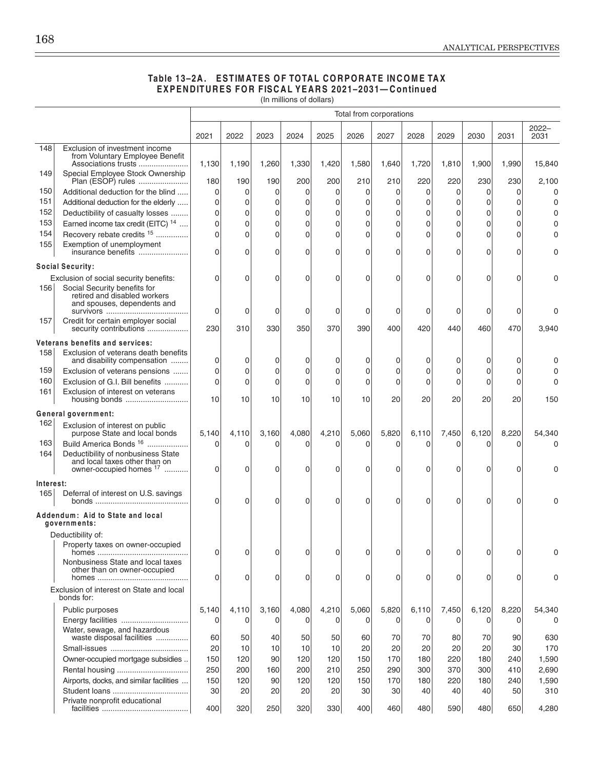**Table 13–2A. ESTIMATES OF TOTAL CORPORATE INCOME TAX EXPENDITURES FOR FISCAL YEARS 2021–2031—Continued**
(In millions of dollars)

| | | Total from corporations | | | | | | | | | | | |
|---|---|---|---|---|---|---|---|---|---|---|---|---|---|
| | | 2021 | 2022 | 2023 | 2024 | 2025 | 2026 | 2027 | 2028 | 2029 | 2030 | 2031 | 2022–2031 |
| 148 | Exclusion of investment income from Voluntary Employee Benefit Associations trusts | 1,130 | 1,190 | 1,260 | 1,330 | 1,420 | 1,580 | 1,640 | 1,720 | 1,810 | 1,900 | 1,990 | 15,840 |
| 149 | Special Employee Stock Ownership Plan (ESOP) rules | 180 | 190 | 190 | 200 | 200 | 210 | 210 | 220 | 220 | 230 | 230 | 2,100 |
| 150 | Additional deduction for the blind | 0 | 0 | 0 | 0 | 0 | 0 | 0 | 0 | 0 | 0 | 0 | 0 |
| 151 | Additional deduction for the elderly | 0 | 0 | 0 | 0 | 0 | 0 | 0 | 0 | 0 | 0 | 0 | 0 |
| 152 | Deductibility of casualty losses | 0 | 0 | 0 | 0 | 0 | 0 | 0 | 0 | 0 | 0 | 0 | 0 |
| 153 | Earned income tax credit (EITC) [14] | 0 | 0 | 0 | 0 | 0 | 0 | 0 | 0 | 0 | 0 | 0 | 0 |
| 154 | Recovery rebate credits [15] | 0 | 0 | 0 | 0 | 0 | 0 | 0 | 0 | 0 | 0 | 0 | 0 |
| 155 | Exemption of unemployment insurance benefits | 0 | 0 | 0 | 0 | 0 | 0 | 0 | 0 | 0 | 0 | 0 | 0 |
| | **Social Security:** | | | | | | | | | | | | |
| | Exclusion of social security benefits: | 0 | 0 | 0 | 0 | 0 | 0 | 0 | 0 | 0 | 0 | 0 | 0 |
| 156 | Social Security benefits for retired and disabled workers and spouses, dependents and survivors | 0 | 0 | 0 | 0 | 0 | 0 | 0 | 0 | 0 | 0 | 0 | 0 |
| 157 | Credit for certain employer social security contributions | 230 | 310 | 330 | 350 | 370 | 390 | 400 | 420 | 440 | 460 | 470 | 3,940 |
| | **Veterans benefits and services:** | | | | | | | | | | | | |
| 158 | Exclusion of veterans death benefits and disability compensation | 0 | 0 | 0 | 0 | 0 | 0 | 0 | 0 | 0 | 0 | 0 | 0 |
| 159 | Exclusion of veterans pensions | 0 | 0 | 0 | 0 | 0 | 0 | 0 | 0 | 0 | 0 | 0 | 0 |
| 160 | Exclusion of G.I. Bill benefits | 0 | 0 | 0 | 0 | 0 | 0 | 0 | 0 | 0 | 0 | 0 | 0 |
| 161 | Exclusion of interest on veterans housing bonds | 10 | 10 | 10 | 10 | 10 | 10 | 20 | 20 | 20 | 20 | 20 | 150 |
| | **General government:** | | | | | | | | | | | | |
| 162 | Exclusion of interest on public purpose State and local bonds | 5,140 | 4,110 | 3,160 | 4,080 | 4,210 | 5,060 | 5,820 | 6,110 | 7,450 | 6,120 | 8,220 | 54,340 |
| 163 | Build America Bonds [16] | 0 | 0 | 0 | 0 | 0 | 0 | 0 | 0 | 0 | 0 | 0 | 0 |
| 164 | Deductibility of nonbusiness State and local taxes other than on owner-occupied homes [17] | 0 | 0 | 0 | 0 | 0 | 0 | 0 | 0 | 0 | 0 | 0 | 0 |
| | **Interest:** | | | | | | | | | | | | |
| 165 | Deferral of interest on U.S. savings bonds | 0 | 0 | 0 | 0 | 0 | 0 | 0 | 0 | 0 | 0 | 0 | 0 |
| | **Addendum: Aid to State and local governments:** | | | | | | | | | | | | |
| | Deductibility of: | | | | | | | | | | | | |
| | Property taxes on owner-occupied homes | 0 | 0 | 0 | 0 | 0 | 0 | 0 | 0 | 0 | 0 | 0 | 0 |
| | Nonbusiness State and local taxes other than on owner-occupied homes | 0 | 0 | 0 | 0 | 0 | 0 | 0 | 0 | 0 | 0 | 0 | 0 |
| | Exclusion of interest on State and local bonds for: | | | | | | | | | | | | |
| | Public purposes | 5,140 | 4,110 | 3,160 | 4,080 | 4,210 | 5,060 | 5,820 | 6,110 | 7,450 | 6,120 | 8,220 | 54,340 |
| | Energy facilities | 0 | 0 | 0 | 0 | 0 | 0 | 0 | 0 | 0 | 0 | 0 | 0 |
| | Water, sewage, and hazardous waste disposal facilities | 60 | 50 | 40 | 50 | 50 | 60 | 70 | 70 | 80 | 70 | 90 | 630 |
| | Small-issues | 20 | 10 | 10 | 10 | 10 | 20 | 20 | 20 | 20 | 20 | 30 | 170 |
| | Owner-occupied mortgage subsidies | 150 | 120 | 90 | 120 | 120 | 150 | 170 | 180 | 220 | 180 | 240 | 1,590 |
| | Rental housing | 250 | 200 | 160 | 200 | 210 | 250 | 290 | 300 | 370 | 300 | 410 | 2,690 |
| | Airports, docks, and similar facilities | 150 | 120 | 90 | 120 | 120 | 150 | 170 | 180 | 220 | 180 | 240 | 1,590 |
| | Student loans | 30 | 20 | 20 | 20 | 20 | 30 | 30 | 40 | 40 | 40 | 50 | 310 |
| | Private nonprofit educational facilities | 400 | 320 | 250 | 320 | 330 | 400 | 460 | 480 | 590 | 480 | 650 | 4,280 |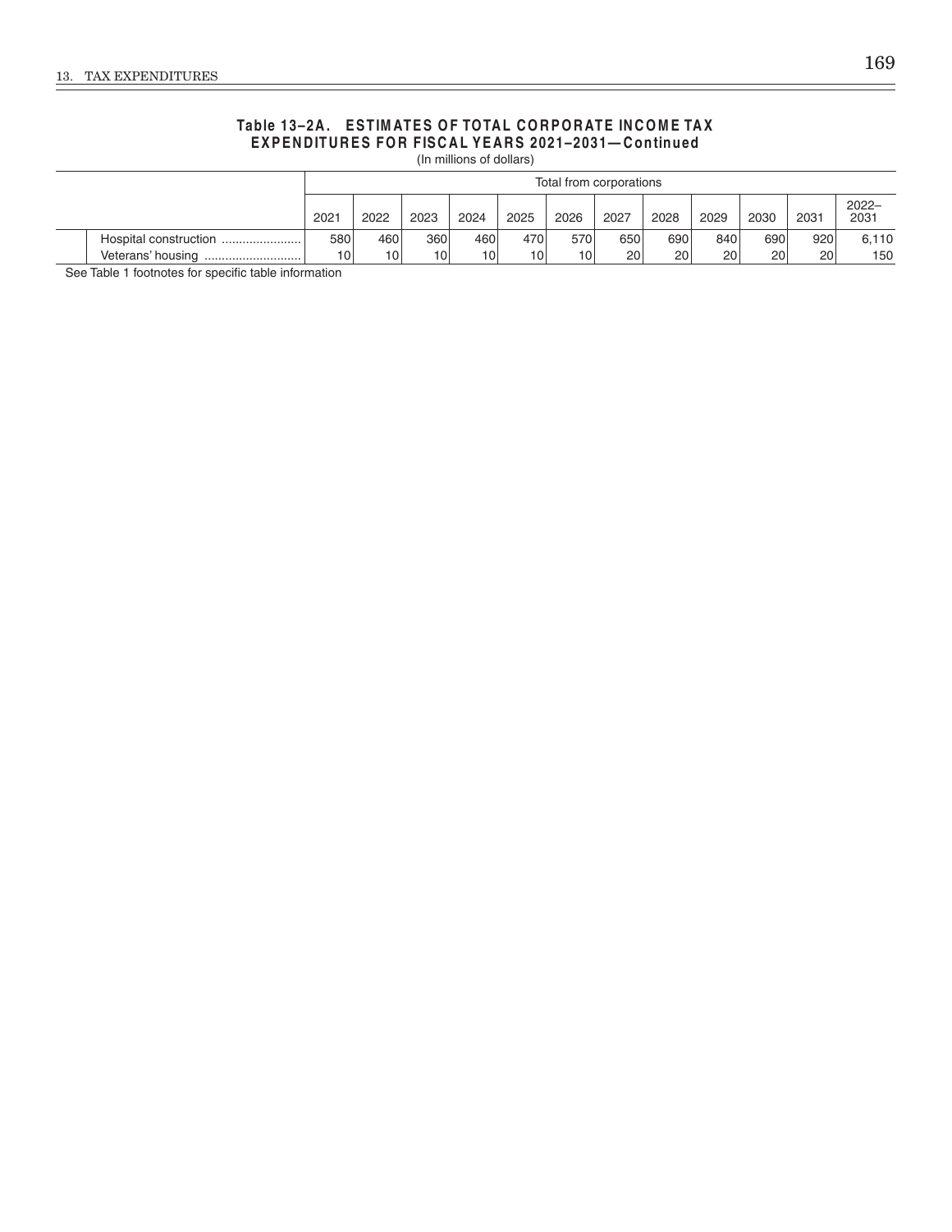**Table 13–2A. ESTIMATES OF TOTAL CORPORATE INCOME TAX EXPENDITURES FOR FISCAL YEARS 2021–2031—Continued**

(In millions of dollars)

| | Total from corporations | | | | | | | | | | | |
|---|---|---|---|---|---|---|---|---|---|---|---|---|
| | 2021 | 2022 | 2023 | 2024 | 2025 | 2026 | 2027 | 2028 | 2029 | 2030 | 2031 | 2022–2031 |
| Hospital construction ....................... | 580 | 460 | 360 | 460 | 470 | 570 | 650 | 690 | 840 | 690 | 920 | 6,110 |
| Veterans' housing ............................ | 10 | 10 | 10 | 10 | 10 | 10 | 20 | 20 | 20 | 20 | 20 | 150 |

See Table 1 footnotes for specific table information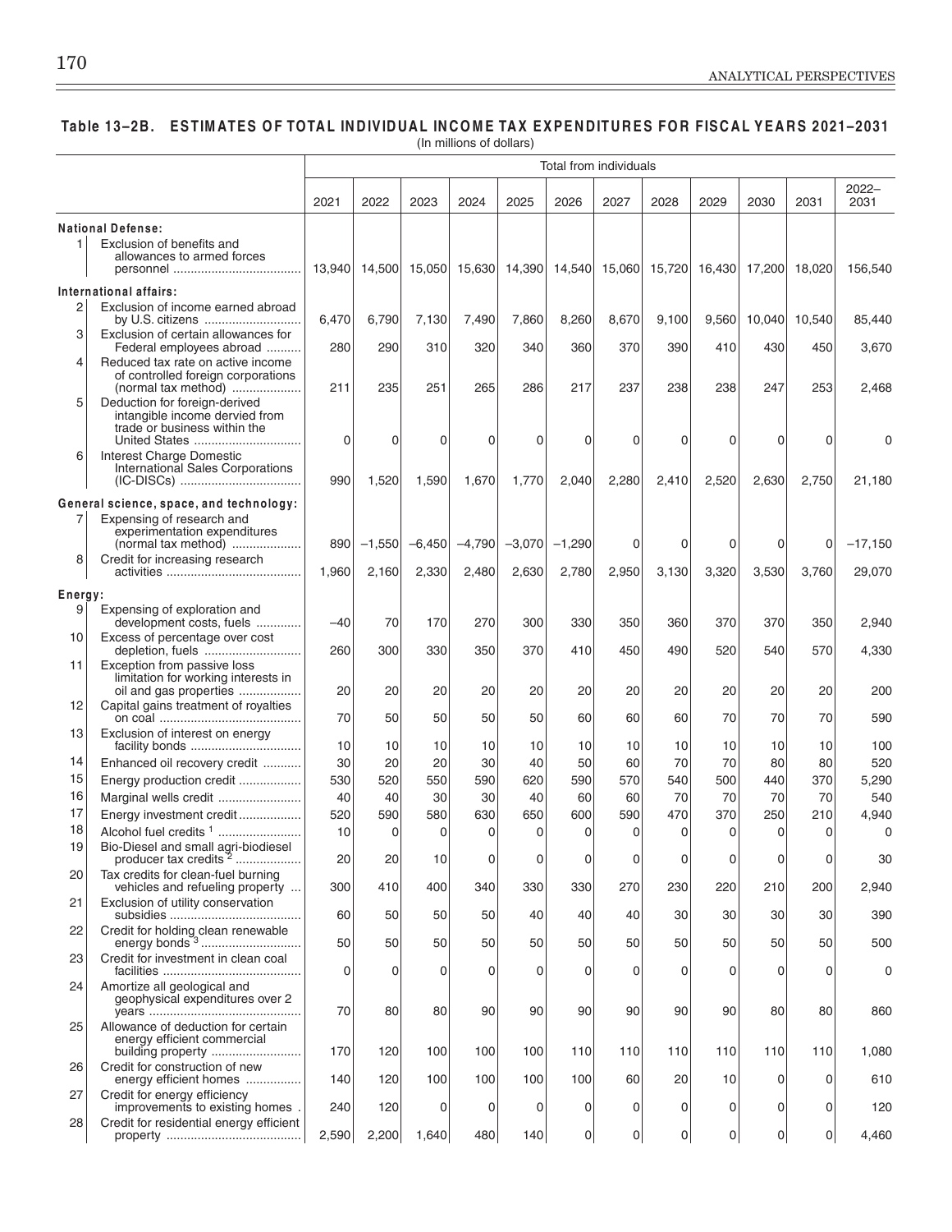## Table 13–2B. ESTIMATES OF TOTAL INDIVIDUAL INCOME TAX EXPENDITURES FOR FISCAL YEARS 2021–2031

(In millions of dollars)

| | | Total from individuals | | | | | | | | | | | |
|---|---|---|---|---|---|---|---|---|---|---|---|---|---|
| | | 2021 | 2022 | 2023 | 2024 | 2025 | 2026 | 2027 | 2028 | 2029 | 2030 | 2031 | 2022–2031 |
| **National Defense:** | | | | | | | | | | | | | |
| 1 | Exclusion of benefits and allowances to armed forces personnel | 13,940 | 14,500 | 15,050 | 15,630 | 14,390 | 14,540 | 15,060 | 15,720 | 16,430 | 17,200 | 18,020 | 156,540 |
| **International affairs:** | | | | | | | | | | | | | |
| 2 | Exclusion of income earned abroad by U.S. citizens | 6,470 | 6,790 | 7,130 | 7,490 | 7,860 | 8,260 | 8,670 | 9,100 | 9,560 | 10,040 | 10,540 | 85,440 |
| 3 | Exclusion of certain allowances for Federal employees abroad | 280 | 290 | 310 | 320 | 340 | 360 | 370 | 390 | 410 | 430 | 450 | 3,670 |
| 4 | Reduced tax rate on active income of controlled foreign corporations (normal tax method) | 211 | 235 | 251 | 265 | 286 | 217 | 237 | 238 | 238 | 247 | 253 | 2,468 |
| 5 | Deduction for foreign-derived intangible income dervied from trade or business within the United States | 0 | 0 | 0 | 0 | 0 | 0 | 0 | 0 | 0 | 0 | 0 | 0 |
| 6 | Interest Charge Domestic International Sales Corporations (IC-DISCs) | 990 | 1,520 | 1,590 | 1,670 | 1,770 | 2,040 | 2,280 | 2,410 | 2,520 | 2,630 | 2,750 | 21,180 |
| **General science, space, and technology:** | | | | | | | | | | | | | |
| 7 | Expensing of research and experimentation expenditures (normal tax method) | 890 | –1,550 | –6,450 | –4,790 | –3,070 | –1,290 | 0 | 0 | 0 | 0 | 0 | –17,150 |
| 8 | Credit for increasing research activities | 1,960 | 2,160 | 2,330 | 2,480 | 2,630 | 2,780 | 2,950 | 3,130 | 3,320 | 3,530 | 3,760 | 29,070 |
| **Energy:** | | | | | | | | | | | | | |
| 9 | Expensing of exploration and development costs, fuels | –40 | 70 | 170 | 270 | 300 | 330 | 350 | 360 | 370 | 370 | 350 | 2,940 |
| 10 | Excess of percentage over cost depletion, fuels | 260 | 300 | 330 | 350 | 370 | 410 | 450 | 490 | 520 | 540 | 570 | 4,330 |
| 11 | Exception from passive loss limitation for working interests in oil and gas properties | 20 | 20 | 20 | 20 | 20 | 20 | 20 | 20 | 20 | 20 | 20 | 200 |
| 12 | Capital gains treatment of royalties on coal | 70 | 50 | 50 | 50 | 50 | 60 | 60 | 60 | 70 | 70 | 70 | 590 |
| 13 | Exclusion of interest on energy facility bonds | 10 | 10 | 10 | 10 | 10 | 10 | 10 | 10 | 10 | 10 | 10 | 100 |
| 14 | Enhanced oil recovery credit | 30 | 20 | 20 | 30 | 40 | 50 | 60 | 70 | 70 | 80 | 80 | 520 |
| 15 | Energy production credit | 530 | 520 | 550 | 590 | 620 | 590 | 570 | 540 | 500 | 440 | 370 | 5,290 |
| 16 | Marginal wells credit | 40 | 40 | 30 | 30 | 40 | 60 | 60 | 70 | 70 | 70 | 70 | 540 |
| 17 | Energy investment credit | 520 | 590 | 580 | 630 | 650 | 600 | 590 | 470 | 370 | 250 | 210 | 4,940 |
| 18 | Alcohol fuel credits [1] | 10 | 0 | 0 | 0 | 0 | 0 | 0 | 0 | 0 | 0 | 0 | 0 |
| 19 | Bio-Diesel and small agri-biodiesel producer tax credits [2] | 20 | 20 | 10 | 0 | 0 | 0 | 0 | 0 | 0 | 0 | 0 | 30 |
| 20 | Tax credits for clean-fuel burning vehicles and refueling property | 300 | 410 | 400 | 340 | 330 | 330 | 270 | 230 | 220 | 210 | 200 | 2,940 |
| 21 | Exclusion of utility conservation subsidies | 60 | 50 | 50 | 50 | 40 | 40 | 40 | 30 | 30 | 30 | 30 | 390 |
| 22 | Credit for holding clean renewable energy bonds [3] | 50 | 50 | 50 | 50 | 50 | 50 | 50 | 50 | 50 | 50 | 50 | 500 |
| 23 | Credit for investment in clean coal facilities | 0 | 0 | 0 | 0 | 0 | 0 | 0 | 0 | 0 | 0 | 0 | 0 |
| 24 | Amortize all geological and geophysical expenditures over 2 years | 70 | 80 | 80 | 90 | 90 | 90 | 90 | 90 | 90 | 80 | 80 | 860 |
| 25 | Allowance of deduction for certain energy efficient commercial building property | 170 | 120 | 100 | 100 | 100 | 110 | 110 | 110 | 110 | 110 | 110 | 1,080 |
| 26 | Credit for construction of new energy efficient homes | 140 | 120 | 100 | 100 | 100 | 100 | 60 | 20 | 10 | 0 | 0 | 610 |
| 27 | Credit for energy efficiency improvements to existing homes | 240 | 120 | 0 | 0 | 0 | 0 | 0 | 0 | 0 | 0 | 0 | 120 |
| 28 | Credit for residential energy efficient property | 2,590 | 2,200 | 1,640 | 480 | 140 | 0 | 0 | 0 | 0 | 0 | 0 | 4,460 |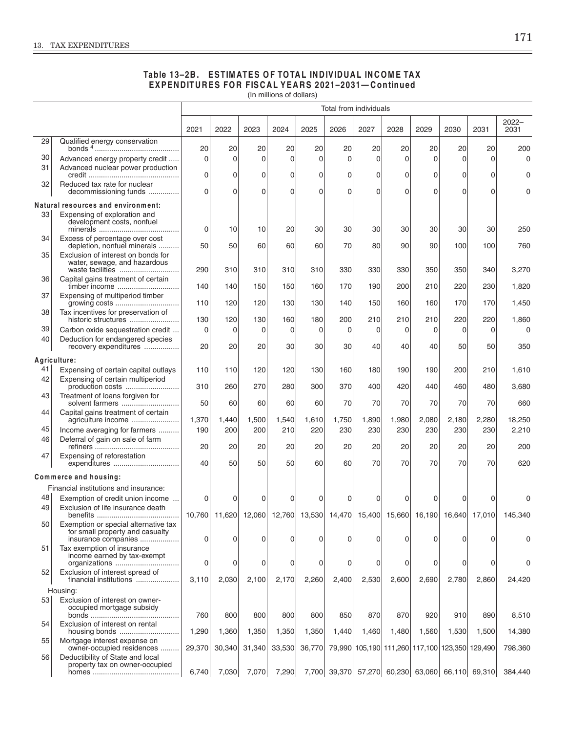## Table 13–2B. ESTIMATES OF TOTAL INDIVIDUAL INCOME TAX EXPENDITURES FOR FISCAL YEARS 2021–2031—Continued

(In millions of dollars)

| | | Total from individuals | | | | | | | | | | | |
|---|---|---|---|---|---|---|---|---|---|---|---|---|---|
| | | 2021 | 2022 | 2023 | 2024 | 2025 | 2026 | 2027 | 2028 | 2029 | 2030 | 2031 | 2022–2031 |
| 29 | Qualified energy conservation bonds [4] | 20 | 20 | 20 | 20 | 20 | 20 | 20 | 20 | 20 | 20 | 20 | 200 |
| 30 | Advanced energy property credit | 0 | 0 | 0 | 0 | 0 | 0 | 0 | 0 | 0 | 0 | 0 | 0 |
| 31 | Advanced nuclear power production credit | 0 | 0 | 0 | 0 | 0 | 0 | 0 | 0 | 0 | 0 | 0 | 0 |
| 32 | Reduced tax rate for nuclear decommissioning funds | 0 | 0 | 0 | 0 | 0 | 0 | 0 | 0 | 0 | 0 | 0 | 0 |
| **Natural resources and environment:** | | | | | | | | | | | | | |
| 33 | Expensing of exploration and development costs, nonfuel minerals | 0 | 10 | 10 | 20 | 30 | 30 | 30 | 30 | 30 | 30 | 30 | 250 |
| 34 | Excess of percentage over cost depletion, nonfuel minerals | 50 | 50 | 60 | 60 | 60 | 70 | 80 | 90 | 90 | 100 | 100 | 760 |
| 35 | Exclusion of interest on bonds for water, sewage, and hazardous waste facilities | 290 | 310 | 310 | 310 | 310 | 330 | 330 | 330 | 350 | 350 | 340 | 3,270 |
| 36 | Capital gains treatment of certain timber income | 140 | 140 | 150 | 150 | 160 | 170 | 190 | 200 | 210 | 220 | 230 | 1,820 |
| 37 | Expensing of multiperiod timber growing costs | 110 | 120 | 120 | 130 | 130 | 140 | 150 | 160 | 160 | 170 | 170 | 1,450 |
| 38 | Tax incentives for preservation of historic structures | 130 | 120 | 130 | 160 | 180 | 200 | 210 | 210 | 210 | 220 | 220 | 1,860 |
| 39 | Carbon oxide sequestration credit | 0 | 0 | 0 | 0 | 0 | 0 | 0 | 0 | 0 | 0 | 0 | 0 |
| 40 | Deduction for endangered species recovery expenditures | 20 | 20 | 20 | 30 | 30 | 30 | 40 | 40 | 40 | 50 | 50 | 350 |
| **Agriculture:** | | | | | | | | | | | | | |
| 41 | Expensing of certain capital outlays | 110 | 110 | 120 | 120 | 130 | 160 | 180 | 190 | 190 | 200 | 210 | 1,610 |
| 42 | Expensing of certain multiperiod production costs | 310 | 260 | 270 | 280 | 300 | 370 | 400 | 420 | 440 | 460 | 480 | 3,680 |
| 43 | Treatment of loans forgiven for solvent farmers | 50 | 60 | 60 | 60 | 60 | 70 | 70 | 70 | 70 | 70 | 70 | 660 |
| 44 | Capital gains treatment of certain agriculture income | 1,370 | 1,440 | 1,500 | 1,540 | 1,610 | 1,750 | 1,890 | 1,980 | 2,080 | 2,180 | 2,280 | 18,250 |
| 45 | Income averaging for farmers | 190 | 200 | 200 | 210 | 220 | 230 | 230 | 230 | 230 | 230 | 230 | 2,210 |
| 46 | Deferral of gain on sale of farm refiners | 20 | 20 | 20 | 20 | 20 | 20 | 20 | 20 | 20 | 20 | 20 | 200 |
| 47 | Expensing of reforestation expenditures | 40 | 50 | 50 | 50 | 60 | 60 | 70 | 70 | 70 | 70 | 70 | 620 |
| **Commerce and housing:** | | | | | | | | | | | | | |
| | Financial institutions and insurance: | | | | | | | | | | | | |
| 48 | Exemption of credit union income | 0 | 0 | 0 | 0 | 0 | 0 | 0 | 0 | 0 | 0 | 0 | 0 |
| 49 | Exclusion of life insurance death benefits | 10,760 | 11,620 | 12,060 | 12,760 | 13,530 | 14,470 | 15,400 | 15,660 | 16,190 | 16,640 | 17,010 | 145,340 |
| 50 | Exemption or special alternative tax for small property and casualty insurance companies | 0 | 0 | 0 | 0 | 0 | 0 | 0 | 0 | 0 | 0 | 0 | 0 |
| 51 | Tax exemption of insurance income earned by tax-exempt organizations | 0 | 0 | 0 | 0 | 0 | 0 | 0 | 0 | 0 | 0 | 0 | 0 |
| 52 | Exclusion of interest spread of financial institutions | 3,110 | 2,030 | 2,100 | 2,170 | 2,260 | 2,400 | 2,530 | 2,600 | 2,690 | 2,780 | 2,860 | 24,420 |
| | Housing: | | | | | | | | | | | | |
| 53 | Exclusion of interest on owner-occupied mortgage subsidy bonds | 760 | 800 | 800 | 800 | 800 | 850 | 870 | 870 | 920 | 910 | 890 | 8,510 |
| 54 | Exclusion of interest on rental housing bonds | 1,290 | 1,360 | 1,350 | 1,350 | 1,350 | 1,440 | 1,460 | 1,480 | 1,560 | 1,530 | 1,500 | 14,380 |
| 55 | Mortgage interest expense on owner-occupied residences | 29,370 | 30,340 | 31,340 | 33,530 | 36,770 | 79,990 | 105,190 | 111,260 | 117,100 | 123,350 | 129,490 | 798,360 |
| 56 | Deductibility of State and local property tax on owner-occupied homes | 6,740 | 7,030 | 7,070 | 7,290 | 7,700 | 39,370 | 57,270 | 60,230 | 63,060 | 66,110 | 69,310 | 384,440 |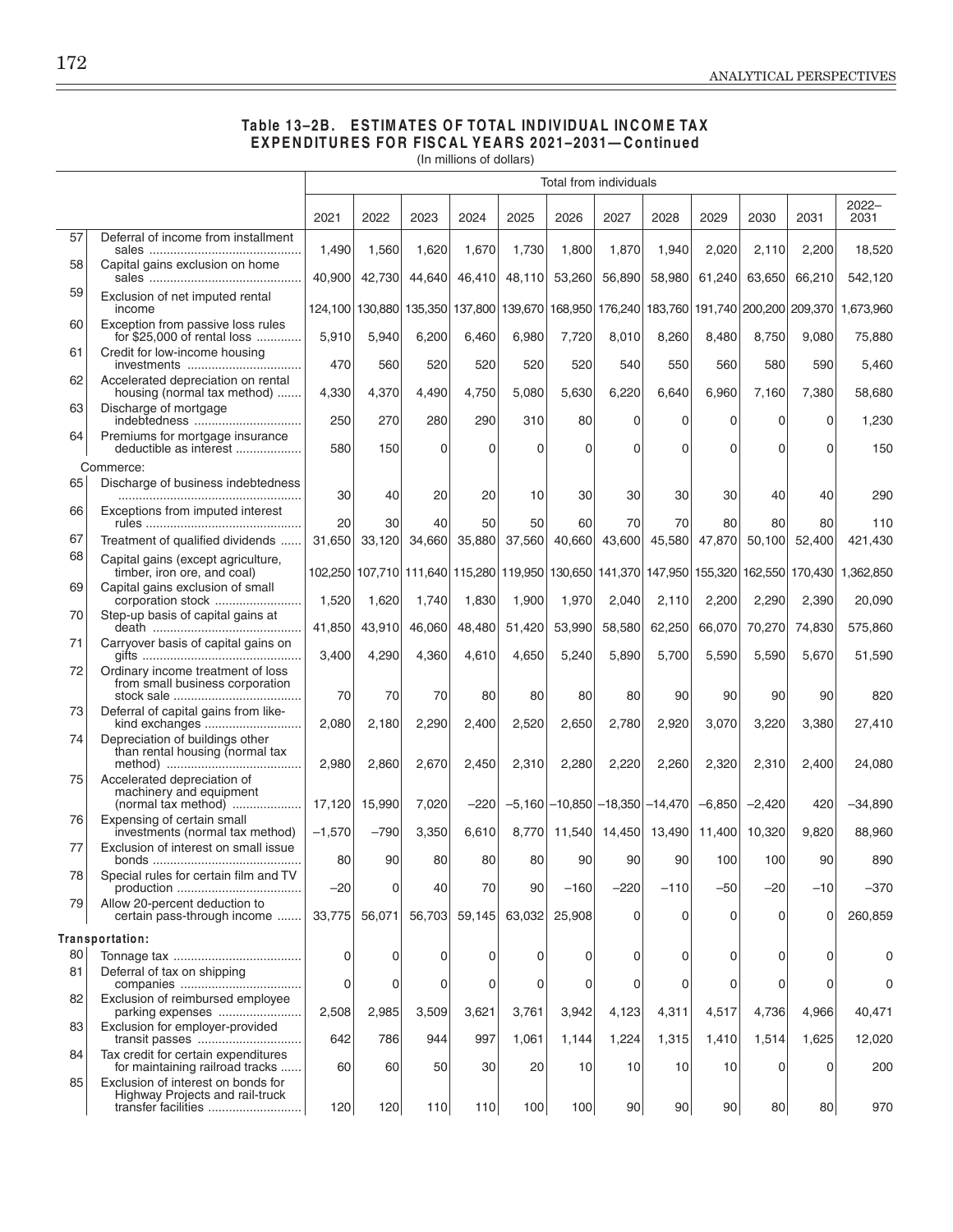## Table 13–2B. ESTIMATES OF TOTAL INDIVIDUAL INCOME TAX EXPENDITURES FOR FISCAL YEARS 2021–2031—Continued

(In millions of dollars)

| | | Total from individuals | | | | | | | | | | | |
|---|---|---|---|---|---|---|---|---|---|---|---|---|---|
| | | 2021 | 2022 | 2023 | 2024 | 2025 | 2026 | 2027 | 2028 | 2029 | 2030 | 2031 | 2022–2031 |
| 57 | Deferral of income from installment sales | 1,490 | 1,560 | 1,620 | 1,670 | 1,730 | 1,800 | 1,870 | 1,940 | 2,020 | 2,110 | 2,200 | 18,520 |
| 58 | Capital gains exclusion on home sales | 40,900 | 42,730 | 44,640 | 46,410 | 48,110 | 53,260 | 56,890 | 58,980 | 61,240 | 63,650 | 66,210 | 542,120 |
| 59 | Exclusion of net imputed rental income | 124,100 | 130,880 | 135,350 | 137,800 | 139,670 | 168,950 | 176,240 | 183,760 | 191,740 | 200,200 | 209,370 | 1,673,960 |
| 60 | Exception from passive loss rules for $25,000 of rental loss | 5,910 | 5,940 | 6,200 | 6,460 | 6,980 | 7,720 | 8,010 | 8,260 | 8,480 | 8,750 | 9,080 | 75,880 |
| 61 | Credit for low-income housing investments | 470 | 560 | 520 | 520 | 520 | 520 | 540 | 550 | 560 | 580 | 590 | 5,460 |
| 62 | Accelerated depreciation on rental housing (normal tax method) | 4,330 | 4,370 | 4,490 | 4,750 | 5,080 | 5,630 | 6,220 | 6,640 | 6,960 | 7,160 | 7,380 | 58,680 |
| 63 | Discharge of mortgage indebtedness | 250 | 270 | 280 | 290 | 310 | 80 | 0 | 0 | 0 | 0 | 0 | 1,230 |
| 64 | Premiums for mortgage insurance deductible as interest | 580 | 150 | 0 | 0 | 0 | 0 | 0 | 0 | 0 | 0 | 0 | 150 |
| | Commerce: | | | | | | | | | | | | |
| 65 | Discharge of business indebtedness | 30 | 40 | 20 | 20 | 10 | 30 | 30 | 30 | 30 | 40 | 40 | 290 |
| 66 | Exceptions from imputed interest rules | 20 | 30 | 40 | 50 | 50 | 60 | 70 | 70 | 80 | 80 | 80 | 110 |
| 67 | Treatment of qualified dividends | 31,650 | 33,120 | 34,660 | 35,880 | 37,560 | 40,660 | 43,600 | 45,580 | 47,870 | 50,100 | 52,400 | 421,430 |
| 68 | Capital gains (except agriculture, timber, iron ore, and coal) | 102,250 | 107,710 | 111,640 | 115,280 | 119,950 | 130,650 | 141,370 | 147,950 | 155,320 | 162,550 | 170,430 | 1,362,850 |
| 69 | Capital gains exclusion of small corporation stock | 1,520 | 1,620 | 1,740 | 1,830 | 1,900 | 1,970 | 2,040 | 2,110 | 2,200 | 2,290 | 2,390 | 20,090 |
| 70 | Step-up basis of capital gains at death | 41,850 | 43,910 | 46,060 | 48,480 | 51,420 | 53,990 | 58,580 | 62,250 | 66,070 | 70,270 | 74,830 | 575,860 |
| 71 | Carryover basis of capital gains on gifts | 3,400 | 4,290 | 4,360 | 4,610 | 4,650 | 5,240 | 5,890 | 5,700 | 5,590 | 5,590 | 5,670 | 51,590 |
| 72 | Ordinary income treatment of loss from small business corporation stock sale | 70 | 70 | 70 | 80 | 80 | 80 | 80 | 90 | 90 | 90 | 90 | 820 |
| 73 | Deferral of capital gains from like-kind exchanges | 2,080 | 2,180 | 2,290 | 2,400 | 2,520 | 2,650 | 2,780 | 2,920 | 3,070 | 3,220 | 3,380 | 27,410 |
| 74 | Depreciation of buildings other than rental housing (normal tax method) | 2,980 | 2,860 | 2,670 | 2,450 | 2,310 | 2,280 | 2,220 | 2,260 | 2,320 | 2,310 | 2,400 | 24,080 |
| 75 | Accelerated depreciation of machinery and equipment (normal tax method) | 17,120 | 15,990 | 7,020 | –220 | –5,160 | –10,850 | –18,350 | –14,470 | –6,850 | –2,420 | 420 | –34,890 |
| 76 | Expensing of certain small investments (normal tax method) | –1,570 | –790 | 3,350 | 6,610 | 8,770 | 11,540 | 14,450 | 13,490 | 11,400 | 10,320 | 9,820 | 88,960 |
| 77 | Exclusion of interest on small issue bonds | 80 | 90 | 80 | 80 | 80 | 90 | 90 | 90 | 100 | 100 | 90 | 890 |
| 78 | Special rules for certain film and TV production | –20 | 0 | 40 | 70 | 90 | –160 | –220 | –110 | –50 | –20 | –10 | –370 |
| 79 | Allow 20-percent deduction to certain pass-through income | 33,775 | 56,071 | 56,703 | 59,145 | 63,032 | 25,908 | 0 | 0 | 0 | 0 | 0 | 260,859 |
| | **Transportation:** | | | | | | | | | | | | |
| 80 | Tonnage tax | 0 | 0 | 0 | 0 | 0 | 0 | 0 | 0 | 0 | 0 | 0 | 0 |
| 81 | Deferral of tax on shipping companies | 0 | 0 | 0 | 0 | 0 | 0 | 0 | 0 | 0 | 0 | 0 | 0 |
| 82 | Exclusion of reimbursed employee parking expenses | 2,508 | 2,985 | 3,509 | 3,621 | 3,761 | 3,942 | 4,123 | 4,311 | 4,517 | 4,736 | 4,966 | 40,471 |
| 83 | Exclusion for employer-provided transit passes | 642 | 786 | 944 | 997 | 1,061 | 1,144 | 1,224 | 1,315 | 1,410 | 1,514 | 1,625 | 12,020 |
| 84 | Tax credit for certain expenditures for maintaining railroad tracks | 60 | 60 | 50 | 30 | 20 | 10 | 10 | 10 | 10 | 0 | 0 | 200 |
| 85 | Exclusion of interest on bonds for Highway Projects and rail-truck transfer facilities | 120 | 120 | 110 | 110 | 100 | 100 | 90 | 90 | 90 | 80 | 80 | 970 |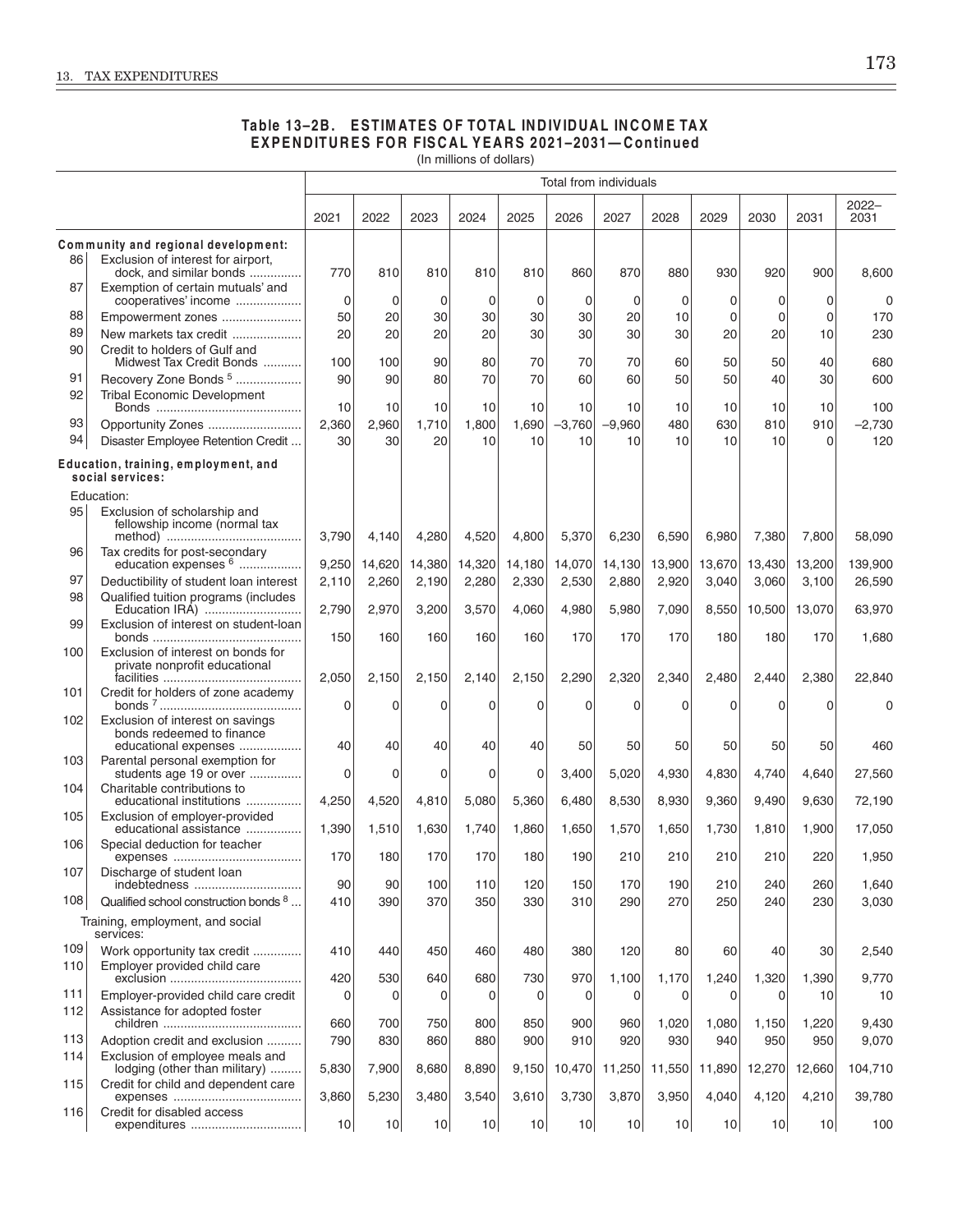## Table 13–2B. ESTIMATES OF TOTAL INDIVIDUAL INCOME TAX EXPENDITURES FOR FISCAL YEARS 2021–2031—Continued

(In millions of dollars)

| | | Total from individuals | | | | | | | | | | | |
|---|---|---|---|---|---|---|---|---|---|---|---|---|---|
| | | 2021 | 2022 | 2023 | 2024 | 2025 | 2026 | 2027 | 2028 | 2029 | 2030 | 2031 | 2022–2031 |
| | **Community and regional development:** | | | | | | | | | | | | |
| 86 | Exclusion of interest for airport, dock, and similar bonds | 770 | 810 | 810 | 810 | 810 | 860 | 870 | 880 | 930 | 920 | 900 | 8,600 |
| 87 | Exemption of certain mutuals' and cooperatives' income | 0 | 0 | 0 | 0 | 0 | 0 | 0 | 0 | 0 | 0 | 0 | 0 |
| 88 | Empowerment zones | 50 | 20 | 30 | 30 | 30 | 30 | 20 | 10 | 0 | 0 | 0 | 170 |
| 89 | New markets tax credit | 20 | 20 | 20 | 20 | 30 | 30 | 30 | 30 | 20 | 20 | 10 | 230 |
| 90 | Credit to holders of Gulf and Midwest Tax Credit Bonds | 100 | 100 | 90 | 80 | 70 | 70 | 70 | 60 | 50 | 50 | 40 | 680 |
| 91 | Recovery Zone Bonds [5] | 90 | 90 | 80 | 70 | 70 | 60 | 60 | 50 | 50 | 40 | 30 | 600 |
| 92 | Tribal Economic Development Bonds | 10 | 10 | 10 | 10 | 10 | 10 | 10 | 10 | 10 | 10 | 10 | 100 |
| 93 | Opportunity Zones | 2,360 | 2,960 | 1,710 | 1,800 | 1,690 | –3,760 | –9,960 | 480 | 630 | 810 | 910 | –2,730 |
| 94 | Disaster Employee Retention Credit | 30 | 30 | 20 | 10 | 10 | 10 | 10 | 10 | 10 | 10 | 0 | 120 |
| | **Education, training, employment, and social services:** | | | | | | | | | | | | |
| | Education: | | | | | | | | | | | | |
| 95 | Exclusion of scholarship and fellowship income (normal tax method) | 3,790 | 4,140 | 4,280 | 4,520 | 4,800 | 5,370 | 6,230 | 6,590 | 6,980 | 7,380 | 7,800 | 58,090 |
| 96 | Tax credits for post-secondary education expenses [6] | 9,250 | 14,620 | 14,380 | 14,320 | 14,180 | 14,070 | 14,130 | 13,900 | 13,670 | 13,430 | 13,200 | 139,900 |
| 97 | Deductibility of student loan interest | 2,110 | 2,260 | 2,190 | 2,280 | 2,330 | 2,530 | 2,880 | 2,920 | 3,040 | 3,060 | 3,100 | 26,590 |
| 98 | Qualified tuition programs (includes Education IRA) | 2,790 | 2,970 | 3,200 | 3,570 | 4,060 | 4,980 | 5,980 | 7,090 | 8,550 | 10,500 | 13,070 | 63,970 |
| 99 | Exclusion of interest on student-loan bonds | 150 | 160 | 160 | 160 | 160 | 170 | 170 | 170 | 180 | 180 | 170 | 1,680 |
| 100 | Exclusion of interest on bonds for private nonprofit educational facilities | 2,050 | 2,150 | 2,150 | 2,140 | 2,150 | 2,290 | 2,320 | 2,340 | 2,480 | 2,440 | 2,380 | 22,840 |
| 101 | Credit for holders of zone academy bonds [7] | 0 | 0 | 0 | 0 | 0 | 0 | 0 | 0 | 0 | 0 | 0 | 0 |
| 102 | Exclusion of interest on savings bonds redeemed to finance educational expenses | 40 | 40 | 40 | 40 | 40 | 50 | 50 | 50 | 50 | 50 | 50 | 460 |
| 103 | Parental personal exemption for students age 19 or over | 0 | 0 | 0 | 0 | 0 | 3,400 | 5,020 | 4,930 | 4,830 | 4,740 | 4,640 | 27,560 |
| 104 | Charitable contributions to educational institutions | 4,250 | 4,520 | 4,810 | 5,080 | 5,360 | 6,480 | 8,530 | 8,930 | 9,360 | 9,490 | 9,630 | 72,190 |
| 105 | Exclusion of employer-provided educational assistance | 1,390 | 1,510 | 1,630 | 1,740 | 1,860 | 1,650 | 1,570 | 1,650 | 1,730 | 1,810 | 1,900 | 17,050 |
| 106 | Special deduction for teacher expenses | 170 | 180 | 170 | 170 | 180 | 190 | 210 | 210 | 210 | 210 | 220 | 1,950 |
| 107 | Discharge of student loan indebtedness | 90 | 90 | 100 | 110 | 120 | 150 | 170 | 190 | 210 | 240 | 260 | 1,640 |
| 108 | Qualified school construction bonds [8] | 410 | 390 | 370 | 350 | 330 | 310 | 290 | 270 | 250 | 240 | 230 | 3,030 |
| | Training, employment, and social services: | | | | | | | | | | | | |
| 109 | Work opportunity tax credit | 410 | 440 | 450 | 460 | 480 | 380 | 120 | 80 | 60 | 40 | 30 | 2,540 |
| 110 | Employer provided child care exclusion | 420 | 530 | 640 | 680 | 730 | 970 | 1,100 | 1,170 | 1,240 | 1,320 | 1,390 | 9,770 |
| 111 | Employer-provided child care credit | 0 | 0 | 0 | 0 | 0 | 0 | 0 | 0 | 0 | 0 | 10 | 10 |
| 112 | Assistance for adopted foster children | 660 | 700 | 750 | 800 | 850 | 900 | 960 | 1,020 | 1,080 | 1,150 | 1,220 | 9,430 |
| 113 | Adoption credit and exclusion | 790 | 830 | 860 | 880 | 900 | 910 | 920 | 930 | 940 | 950 | 950 | 9,070 |
| 114 | Exclusion of employee meals and lodging (other than military) | 5,830 | 7,900 | 8,680 | 8,890 | 9,150 | 10,470 | 11,250 | 11,550 | 11,890 | 12,270 | 12,660 | 104,710 |
| 115 | Credit for child and dependent care expenses | 3,860 | 5,230 | 3,480 | 3,540 | 3,610 | 3,730 | 3,870 | 3,950 | 4,040 | 4,120 | 4,210 | 39,780 |
| 116 | Credit for disabled access expenditures | 10 | 10 | 10 | 10 | 10 | 10 | 10 | 10 | 10 | 10 | 10 | 100 |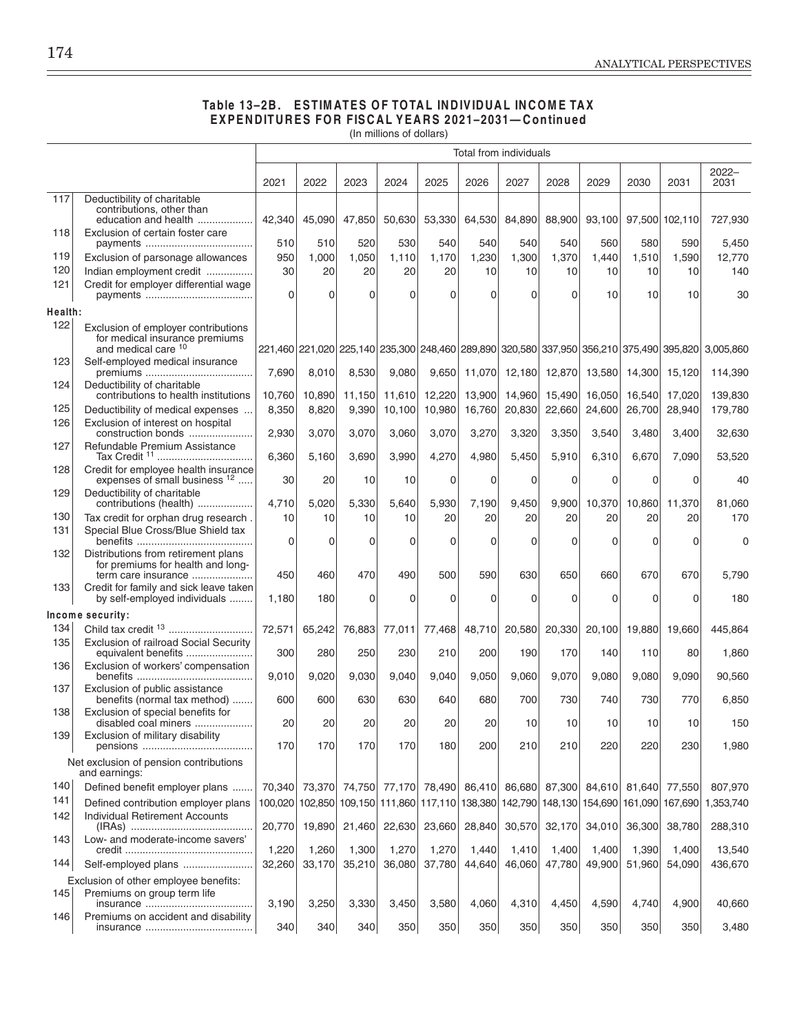**Table 13–2B. ESTIMATES OF TOTAL INDIVIDUAL INCOME TAX EXPENDITURES FOR FISCAL YEARS 2021–2031—Continued**

(In millions of dollars)

| | | Total from individuals | | | | | | | | | | | |
|---|---|---|---|---|---|---|---|---|---|---|---|---|---|
| | | 2021 | 2022 | 2023 | 2024 | 2025 | 2026 | 2027 | 2028 | 2029 | 2030 | 2031 | 2022–2031 |
| 117 | Deductibility of charitable contributions, other than education and health | 42,340 | 45,090 | 47,850 | 50,630 | 53,330 | 64,530 | 84,890 | 88,900 | 93,100 | 97,500 | 102,110 | 727,930 |
| 118 | Exclusion of certain foster care payments | 510 | 510 | 520 | 530 | 540 | 540 | 540 | 540 | 560 | 580 | 590 | 5,450 |
| 119 | Exclusion of parsonage allowances | 950 | 1,000 | 1,050 | 1,110 | 1,170 | 1,230 | 1,300 | 1,370 | 1,440 | 1,510 | 1,590 | 12,770 |
| 120 | Indian employment credit | 30 | 20 | 20 | 20 | 20 | 10 | 10 | 10 | 10 | 10 | 10 | 140 |
| 121 | Credit for employer differential wage payments | 0 | 0 | 0 | 0 | 0 | 0 | 0 | 0 | 10 | 10 | 10 | 30 |
| **Health:** | | | | | | | | | | | | | |
| 122 | Exclusion of employer contributions for medical insurance premiums and medical care [10] | 221,460 | 221,020 | 225,140 | 235,300 | 248,460 | 289,890 | 320,580 | 337,950 | 356,210 | 375,490 | 395,820 | 3,005,860 |
| 123 | Self-employed medical insurance premiums | 7,690 | 8,010 | 8,530 | 9,080 | 9,650 | 11,070 | 12,180 | 12,870 | 13,580 | 14,300 | 15,120 | 114,390 |
| 124 | Deductibility of charitable contributions to health institutions | 10,760 | 10,890 | 11,150 | 11,610 | 12,220 | 13,900 | 14,960 | 15,490 | 16,050 | 16,540 | 17,020 | 139,830 |
| 125 | Deductibility of medical expenses | 8,350 | 8,820 | 9,390 | 10,100 | 10,980 | 16,760 | 20,830 | 22,660 | 24,600 | 26,700 | 28,940 | 179,780 |
| 126 | Exclusion of interest on hospital construction bonds | 2,930 | 3,070 | 3,070 | 3,060 | 3,070 | 3,270 | 3,320 | 3,350 | 3,540 | 3,480 | 3,400 | 32,630 |
| 127 | Refundable Premium Assistance Tax Credit [11] | 6,360 | 5,160 | 3,690 | 3,990 | 4,270 | 4,980 | 5,450 | 5,910 | 6,310 | 6,670 | 7,090 | 53,520 |
| 128 | Credit for employee health insurance expenses of small business [12] | 30 | 20 | 10 | 10 | 0 | 0 | 0 | 0 | 0 | 0 | 0 | 40 |
| 129 | Deductibility of charitable contributions (health) | 4,710 | 5,020 | 5,330 | 5,640 | 5,930 | 7,190 | 9,450 | 9,900 | 10,370 | 10,860 | 11,370 | 81,060 |
| 130 | Tax credit for orphan drug research | 10 | 10 | 10 | 10 | 20 | 20 | 20 | 20 | 20 | 20 | 20 | 170 |
| 131 | Special Blue Cross/Blue Shield tax benefits | 0 | 0 | 0 | 0 | 0 | 0 | 0 | 0 | 0 | 0 | 0 | 0 |
| 132 | Distributions from retirement plans for premiums for health and long-term care insurance | 450 | 460 | 470 | 490 | 500 | 590 | 630 | 650 | 660 | 670 | 670 | 5,790 |
| 133 | Credit for family and sick leave taken by self-employed individuals | 1,180 | 180 | 0 | 0 | 0 | 0 | 0 | 0 | 0 | 0 | 0 | 180 |
| **Income security:** | | | | | | | | | | | | | |
| 134 | Child tax credit [13] | 72,571 | 65,242 | 76,883 | 77,011 | 77,468 | 48,710 | 20,580 | 20,330 | 20,100 | 19,880 | 19,660 | 445,864 |
| 135 | Exclusion of railroad Social Security equivalent benefits | 300 | 280 | 250 | 230 | 210 | 200 | 190 | 170 | 140 | 110 | 80 | 1,860 |
| 136 | Exclusion of workers' compensation benefits | 9,010 | 9,020 | 9,030 | 9,040 | 9,040 | 9,050 | 9,060 | 9,070 | 9,080 | 9,080 | 9,090 | 90,560 |
| 137 | Exclusion of public assistance benefits (normal tax method) | 600 | 600 | 630 | 630 | 640 | 680 | 700 | 730 | 740 | 730 | 770 | 6,850 |
| 138 | Exclusion of special benefits for disabled coal miners | 20 | 20 | 20 | 20 | 20 | 20 | 10 | 10 | 10 | 10 | 10 | 150 |
| 139 | Exclusion of military disability pensions | 170 | 170 | 170 | 170 | 180 | 200 | 210 | 210 | 220 | 220 | 230 | 1,980 |
| | Net exclusion of pension contributions and earnings: | | | | | | | | | | | | |
| 140 | Defined benefit employer plans | 70,340 | 73,370 | 74,750 | 77,170 | 78,490 | 86,410 | 86,680 | 87,300 | 84,610 | 81,640 | 77,550 | 807,970 |
| 141 | Defined contribution employer plans | 100,020 | 102,850 | 109,150 | 111,860 | 117,110 | 138,380 | 142,790 | 148,130 | 154,690 | 161,090 | 167,690 | 1,353,740 |
| 142 | Individual Retirement Accounts (IRAs) | 20,770 | 19,890 | 21,460 | 22,630 | 23,660 | 28,840 | 30,570 | 32,170 | 34,010 | 36,300 | 38,780 | 288,310 |
| 143 | Low- and moderate-income savers' credit | 1,220 | 1,260 | 1,300 | 1,270 | 1,270 | 1,440 | 1,410 | 1,400 | 1,400 | 1,390 | 1,400 | 13,540 |
| 144 | Self-employed plans | 32,260 | 33,170 | 35,210 | 36,080 | 37,780 | 44,640 | 46,060 | 47,780 | 49,900 | 51,960 | 54,090 | 436,670 |
| | Exclusion of other employee benefits: | | | | | | | | | | | | |
| 145 | Premiums on group term life insurance | 3,190 | 3,250 | 3,330 | 3,450 | 3,580 | 4,060 | 4,310 | 4,450 | 4,590 | 4,740 | 4,900 | 40,660 |
| 146 | Premiums on accident and disability insurance | 340 | 340 | 340 | 350 | 350 | 350 | 350 | 350 | 350 | 350 | 350 | 3,480 |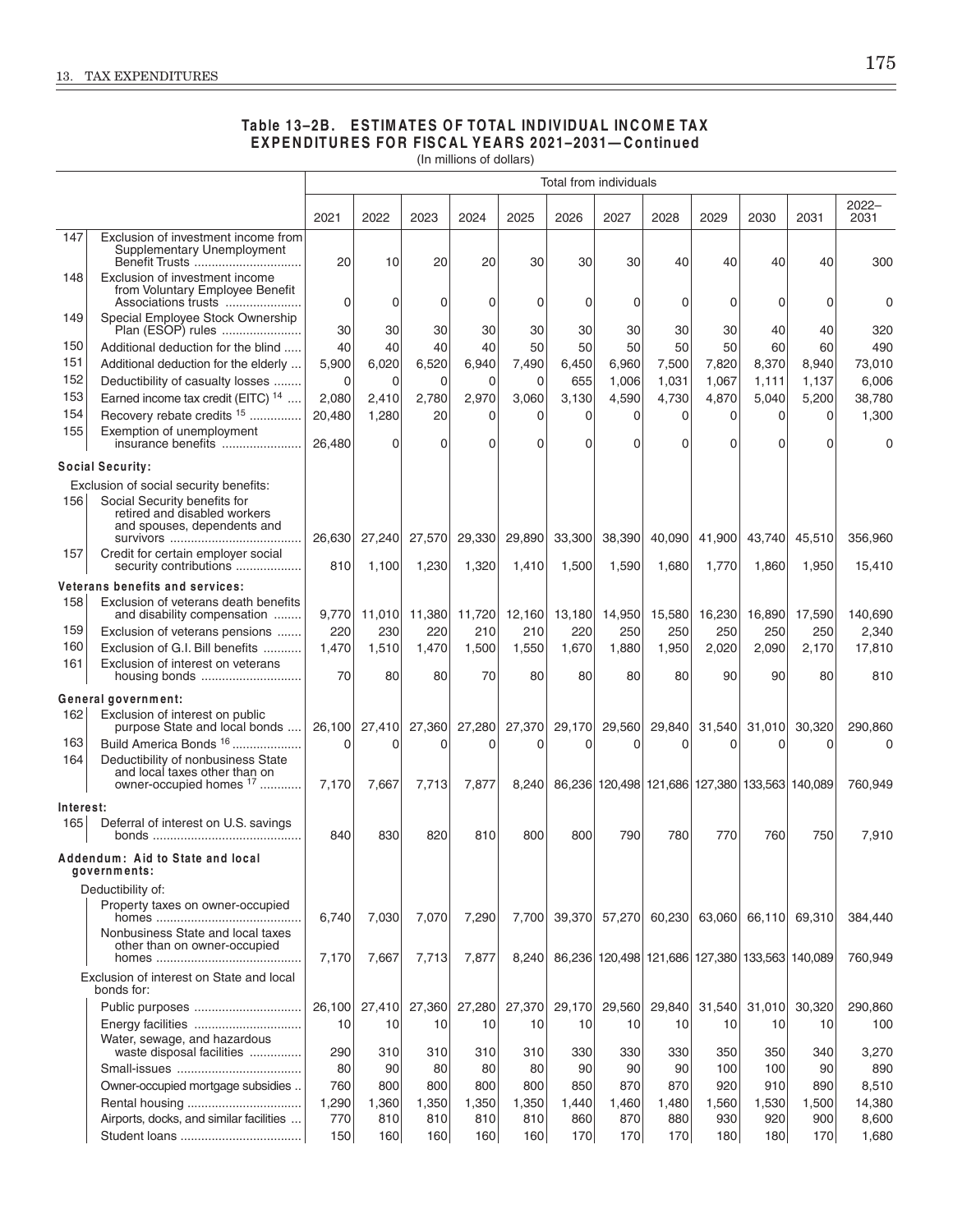## Table 13–2B. ESTIMATES OF TOTAL INDIVIDUAL INCOME TAX EXPENDITURES FOR FISCAL YEARS 2021–2031—Continued

(In millions of dollars)

| | | Total from individuals | | | | | | | | | | | |
|---|---|---|---|---|---|---|---|---|---|---|---|---|---|
| | | 2021 | 2022 | 2023 | 2024 | 2025 | 2026 | 2027 | 2028 | 2029 | 2030 | 2031 | 2022–2031 |
| 147 | Exclusion of investment income from Supplementary Unemployment Benefit Trusts | 20 | 10 | 20 | 20 | 30 | 30 | 30 | 40 | 40 | 40 | 40 | 300 |
| 148 | Exclusion of investment income from Voluntary Employee Benefit Associations trusts | 0 | 0 | 0 | 0 | 0 | 0 | 0 | 0 | 0 | 0 | 0 | 0 |
| 149 | Special Employee Stock Ownership Plan (ESOP) rules | 30 | 30 | 30 | 30 | 30 | 30 | 30 | 30 | 30 | 40 | 40 | 320 |
| 150 | Additional deduction for the blind | 40 | 40 | 40 | 40 | 50 | 50 | 50 | 50 | 50 | 60 | 60 | 490 |
| 151 | Additional deduction for the elderly | 5,900 | 6,020 | 6,520 | 6,940 | 7,490 | 6,450 | 6,960 | 7,500 | 7,820 | 8,370 | 8,940 | 73,010 |
| 152 | Deductibility of casualty losses | 0 | 0 | 0 | 0 | 0 | 655 | 1,006 | 1,031 | 1,067 | 1,111 | 1,137 | 6,006 |
| 153 | Earned income tax credit (EITC) [14] | 2,080 | 2,410 | 2,780 | 2,970 | 3,060 | 3,130 | 4,590 | 4,730 | 4,870 | 5,040 | 5,200 | 38,780 |
| 154 | Recovery rebate credits [15] | 20,480 | 1,280 | 20 | 0 | 0 | 0 | 0 | 0 | 0 | 0 | 0 | 1,300 |
| 155 | Exemption of unemployment insurance benefits | 26,480 | 0 | 0 | 0 | 0 | 0 | 0 | 0 | 0 | 0 | 0 | 0 |
| | **Social Security:** | | | | | | | | | | | | |
| | Exclusion of social security benefits: | | | | | | | | | | | | |
| 156 | Social Security benefits for retired and disabled workers and spouses, dependents and survivors | 26,630 | 27,240 | 27,570 | 29,330 | 29,890 | 33,300 | 38,390 | 40,090 | 41,900 | 43,740 | 45,510 | 356,960 |
| 157 | Credit for certain employer social security contributions | 810 | 1,100 | 1,230 | 1,320 | 1,410 | 1,500 | 1,590 | 1,680 | 1,770 | 1,860 | 1,950 | 15,410 |
| | **Veterans benefits and services:** | | | | | | | | | | | | |
| 158 | Exclusion of veterans death benefits and disability compensation | 9,770 | 11,010 | 11,380 | 11,720 | 12,160 | 13,180 | 14,950 | 15,580 | 16,230 | 16,890 | 17,590 | 140,690 |
| 159 | Exclusion of veterans pensions | 220 | 230 | 220 | 210 | 210 | 220 | 250 | 250 | 250 | 250 | 250 | 2,340 |
| 160 | Exclusion of G.I. Bill benefits | 1,470 | 1,510 | 1,470 | 1,500 | 1,550 | 1,670 | 1,880 | 1,950 | 2,020 | 2,090 | 2,170 | 17,810 |
| 161 | Exclusion of interest on veterans housing bonds | 70 | 80 | 80 | 70 | 80 | 80 | 80 | 80 | 90 | 90 | 80 | 810 |
| | **General government:** | | | | | | | | | | | | |
| 162 | Exclusion of interest on public purpose State and local bonds | 26,100 | 27,410 | 27,360 | 27,280 | 27,370 | 29,170 | 29,560 | 29,840 | 31,540 | 31,010 | 30,320 | 290,860 |
| 163 | Build America Bonds [16] | 0 | 0 | 0 | 0 | 0 | 0 | 0 | 0 | 0 | 0 | 0 | 0 |
| 164 | Deductibility of nonbusiness State and local taxes other than on owner-occupied homes [17] | 7,170 | 7,667 | 7,713 | 7,877 | 8,240 | 86,236 | 120,498 | 121,686 | 127,380 | 133,563 | 140,089 | 760,949 |
| | **Interest:** | | | | | | | | | | | | |
| 165 | Deferral of interest on U.S. savings bonds | 840 | 830 | 820 | 810 | 800 | 800 | 790 | 780 | 770 | 760 | 750 | 7,910 |
| | **Addendum: Aid to State and local governments:** | | | | | | | | | | | | |
| | Deductibility of: | | | | | | | | | | | | |
| | Property taxes on owner-occupied homes | 6,740 | 7,030 | 7,070 | 7,290 | 7,700 | 39,370 | 57,270 | 60,230 | 63,060 | 66,110 | 69,310 | 384,440 |
| | Nonbusiness State and local taxes other than on owner-occupied homes | 7,170 | 7,667 | 7,713 | 7,877 | 8,240 | 86,236 | 120,498 | 121,686 | 127,380 | 133,563 | 140,089 | 760,949 |
| | Exclusion of interest on State and local bonds for: | | | | | | | | | | | | |
| | Public purposes | 26,100 | 27,410 | 27,360 | 27,280 | 27,370 | 29,170 | 29,560 | 29,840 | 31,540 | 31,010 | 30,320 | 290,860 |
| | Energy facilities | 10 | 10 | 10 | 10 | 10 | 10 | 10 | 10 | 10 | 10 | 10 | 100 |
| | Water, sewage, and hazardous waste disposal facilities | 290 | 310 | 310 | 310 | 310 | 330 | 330 | 330 | 350 | 350 | 340 | 3,270 |
| | Small-issues | 80 | 90 | 80 | 80 | 80 | 90 | 90 | 90 | 100 | 100 | 90 | 890 |
| | Owner-occupied mortgage subsidies | 760 | 800 | 800 | 800 | 800 | 850 | 870 | 870 | 920 | 910 | 890 | 8,510 |
| | Rental housing | 1,290 | 1,360 | 1,350 | 1,350 | 1,350 | 1,440 | 1,460 | 1,480 | 1,560 | 1,530 | 1,500 | 14,380 |
| | Airports, docks, and similar facilities | 770 | 810 | 810 | 810 | 810 | 860 | 870 | 880 | 930 | 920 | 900 | 8,600 |
| | Student loans | 150 | 160 | 160 | 160 | 160 | 170 | 170 | 170 | 180 | 180 | 170 | 1,680 |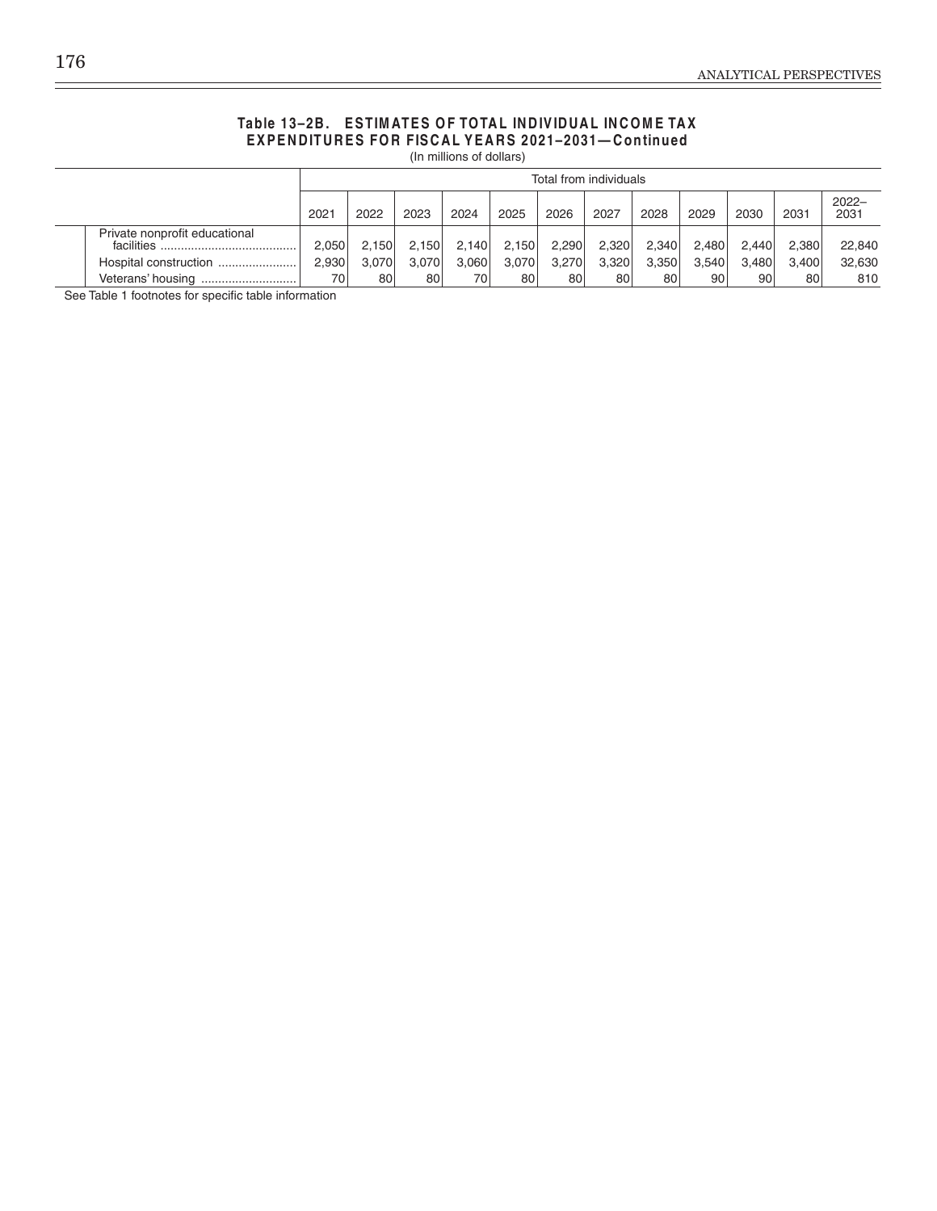**Table 13–2B. ESTIMATES OF TOTAL INDIVIDUAL INCOME TAX EXPENDITURES FOR FISCAL YEARS 2021–2031—Continued**

(In millions of dollars)

| | Total from individuals | | | | | | | | | | | |
|---|---|---|---|---|---|---|---|---|---|---|---|---|
| | 2021 | 2022 | 2023 | 2024 | 2025 | 2026 | 2027 | 2028 | 2029 | 2030 | 2031 | 2022–2031 |
| Private nonprofit educational facilities | 2,050 | 2,150 | 2,150 | 2,140 | 2,150 | 2,290 | 2,320 | 2,340 | 2,480 | 2,440 | 2,380 | 22,840 |
| Hospital construction | 2,930 | 3,070 | 3,070 | 3,060 | 3,070 | 3,270 | 3,320 | 3,350 | 3,540 | 3,480 | 3,400 | 32,630 |
| Veterans' housing | 70 | 80 | 80 | 70 | 80 | 80 | 80 | 80 | 90 | 90 | 80 | 810 |

See Table 1 footnotes for specific table information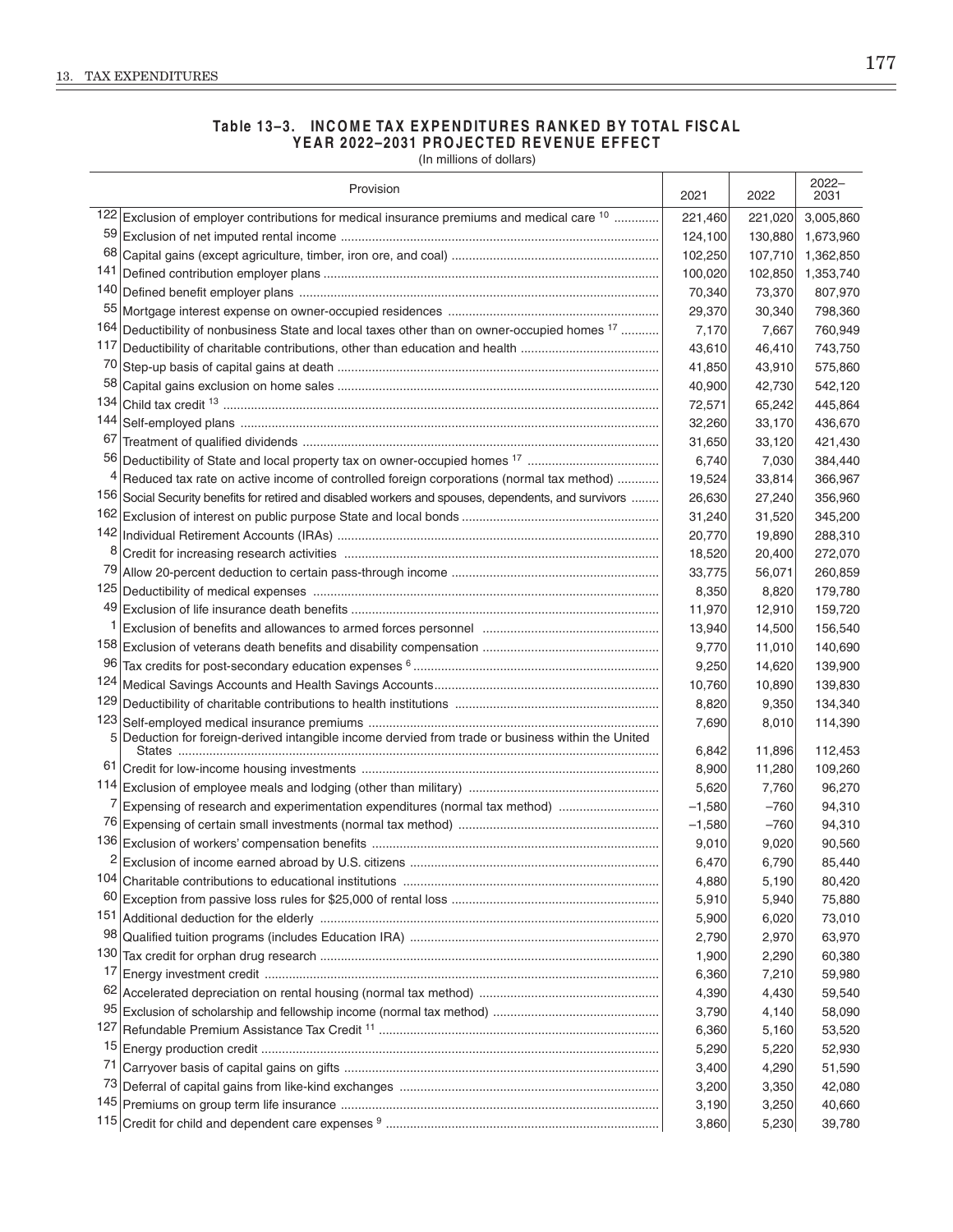## Table 13–3. INCOME TAX EXPENDITURES RANKED BY TOTAL FISCAL YEAR 2022–2031 PROJECTED REVENUE EFFECT

(In millions of dollars)

| | Provision | 2021 | 2022 | 2022–2031 |
|---|---|---|---|---|
| 122 | Exclusion of employer contributions for medical insurance premiums and medical care [10] | 221,460 | 221,020 | 3,005,860 |
| 59 | Exclusion of net imputed rental income | 124,100 | 130,880 | 1,673,960 |
| 68 | Capital gains (except agriculture, timber, iron ore, and coal) | 102,250 | 107,710 | 1,362,850 |
| 141 | Defined contribution employer plans | 100,020 | 102,850 | 1,353,740 |
| 140 | Defined benefit employer plans | 70,340 | 73,370 | 807,970 |
| 55 | Mortgage interest expense on owner-occupied residences | 29,370 | 30,340 | 798,360 |
| 164 | Deductibility of nonbusiness State and local taxes other than on owner-occupied homes [17] | 7,170 | 7,667 | 760,949 |
| 117 | Deductibility of charitable contributions, other than education and health | 43,610 | 46,410 | 743,750 |
| 70 | Step-up basis of capital gains at death | 41,850 | 43,910 | 575,860 |
| 58 | Capital gains exclusion on home sales | 40,900 | 42,730 | 542,120 |
| 134 | Child tax credit [13] | 72,571 | 65,242 | 445,864 |
| 144 | Self-employed plans | 32,260 | 33,170 | 436,670 |
| 67 | Treatment of qualified dividends | 31,650 | 33,120 | 421,430 |
| 56 | Deductibility of State and local property tax on owner-occupied homes [17] | 6,740 | 7,030 | 384,440 |
| 4 | Reduced tax rate on active income of controlled foreign corporations (normal tax method) | 19,524 | 33,814 | 366,967 |
| 156 | Social Security benefits for retired and disabled workers and spouses, dependents, and survivors | 26,630 | 27,240 | 356,960 |
| 162 | Exclusion of interest on public purpose State and local bonds | 31,240 | 31,520 | 345,200 |
| 142 | Individual Retirement Accounts (IRAs) | 20,770 | 19,890 | 288,310 |
| 8 | Credit for increasing research activities | 18,520 | 20,400 | 272,070 |
| 79 | Allow 20-percent deduction to certain pass-through income | 33,775 | 56,071 | 260,859 |
| 125 | Deductibility of medical expenses | 8,350 | 8,820 | 179,780 |
| 49 | Exclusion of life insurance death benefits | 11,970 | 12,910 | 159,720 |
| 1 | Exclusion of benefits and allowances to armed forces personnel | 13,940 | 14,500 | 156,540 |
| 158 | Exclusion of veterans death benefits and disability compensation | 9,770 | 11,010 | 140,690 |
| 96 | Tax credits for post-secondary education expenses [6] | 9,250 | 14,620 | 139,900 |
| 124 | Medical Savings Accounts and Health Savings Accounts | 10,760 | 10,890 | 139,830 |
| 129 | Deductibility of charitable contributions to health institutions | 8,820 | 9,350 | 134,340 |
| 123 | Self-employed medical insurance premiums | 7,690 | 8,010 | 114,390 |
| 5 | Deduction for foreign-derived intangible income dervied from trade or business within the United States | 6,842 | 11,896 | 112,453 |
| 61 | Credit for low-income housing investments | 8,900 | 11,280 | 109,260 |
| 114 | Exclusion of employee meals and lodging (other than military) | 5,620 | 7,760 | 96,270 |
| 7 | Expensing of research and experimentation expenditures (normal tax method) | –1,580 | –760 | 94,310 |
| 76 | Expensing of certain small investments (normal tax method) | –1,580 | –760 | 94,310 |
| 136 | Exclusion of workers' compensation benefits | 9,010 | 9,020 | 90,560 |
| 2 | Exclusion of income earned abroad by U.S. citizens | 6,470 | 6,790 | 85,440 |
| 104 | Charitable contributions to educational institutions | 4,880 | 5,190 | 80,420 |
| 60 | Exception from passive loss rules for $25,000 of rental loss | 5,910 | 5,940 | 75,880 |
| 151 | Additional deduction for the elderly | 5,900 | 6,020 | 73,010 |
| 98 | Qualified tuition programs (includes Education IRA) | 2,790 | 2,970 | 63,970 |
| 130 | Tax credit for orphan drug research | 1,900 | 2,290 | 60,380 |
| 17 | Energy investment credit | 6,360 | 7,210 | 59,980 |
| 62 | Accelerated depreciation on rental housing (normal tax method) | 4,390 | 4,430 | 59,540 |
| 95 | Exclusion of scholarship and fellowship income (normal tax method) | 3,790 | 4,140 | 58,090 |
| 127 | Refundable Premium Assistance Tax Credit [11] | 6,360 | 5,160 | 53,520 |
| 15 | Energy production credit | 5,290 | 5,220 | 52,930 |
| 71 | Carryover basis of capital gains on gifts | 3,400 | 4,290 | 51,590 |
| 73 | Deferral of capital gains from like-kind exchanges | 3,200 | 3,350 | 42,080 |
| 145 | Premiums on group term life insurance | 3,190 | 3,250 | 40,660 |
| 115 | Credit for child and dependent care expenses [9] | 3,860 | 5,230 | 39,780 |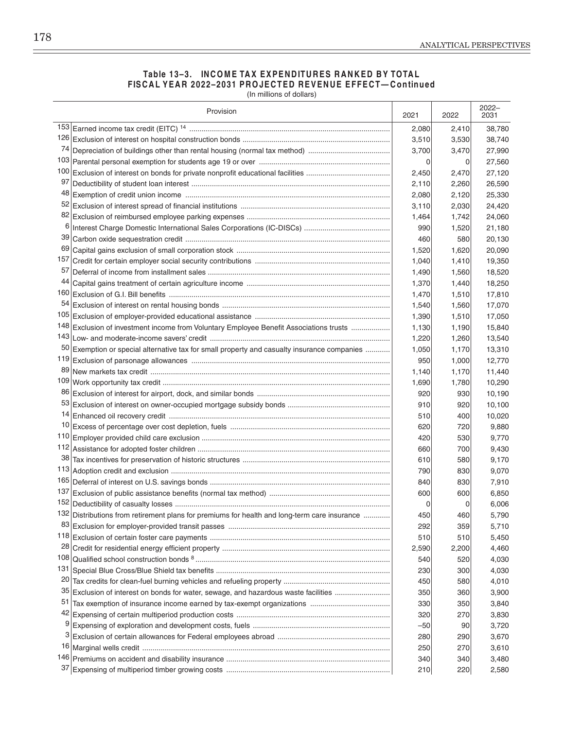**Table 13–3. INCOME TAX EXPENDITURES RANKED BY TOTAL FISCAL YEAR 2022–2031 PROJECTED REVENUE EFFECT—Continued**

(In millions of dollars)

| | Provision | 2021 | 2022 | 2022–2031 |
|---|---|---|---|---|
| 153 | Earned income tax credit (EITC) [14] | 2,080 | 2,410 | 38,780 |
| 126 | Exclusion of interest on hospital construction bonds | 3,510 | 3,530 | 38,740 |
| 74 | Depreciation of buildings other than rental housing (normal tax method) | 3,700 | 3,470 | 27,990 |
| 103 | Parental personal exemption for students age 19 or over | 0 | 0 | 27,560 |
| 100 | Exclusion of interest on bonds for private nonprofit educational facilities | 2,450 | 2,470 | 27,120 |
| 97 | Deductibility of student loan interest | 2,110 | 2,260 | 26,590 |
| 48 | Exemption of credit union income | 2,080 | 2,120 | 25,330 |
| 52 | Exclusion of interest spread of financial institutions | 3,110 | 2,030 | 24,420 |
| 82 | Exclusion of reimbursed employee parking expenses | 1,464 | 1,742 | 24,060 |
| 6 | Interest Charge Domestic International Sales Corporations (IC-DISCs) | 990 | 1,520 | 21,180 |
| 39 | Carbon oxide sequestration credit | 460 | 580 | 20,130 |
| 69 | Capital gains exclusion of small corporation stock | 1,520 | 1,620 | 20,090 |
| 157 | Credit for certain employer social security contributions | 1,040 | 1,410 | 19,350 |
| 57 | Deferral of income from installment sales | 1,490 | 1,560 | 18,520 |
| 44 | Capital gains treatment of certain agriculture income | 1,370 | 1,440 | 18,250 |
| 160 | Exclusion of G.I. Bill benefits | 1,470 | 1,510 | 17,810 |
| 54 | Exclusion of interest on rental housing bonds | 1,540 | 1,560 | 17,070 |
| 105 | Exclusion of employer-provided educational assistance | 1,390 | 1,510 | 17,050 |
| 148 | Exclusion of investment income from Voluntary Employee Benefit Associations trusts | 1,130 | 1,190 | 15,840 |
| 143 | Low- and moderate-income savers' credit | 1,220 | 1,260 | 13,540 |
| 50 | Exemption or special alternative tax for small property and casualty insurance companies | 1,050 | 1,170 | 13,310 |
| 119 | Exclusion of parsonage allowances | 950 | 1,000 | 12,770 |
| 89 | New markets tax credit | 1,140 | 1,170 | 11,440 |
| 109 | Work opportunity tax credit | 1,690 | 1,780 | 10,290 |
| 86 | Exclusion of interest for airport, dock, and similar bonds | 920 | 930 | 10,190 |
| 53 | Exclusion of interest on owner-occupied mortgage subsidy bonds | 910 | 920 | 10,100 |
| 14 | Enhanced oil recovery credit | 510 | 400 | 10,020 |
| 10 | Excess of percentage over cost depletion, fuels | 620 | 720 | 9,880 |
| 110 | Employer provided child care exclusion | 420 | 530 | 9,770 |
| 112 | Assistance for adopted foster children | 660 | 700 | 9,430 |
| 38 | Tax incentives for preservation of historic structures | 610 | 580 | 9,170 |
| 113 | Adoption credit and exclusion | 790 | 830 | 9,070 |
| 165 | Deferral of interest on U.S. savings bonds | 840 | 830 | 7,910 |
| 137 | Exclusion of public assistance benefits (normal tax method) | 600 | 600 | 6,850 |
| 152 | Deductibility of casualty losses | 0 | 0 | 6,006 |
| 132 | Distributions from retirement plans for premiums for health and long-term care insurance | 450 | 460 | 5,790 |
| 83 | Exclusion for employer-provided transit passes | 292 | 359 | 5,710 |
| 118 | Exclusion of certain foster care payments | 510 | 510 | 5,450 |
| 28 | Credit for residential energy efficient property | 2,590 | 2,200 | 4,460 |
| 108 | Qualified school construction bonds [8] | 540 | 520 | 4,030 |
| 131 | Special Blue Cross/Blue Shield tax benefits | 230 | 300 | 4,030 |
| 20 | Tax credits for clean-fuel burning vehicles and refueling property | 450 | 580 | 4,010 |
| 35 | Exclusion of interest on bonds for water, sewage, and hazardous waste facilities | 350 | 360 | 3,900 |
| 51 | Tax exemption of insurance income earned by tax-exempt organizations | 330 | 350 | 3,840 |
| 42 | Expensing of certain multiperiod production costs | 320 | 270 | 3,830 |
| 9 | Expensing of exploration and development costs, fuels | –50 | 90 | 3,720 |
| 3 | Exclusion of certain allowances for Federal employees abroad | 280 | 290 | 3,670 |
| 16 | Marginal wells credit | 250 | 270 | 3,610 |
| 146 | Premiums on accident and disability insurance | 340 | 340 | 3,480 |
| 37 | Expensing of multiperiod timber growing costs | 210 | 220 | 2,580 |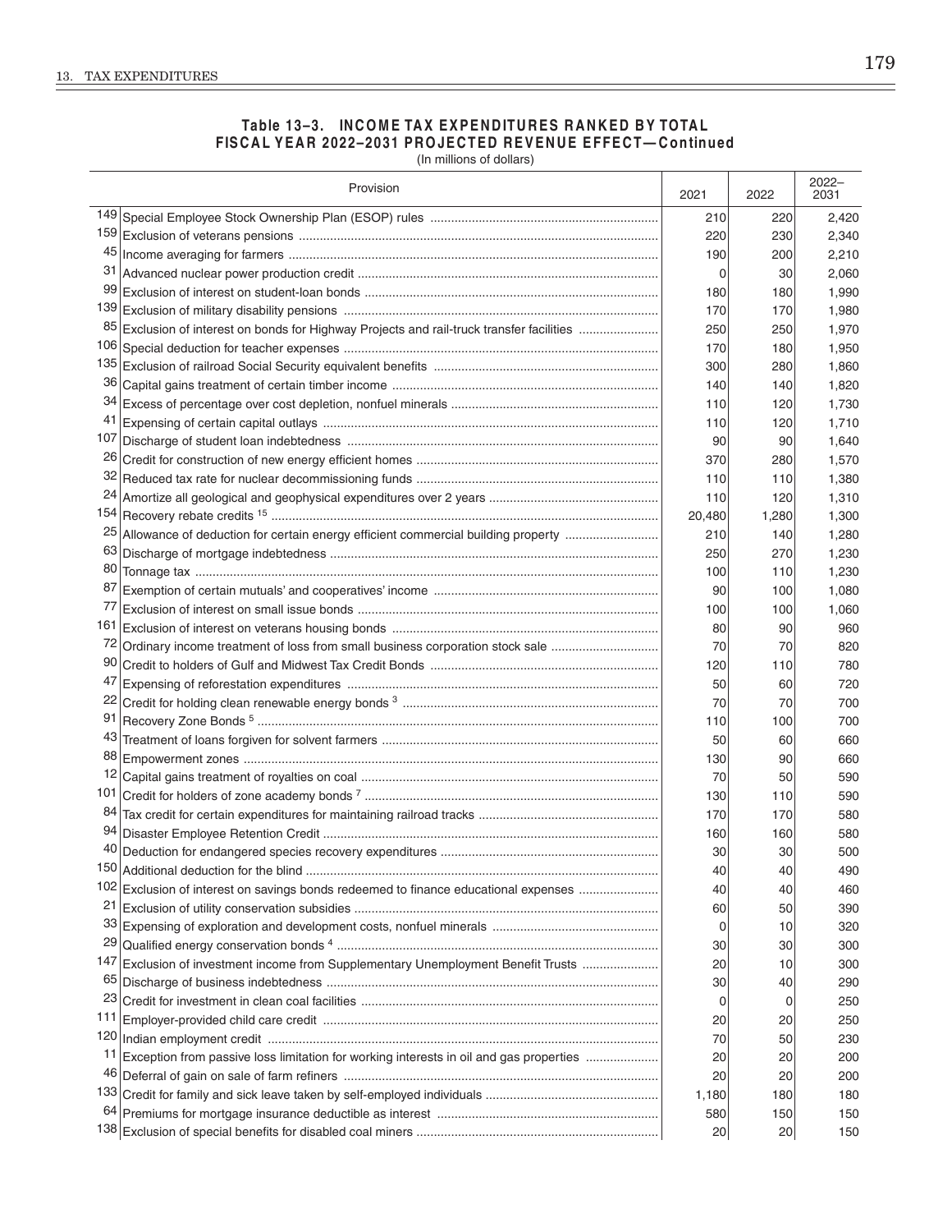**Table 13–3. INCOME TAX EXPENDITURES RANKED BY TOTAL FISCAL YEAR 2022–2031 PROJECTED REVENUE EFFECT—Continued**

(In millions of dollars)

| | Provision | 2021 | 2022 | 2022–2031 |
|---|---|---|---|---|
| 149 | Special Employee Stock Ownership Plan (ESOP) rules | 210 | 220 | 2,420 |
| 159 | Exclusion of veterans pensions | 220 | 230 | 2,340 |
| 45 | Income averaging for farmers | 190 | 200 | 2,210 |
| 31 | Advanced nuclear power production credit | 0 | 30 | 2,060 |
| 99 | Exclusion of interest on student-loan bonds | 180 | 180 | 1,990 |
| 139 | Exclusion of military disability pensions | 170 | 170 | 1,980 |
| 85 | Exclusion of interest on bonds for Highway Projects and rail-truck transfer facilities | 250 | 250 | 1,970 |
| 106 | Special deduction for teacher expenses | 170 | 180 | 1,950 |
| 135 | Exclusion of railroad Social Security equivalent benefits | 300 | 280 | 1,860 |
| 36 | Capital gains treatment of certain timber income | 140 | 140 | 1,820 |
| 34 | Excess of percentage over cost depletion, nonfuel minerals | 110 | 120 | 1,730 |
| 41 | Expensing of certain capital outlays | 110 | 120 | 1,710 |
| 107 | Discharge of student loan indebtedness | 90 | 90 | 1,640 |
| 26 | Credit for construction of new energy efficient homes | 370 | 280 | 1,570 |
| 32 | Reduced tax rate for nuclear decommissioning funds | 110 | 110 | 1,380 |
| 24 | Amortize all geological and geophysical expenditures over 2 years | 110 | 120 | 1,310 |
| 154 | Recovery rebate credits [15] | 20,480 | 1,280 | 1,300 |
| 25 | Allowance of deduction for certain energy efficient commercial building property | 210 | 140 | 1,280 |
| 63 | Discharge of mortgage indebtedness | 250 | 270 | 1,230 |
| 80 | Tonnage tax | 100 | 110 | 1,230 |
| 87 | Exemption of certain mutuals' and cooperatives' income | 90 | 100 | 1,080 |
| 77 | Exclusion of interest on small issue bonds | 100 | 100 | 1,060 |
| 161 | Exclusion of interest on veterans housing bonds | 80 | 90 | 960 |
| 72 | Ordinary income treatment of loss from small business corporation stock sale | 70 | 70 | 820 |
| 90 | Credit to holders of Gulf and Midwest Tax Credit Bonds | 120 | 110 | 780 |
| 47 | Expensing of reforestation expenditures | 50 | 60 | 720 |
| 22 | Credit for holding clean renewable energy bonds [3] | 70 | 70 | 700 |
| 91 | Recovery Zone Bonds [5] | 110 | 100 | 700 |
| 43 | Treatment of loans forgiven for solvent farmers | 50 | 60 | 660 |
| 88 | Empowerment zones | 130 | 90 | 660 |
| 12 | Capital gains treatment of royalties on coal | 70 | 50 | 590 |
| 101 | Credit for holders of zone academy bonds [7] | 130 | 110 | 590 |
| 84 | Tax credit for certain expenditures for maintaining railroad tracks | 170 | 170 | 580 |
| 94 | Disaster Employee Retention Credit | 160 | 160 | 580 |
| 40 | Deduction for endangered species recovery expenditures | 30 | 30 | 500 |
| 150 | Additional deduction for the blind | 40 | 40 | 490 |
| 102 | Exclusion of interest on savings bonds redeemed to finance educational expenses | 40 | 40 | 460 |
| 21 | Exclusion of utility conservation subsidies | 60 | 50 | 390 |
| 33 | Expensing of exploration and development costs, nonfuel minerals | 0 | 10 | 320 |
| 29 | Qualified energy conservation bonds [4] | 30 | 30 | 300 |
| 147 | Exclusion of investment income from Supplementary Unemployment Benefit Trusts | 20 | 10 | 300 |
| 65 | Discharge of business indebtedness | 30 | 40 | 290 |
| 23 | Credit for investment in clean coal facilities | 0 | 0 | 250 |
| 111 | Employer-provided child care credit | 20 | 20 | 250 |
| 120 | Indian employment credit | 70 | 50 | 230 |
| 11 | Exception from passive loss limitation for working interests in oil and gas properties | 20 | 20 | 200 |
| 46 | Deferral of gain on sale of farm refiners | 20 | 20 | 200 |
| 133 | Credit for family and sick leave taken by self-employed individuals | 1,180 | 180 | 180 |
| 64 | Premiums for mortgage insurance deductible as interest | 580 | 150 | 150 |
| 138 | Exclusion of special benefits for disabled coal miners | 20 | 20 | 150 |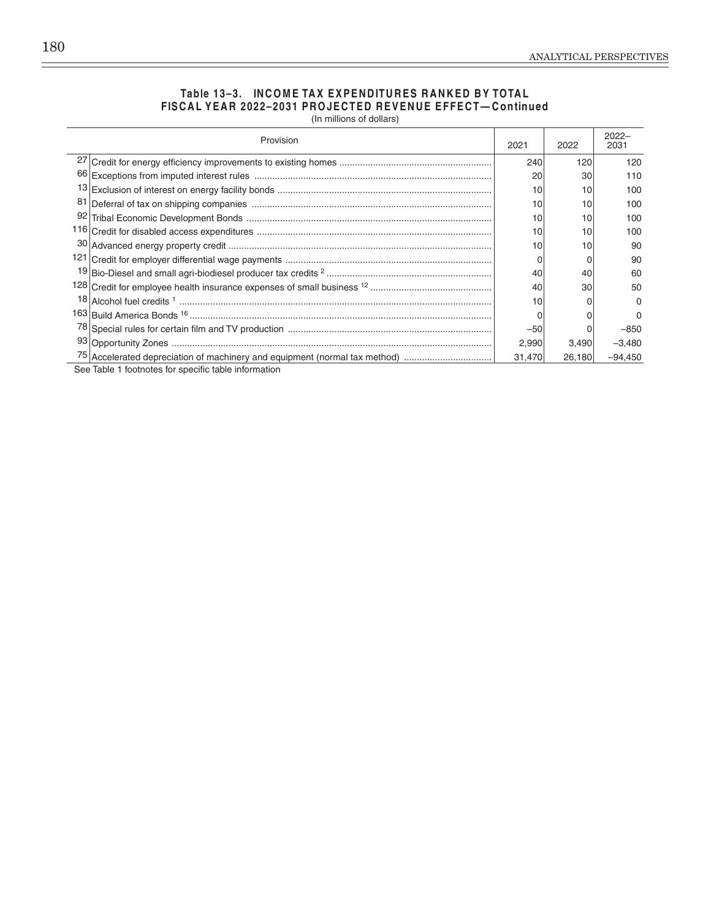**Table 13–3. INCOME TAX EXPENDITURES RANKED BY TOTAL FISCAL YEAR 2022–2031 PROJECTED REVENUE EFFECT—Continued**

(In millions of dollars)

| | Provision | 2021 | 2022 | 2022–2031 |
|---|---|---|---|---|
| 27 | Credit for energy efficiency improvements to existing homes | 240 | 120 | 120 |
| 66 | Exceptions from imputed interest rules | 20 | 30 | 110 |
| 13 | Exclusion of interest on energy facility bonds | 10 | 10 | 100 |
| 81 | Deferral of tax on shipping companies | 10 | 10 | 100 |
| 92 | Tribal Economic Development Bonds | 10 | 10 | 100 |
| 116 | Credit for disabled access expenditures | 10 | 10 | 100 |
| 30 | Advanced energy property credit | 10 | 10 | 90 |
| 121 | Credit for employer differential wage payments | 0 | 0 | 90 |
| 19 | Bio-Diesel and small agri-biodiesel producer tax credits [2] | 40 | 40 | 60 |
| 128 | Credit for employee health insurance expenses of small business [12] | 40 | 30 | 50 |
| 18 | Alcohol fuel credits [1] | 10 | 0 | 0 |
| 163 | Build America Bonds [16] | 0 | 0 | 0 |
| 78 | Special rules for certain film and TV production | –50 | 0 | –850 |
| 93 | Opportunity Zones | 2,990 | 3,490 | –3,480 |
| 75 | Accelerated depreciation of machinery and equipment (normal tax method) | 31,470 | 26,180 | –94,450 |

See Table 1 footnotes for specific table information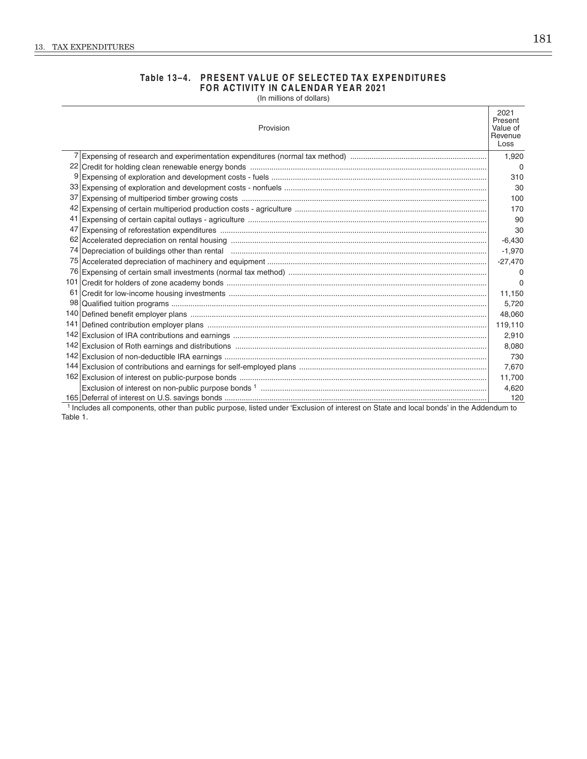## Table 13–4. PRESENT VALUE OF SELECTED TAX EXPENDITURES FOR ACTIVITY IN CALENDAR YEAR 2021

(In millions of dollars)

| | Provision | 2021 Present Value of Revenue Loss |
|---|---|---|
| 7 | Expensing of research and experimentation expenditures (normal tax method) | 1,920 |
| 22 | Credit for holding clean renewable energy bonds | 0 |
| 9 | Expensing of exploration and development costs - fuels | 310 |
| 33 | Expensing of exploration and development costs - nonfuels | 30 |
| 37 | Expensing of multiperiod timber growing costs | 100 |
| 42 | Expensing of certain multiperiod production costs - agriculture | 170 |
| 41 | Expensing of certain capital outlays - agriculture | 90 |
| 47 | Expensing of reforestation expenditures | 30 |
| 62 | Accelerated depreciation on rental housing | -6,430 |
| 74 | Depreciation of buildings other than rental | -1,970 |
| 75 | Accelerated depreciation of machinery and equipment | -27,470 |
| 76 | Expensing of certain small investments (normal tax method) | 0 |
| 101 | Credit for holders of zone academy bonds | 0 |
| 61 | Credit for low-income housing investments | 11,150 |
| 98 | Qualified tuition programs | 5,720 |
| 140 | Defined benefit employer plans | 48,060 |
| 141 | Defined contribution employer plans | 119,110 |
| 142 | Exclusion of IRA contributions and earnings | 2,910 |
| 142 | Exclusion of Roth earnings and distributions | 8,080 |
| 142 | Exclusion of non-deductible IRA earnings | 730 |
| 144 | Exclusion of contributions and earnings for self-employed plans | 7,670 |
| 162 | Exclusion of interest on public-purpose bonds | 11,700 |
| | Exclusion of interest on non-public purpose bonds [1] | 4,620 |
| 165 | Deferral of interest on U.S. savings bonds | 120 |

[1] Includes all components, other than public purpose, listed under 'Exclusion of interest on State and local bonds' in the Addendum to Table 1.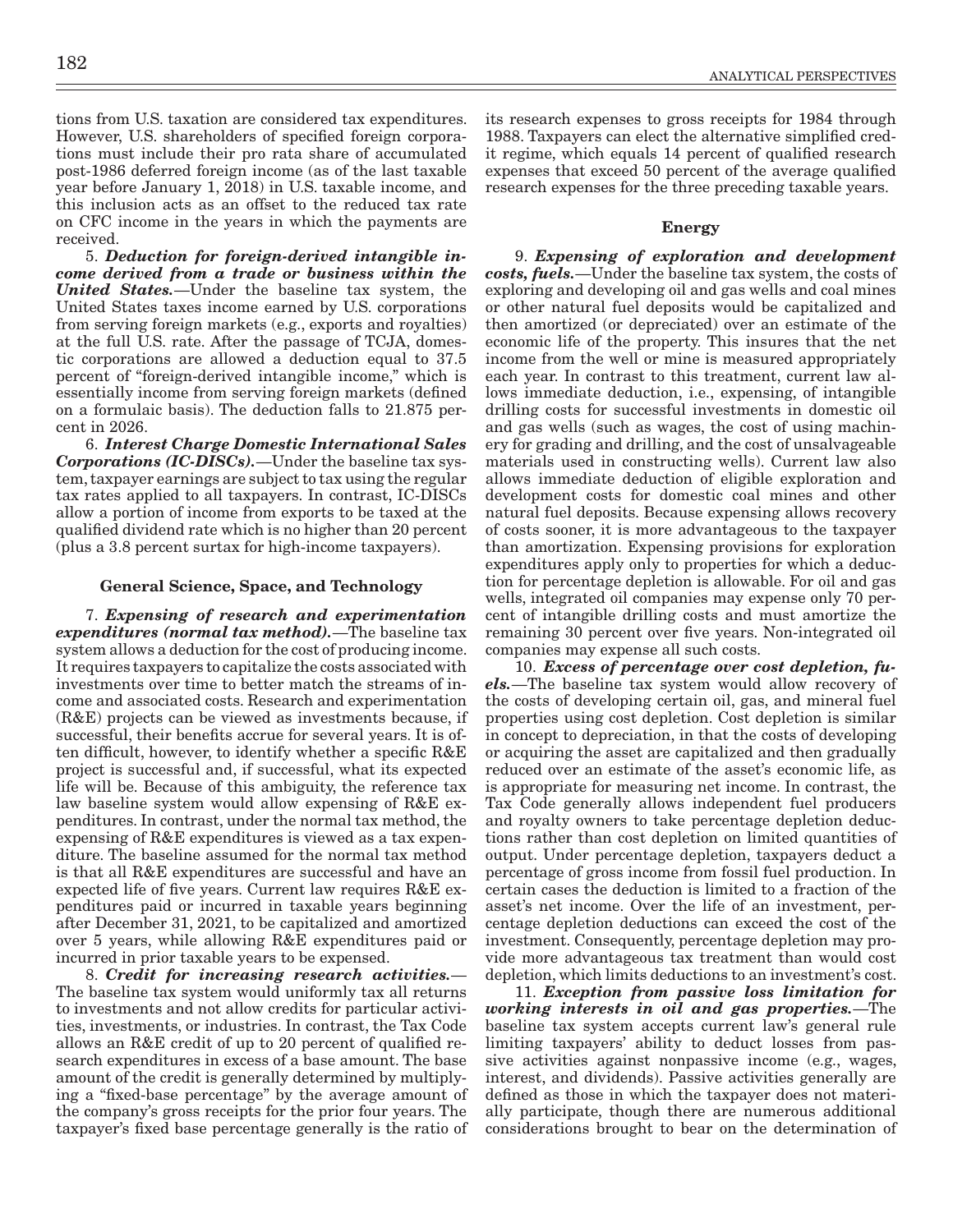tions from U.S. taxation are considered tax expenditures. However, U.S. shareholders of specified foreign corporations must include their pro rata share of accumulated post-1986 deferred foreign income (as of the last taxable year before January 1, 2018) in U.S. taxable income, and this inclusion acts as an offset to the reduced tax rate on CFC income in the years in which the payments are received.

5. ***Deduction for foreign-derived intangible income derived from a trade or business within the United States.***—Under the baseline tax system, the United States taxes income earned by U.S. corporations from serving foreign markets (e.g., exports and royalties) at the full U.S. rate. After the passage of TCJA, domestic corporations are allowed a deduction equal to 37.5 percent of "foreign-derived intangible income," which is essentially income from serving foreign markets (defined on a formulaic basis). The deduction falls to 21.875 percent in 2026.

6. ***Interest Charge Domestic International Sales Corporations (IC-DISCs).***—Under the baseline tax system, taxpayer earnings are subject to tax using the regular tax rates applied to all taxpayers. In contrast, IC-DISCs allow a portion of income from exports to be taxed at the qualified dividend rate which is no higher than 20 percent (plus a 3.8 percent surtax for high-income taxpayers).

### General Science, Space, and Technology

7. ***Expensing of research and experimentation expenditures (normal tax method).***—The baseline tax system allows a deduction for the cost of producing income. It requires taxpayers to capitalize the costs associated with investments over time to better match the streams of income and associated costs. Research and experimentation (R&E) projects can be viewed as investments because, if successful, their benefits accrue for several years. It is often difficult, however, to identify whether a specific R&E project is successful and, if successful, what its expected life will be. Because of this ambiguity, the reference tax law baseline system would allow expensing of R&E expenditures. In contrast, under the normal tax method, the expensing of R&E expenditures is viewed as a tax expenditure. The baseline assumed for the normal tax method is that all R&E expenditures are successful and have an expected life of five years. Current law requires R&E expenditures paid or incurred in taxable years beginning after December 31, 2021, to be capitalized and amortized over 5 years, while allowing R&E expenditures paid or incurred in prior taxable years to be expensed.

8. ***Credit for increasing research activities.***—The baseline tax system would uniformly tax all returns to investments and not allow credits for particular activities, investments, or industries. In contrast, the Tax Code allows an R&E credit of up to 20 percent of qualified research expenditures in excess of a base amount. The base amount of the credit is generally determined by multiplying a "fixed-base percentage" by the average amount of the company's gross receipts for the prior four years. The taxpayer's fixed base percentage generally is the ratio of its research expenses to gross receipts for 1984 through 1988. Taxpayers can elect the alternative simplified credit regime, which equals 14 percent of qualified research expenses that exceed 50 percent of the average qualified research expenses for the three preceding taxable years.

### Energy

9. ***Expensing of exploration and development costs, fuels.***—Under the baseline tax system, the costs of exploring and developing oil and gas wells and coal mines or other natural fuel deposits would be capitalized and then amortized (or depreciated) over an estimate of the economic life of the property. This insures that the net income from the well or mine is measured appropriately each year. In contrast to this treatment, current law allows immediate deduction, i.e., expensing, of intangible drilling costs for successful investments in domestic oil and gas wells (such as wages, the cost of using machinery for grading and drilling, and the cost of unsalvageable materials used in constructing wells). Current law also allows immediate deduction of eligible exploration and development costs for domestic coal mines and other natural fuel deposits. Because expensing allows recovery of costs sooner, it is more advantageous to the taxpayer than amortization. Expensing provisions for exploration expenditures apply only to properties for which a deduction for percentage depletion is allowable. For oil and gas wells, integrated oil companies may expense only 70 percent of intangible drilling costs and must amortize the remaining 30 percent over five years. Non-integrated oil companies may expense all such costs.

10. ***Excess of percentage over cost depletion, fuels.***—The baseline tax system would allow recovery of the costs of developing certain oil, gas, and mineral fuel properties using cost depletion. Cost depletion is similar in concept to depreciation, in that the costs of developing or acquiring the asset are capitalized and then gradually reduced over an estimate of the asset's economic life, as is appropriate for measuring net income. In contrast, the Tax Code generally allows independent fuel producers and royalty owners to take percentage depletion deductions rather than cost depletion on limited quantities of output. Under percentage depletion, taxpayers deduct a percentage of gross income from fossil fuel production. In certain cases the deduction is limited to a fraction of the asset's net income. Over the life of an investment, percentage depletion deductions can exceed the cost of the investment. Consequently, percentage depletion may provide more advantageous tax treatment than would cost depletion, which limits deductions to an investment's cost.

11. ***Exception from passive loss limitation for working interests in oil and gas properties.***—The baseline tax system accepts current law's general rule limiting taxpayers' ability to deduct losses from passive activities against nonpassive income (e.g., wages, interest, and dividends). Passive activities generally are defined as those in which the taxpayer does not materially participate, though there are numerous additional considerations brought to bear on the determination of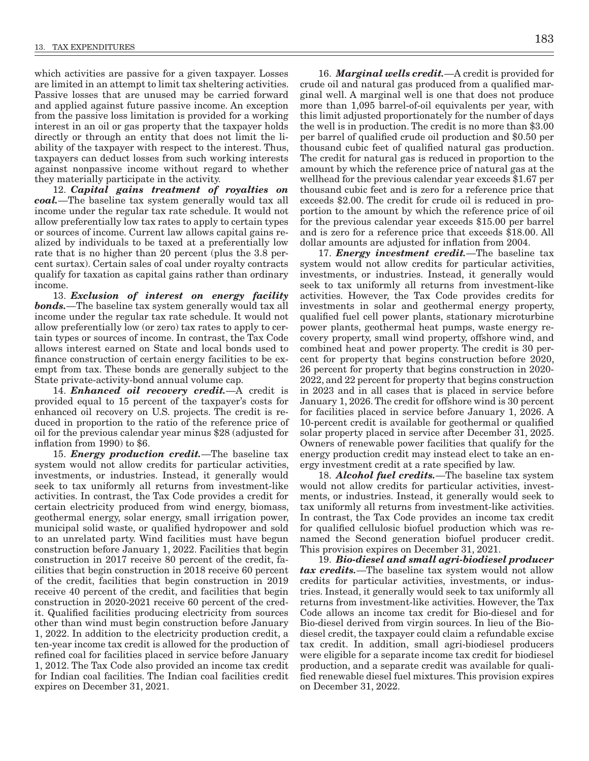which activities are passive for a given taxpayer. Losses are limited in an attempt to limit tax sheltering activities. Passive losses that are unused may be carried forward and applied against future passive income. An exception from the passive loss limitation is provided for a working interest in an oil or gas property that the taxpayer holds directly or through an entity that does not limit the liability of the taxpayer with respect to the interest. Thus, taxpayers can deduct losses from such working interests against nonpassive income without regard to whether they materially participate in the activity.

12. ***Capital gains treatment of royalties on coal.***—The baseline tax system generally would tax all income under the regular tax rate schedule. It would not allow preferentially low tax rates to apply to certain types or sources of income. Current law allows capital gains realized by individuals to be taxed at a preferentially low rate that is no higher than 20 percent (plus the 3.8 percent surtax). Certain sales of coal under royalty contracts qualify for taxation as capital gains rather than ordinary income.

13. ***Exclusion of interest on energy facility bonds.***—The baseline tax system generally would tax all income under the regular tax rate schedule. It would not allow preferentially low (or zero) tax rates to apply to certain types or sources of income. In contrast, the Tax Code allows interest earned on State and local bonds used to finance construction of certain energy facilities to be exempt from tax. These bonds are generally subject to the State private-activity-bond annual volume cap.

14. ***Enhanced oil recovery credit.***—A credit is provided equal to 15 percent of the taxpayer's costs for enhanced oil recovery on U.S. projects. The credit is reduced in proportion to the ratio of the reference price of oil for the previous calendar year minus $28 (adjusted for inflation from 1990) to $6.

15. ***Energy production credit.***—The baseline tax system would not allow credits for particular activities, investments, or industries. Instead, it generally would seek to tax uniformly all returns from investment-like activities. In contrast, the Tax Code provides a credit for certain electricity produced from wind energy, biomass, geothermal energy, solar energy, small irrigation power, municipal solid waste, or qualified hydropower and sold to an unrelated party. Wind facilities must have begun construction before January 1, 2022. Facilities that begin construction in 2017 receive 80 percent of the credit, facilities that begin construction in 2018 receive 60 percent of the credit, facilities that begin construction in 2019 receive 40 percent of the credit, and facilities that begin construction in 2020-2021 receive 60 percent of the credit. Qualified facilities producing electricity from sources other than wind must begin construction before January 1, 2022. In addition to the electricity production credit, a ten-year income tax credit is allowed for the production of refined coal for facilities placed in service before January 1, 2012. The Tax Code also provided an income tax credit for Indian coal facilities. The Indian coal facilities credit expires on December 31, 2021.

16. ***Marginal wells credit.***—A credit is provided for crude oil and natural gas produced from a qualified marginal well. A marginal well is one that does not produce more than 1,095 barrel-of-oil equivalents per year, with this limit adjusted proportionately for the number of days the well is in production. The credit is no more than $3.00 per barrel of qualified crude oil production and $0.50 per thousand cubic feet of qualified natural gas production. The credit for natural gas is reduced in proportion to the amount by which the reference price of natural gas at the wellhead for the previous calendar year exceeds $1.67 per thousand cubic feet and is zero for a reference price that exceeds $2.00. The credit for crude oil is reduced in proportion to the amount by which the reference price of oil for the previous calendar year exceeds $15.00 per barrel and is zero for a reference price that exceeds $18.00. All dollar amounts are adjusted for inflation from 2004.

17. ***Energy investment credit.***—The baseline tax system would not allow credits for particular activities, investments, or industries. Instead, it generally would seek to tax uniformly all returns from investment-like activities. However, the Tax Code provides credits for investments in solar and geothermal energy property, qualified fuel cell power plants, stationary microturbine power plants, geothermal heat pumps, waste energy recovery property, small wind property, offshore wind, and combined heat and power property. The credit is 30 percent for property that begins construction before 2020, 26 percent for property that begins construction in 2020-2022, and 22 percent for property that begins construction in 2023 and in all cases that is placed in service before January 1, 2026. The credit for offshore wind is 30 percent for facilities placed in service before January 1, 2026. A 10-percent credit is available for geothermal or qualified solar property placed in service after December 31, 2025. Owners of renewable power facilities that qualify for the energy production credit may instead elect to take an energy investment credit at a rate specified by law.

18. ***Alcohol fuel credits.***—The baseline tax system would not allow credits for particular activities, investments, or industries. Instead, it generally would seek to tax uniformly all returns from investment-like activities. In contrast, the Tax Code provides an income tax credit for qualified cellulosic biofuel production which was renamed the Second generation biofuel producer credit. This provision expires on December 31, 2021.

19. ***Bio-diesel and small agri-biodiesel producer tax credits.***—The baseline tax system would not allow credits for particular activities, investments, or industries. Instead, it generally would seek to tax uniformly all returns from investment-like activities. However, the Tax Code allows an income tax credit for Bio-diesel and for Bio-diesel derived from virgin sources. In lieu of the Bio-diesel credit, the taxpayer could claim a refundable excise tax credit. In addition, small agri-biodiesel producers were eligible for a separate income tax credit for biodiesel production, and a separate credit was available for qualified renewable diesel fuel mixtures. This provision expires on December 31, 2022.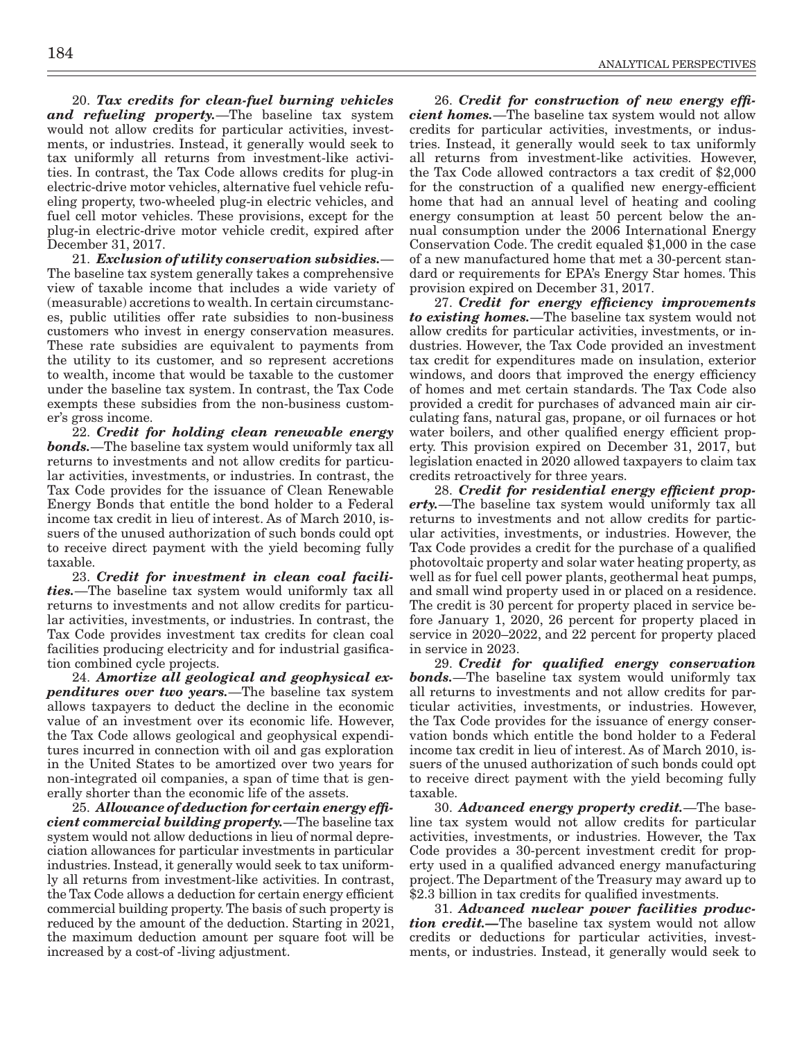20. ***Tax credits for clean-fuel burning vehicles and refueling property.***—The baseline tax system would not allow credits for particular activities, investments, or industries. Instead, it generally would seek to tax uniformly all returns from investment-like activities. In contrast, the Tax Code allows credits for plug-in electric-drive motor vehicles, alternative fuel vehicle refueling property, two-wheeled plug-in electric vehicles, and fuel cell motor vehicles. These provisions, except for the plug-in electric-drive motor vehicle credit, expired after December 31, 2017.

21. ***Exclusion of utility conservation subsidies.***—The baseline tax system generally takes a comprehensive view of taxable income that includes a wide variety of (measurable) accretions to wealth. In certain circumstances, public utilities offer rate subsidies to non-business customers who invest in energy conservation measures. These rate subsidies are equivalent to payments from the utility to its customer, and so represent accretions to wealth, income that would be taxable to the customer under the baseline tax system. In contrast, the Tax Code exempts these subsidies from the non-business customer's gross income.

22. ***Credit for holding clean renewable energy bonds.***—The baseline tax system would uniformly tax all returns to investments and not allow credits for particular activities, investments, or industries. In contrast, the Tax Code provides for the issuance of Clean Renewable Energy Bonds that entitle the bond holder to a Federal income tax credit in lieu of interest. As of March 2010, issuers of the unused authorization of such bonds could opt to receive direct payment with the yield becoming fully taxable.

23. ***Credit for investment in clean coal facilities.***—The baseline tax system would uniformly tax all returns to investments and not allow credits for particular activities, investments, or industries. In contrast, the Tax Code provides investment tax credits for clean coal facilities producing electricity and for industrial gasification combined cycle projects.

24. ***Amortize all geological and geophysical expenditures over two years.***—The baseline tax system allows taxpayers to deduct the decline in the economic value of an investment over its economic life. However, the Tax Code allows geological and geophysical expenditures incurred in connection with oil and gas exploration in the United States to be amortized over two years for non-integrated oil companies, a span of time that is generally shorter than the economic life of the assets.

25. ***Allowance of deduction for certain energy efficient commercial building property.***—The baseline tax system would not allow deductions in lieu of normal depreciation allowances for particular investments in particular industries. Instead, it generally would seek to tax uniformly all returns from investment-like activities. In contrast, the Tax Code allows a deduction for certain energy efficient commercial building property. The basis of such property is reduced by the amount of the deduction. Starting in 2021, the maximum deduction amount per square foot will be increased by a cost-of -living adjustment.

26. ***Credit for construction of new energy efficient homes.***—The baseline tax system would not allow credits for particular activities, investments, or industries. Instead, it generally would seek to tax uniformly all returns from investment-like activities. However, the Tax Code allowed contractors a tax credit of $2,000 for the construction of a qualified new energy-efficient home that had an annual level of heating and cooling energy consumption at least 50 percent below the annual consumption under the 2006 International Energy Conservation Code. The credit equaled $1,000 in the case of a new manufactured home that met a 30-percent standard or requirements for EPA's Energy Star homes. This provision expired on December 31, 2017.

27. ***Credit for energy efficiency improvements to existing homes.***—The baseline tax system would not allow credits for particular activities, investments, or industries. However, the Tax Code provided an investment tax credit for expenditures made on insulation, exterior windows, and doors that improved the energy efficiency of homes and met certain standards. The Tax Code also provided a credit for purchases of advanced main air circulating fans, natural gas, propane, or oil furnaces or hot water boilers, and other qualified energy efficient property. This provision expired on December 31, 2017, but legislation enacted in 2020 allowed taxpayers to claim tax credits retroactively for three years.

28. ***Credit for residential energy efficient property.***—The baseline tax system would uniformly tax all returns to investments and not allow credits for particular activities, investments, or industries. However, the Tax Code provides a credit for the purchase of a qualified photovoltaic property and solar water heating property, as well as for fuel cell power plants, geothermal heat pumps, and small wind property used in or placed on a residence. The credit is 30 percent for property placed in service before January 1, 2020, 26 percent for property placed in service in 2020–2022, and 22 percent for property placed in service in 2023.

29. ***Credit for qualified energy conservation bonds.***—The baseline tax system would uniformly tax all returns to investments and not allow credits for particular activities, investments, or industries. However, the Tax Code provides for the issuance of energy conservation bonds which entitle the bond holder to a Federal income tax credit in lieu of interest. As of March 2010, issuers of the unused authorization of such bonds could opt to receive direct payment with the yield becoming fully taxable.

30. ***Advanced energy property credit.***—The baseline tax system would not allow credits for particular activities, investments, or industries. However, the Tax Code provides a 30-percent investment credit for property used in a qualified advanced energy manufacturing project. The Department of the Treasury may award up to $2.3 billion in tax credits for qualified investments.

31. ***Advanced nuclear power facilities production credit.***—The baseline tax system would not allow credits or deductions for particular activities, investments, or industries. Instead, it generally would seek to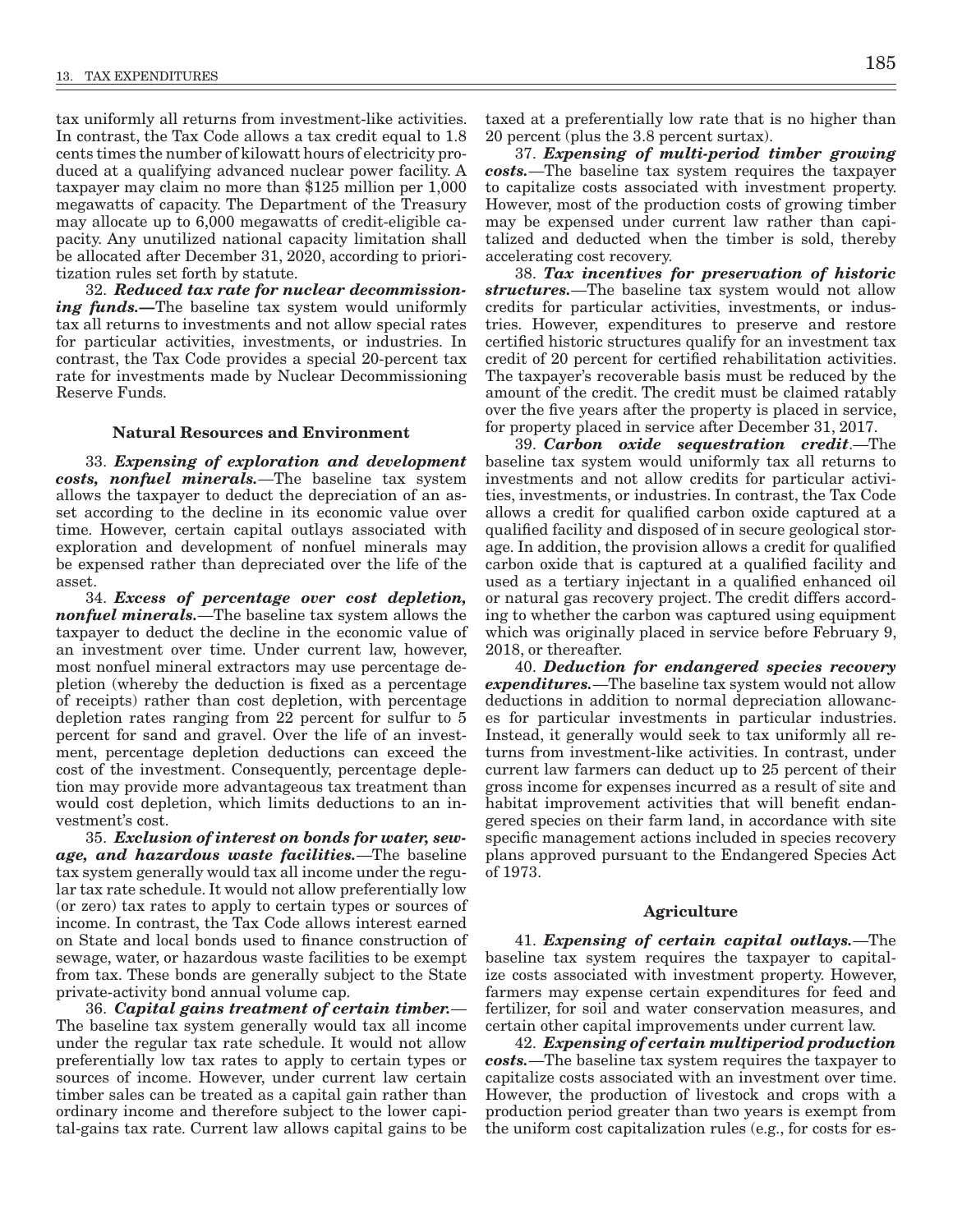tax uniformly all returns from investment-like activities. In contrast, the Tax Code allows a tax credit equal to 1.8 cents times the number of kilowatt hours of electricity produced at a qualifying advanced nuclear power facility. A taxpayer may claim no more than $125 million per 1,000 megawatts of capacity. The Department of the Treasury may allocate up to 6,000 megawatts of credit-eligible capacity. Any unutilized national capacity limitation shall be allocated after December 31, 2020, according to prioritization rules set forth by statute.

32. ***Reduced tax rate for nuclear decommissioning funds.—***The baseline tax system would uniformly tax all returns to investments and not allow special rates for particular activities, investments, or industries. In contrast, the Tax Code provides a special 20-percent tax rate for investments made by Nuclear Decommissioning Reserve Funds.

### Natural Resources and Environment

33. ***Expensing of exploration and development costs, nonfuel minerals.***—The baseline tax system allows the taxpayer to deduct the depreciation of an asset according to the decline in its economic value over time. However, certain capital outlays associated with exploration and development of nonfuel minerals may be expensed rather than depreciated over the life of the asset.

34. ***Excess of percentage over cost depletion, nonfuel minerals.***—The baseline tax system allows the taxpayer to deduct the decline in the economic value of an investment over time. Under current law, however, most nonfuel mineral extractors may use percentage depletion (whereby the deduction is fixed as a percentage of receipts) rather than cost depletion, with percentage depletion rates ranging from 22 percent for sulfur to 5 percent for sand and gravel. Over the life of an investment, percentage depletion deductions can exceed the cost of the investment. Consequently, percentage depletion may provide more advantageous tax treatment than would cost depletion, which limits deductions to an investment's cost.

35. ***Exclusion of interest on bonds for water, sewage, and hazardous waste facilities.***—The baseline tax system generally would tax all income under the regular tax rate schedule. It would not allow preferentially low (or zero) tax rates to apply to certain types or sources of income. In contrast, the Tax Code allows interest earned on State and local bonds used to finance construction of sewage, water, or hazardous waste facilities to be exempt from tax. These bonds are generally subject to the State private-activity bond annual volume cap.

36. ***Capital gains treatment of certain timber.***—The baseline tax system generally would tax all income under the regular tax rate schedule. It would not allow preferentially low tax rates to apply to certain types or sources of income. However, under current law certain timber sales can be treated as a capital gain rather than ordinary income and therefore subject to the lower capital-gains tax rate. Current law allows capital gains to be taxed at a preferentially low rate that is no higher than 20 percent (plus the 3.8 percent surtax).

37. ***Expensing of multi-period timber growing costs.***—The baseline tax system requires the taxpayer to capitalize costs associated with investment property. However, most of the production costs of growing timber may be expensed under current law rather than capitalized and deducted when the timber is sold, thereby accelerating cost recovery.

38. ***Tax incentives for preservation of historic structures.***—The baseline tax system would not allow credits for particular activities, investments, or industries. However, expenditures to preserve and restore certified historic structures qualify for an investment tax credit of 20 percent for certified rehabilitation activities. The taxpayer's recoverable basis must be reduced by the amount of the credit. The credit must be claimed ratably over the five years after the property is placed in service, for property placed in service after December 31, 2017.

39. ***Carbon oxide sequestration credit***.—The baseline tax system would uniformly tax all returns to investments and not allow credits for particular activities, investments, or industries. In contrast, the Tax Code allows a credit for qualified carbon oxide captured at a qualified facility and disposed of in secure geological storage. In addition, the provision allows a credit for qualified carbon oxide that is captured at a qualified facility and used as a tertiary injectant in a qualified enhanced oil or natural gas recovery project. The credit differs according to whether the carbon was captured using equipment which was originally placed in service before February 9, 2018, or thereafter.

40. ***Deduction for endangered species recovery expenditures.***—The baseline tax system would not allow deductions in addition to normal depreciation allowances for particular investments in particular industries. Instead, it generally would seek to tax uniformly all returns from investment-like activities. In contrast, under current law farmers can deduct up to 25 percent of their gross income for expenses incurred as a result of site and habitat improvement activities that will benefit endangered species on their farm land, in accordance with site specific management actions included in species recovery plans approved pursuant to the Endangered Species Act of 1973.

### Agriculture

41. ***Expensing of certain capital outlays.***—The baseline tax system requires the taxpayer to capitalize costs associated with investment property. However, farmers may expense certain expenditures for feed and fertilizer, for soil and water conservation measures, and certain other capital improvements under current law.

42. ***Expensing of certain multiperiod production costs.***—The baseline tax system requires the taxpayer to capitalize costs associated with an investment over time. However, the production of livestock and crops with a production period greater than two years is exempt from the uniform cost capitalization rules (e.g., for costs for es-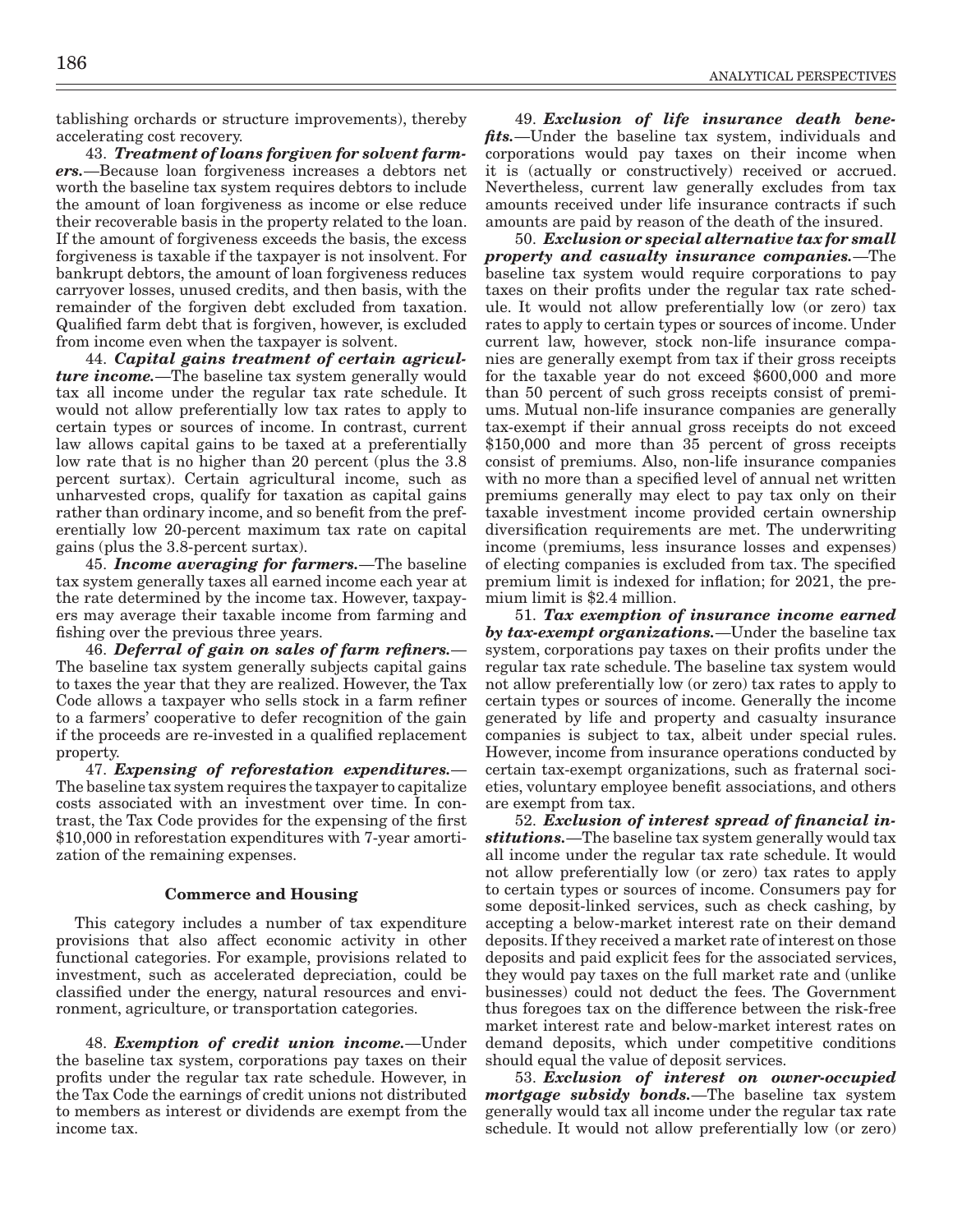tablishing orchards or structure improvements), thereby accelerating cost recovery.

43. ***Treatment of loans forgiven for solvent farmers.***—Because loan forgiveness increases a debtors net worth the baseline tax system requires debtors to include the amount of loan forgiveness as income or else reduce their recoverable basis in the property related to the loan. If the amount of forgiveness exceeds the basis, the excess forgiveness is taxable if the taxpayer is not insolvent. For bankrupt debtors, the amount of loan forgiveness reduces carryover losses, unused credits, and then basis, with the remainder of the forgiven debt excluded from taxation. Qualified farm debt that is forgiven, however, is excluded from income even when the taxpayer is solvent.

44. ***Capital gains treatment of certain agriculture income.***—The baseline tax system generally would tax all income under the regular tax rate schedule. It would not allow preferentially low tax rates to apply to certain types or sources of income. In contrast, current law allows capital gains to be taxed at a preferentially low rate that is no higher than 20 percent (plus the 3.8 percent surtax). Certain agricultural income, such as unharvested crops, qualify for taxation as capital gains rather than ordinary income, and so benefit from the preferentially low 20-percent maximum tax rate on capital gains (plus the 3.8-percent surtax).

45. ***Income averaging for farmers.***—The baseline tax system generally taxes all earned income each year at the rate determined by the income tax. However, taxpayers may average their taxable income from farming and fishing over the previous three years.

46. ***Deferral of gain on sales of farm refiners.***—The baseline tax system generally subjects capital gains to taxes the year that they are realized. However, the Tax Code allows a taxpayer who sells stock in a farm refiner to a farmers' cooperative to defer recognition of the gain if the proceeds are re-invested in a qualified replacement property.

47. ***Expensing of reforestation expenditures.***—The baseline tax system requires the taxpayer to capitalize costs associated with an investment over time. In contrast, the Tax Code provides for the expensing of the first $10,000 in reforestation expenditures with 7-year amortization of the remaining expenses.

### Commerce and Housing

This category includes a number of tax expenditure provisions that also affect economic activity in other functional categories. For example, provisions related to investment, such as accelerated depreciation, could be classified under the energy, natural resources and environment, agriculture, or transportation categories.

48. ***Exemption of credit union income.***—Under the baseline tax system, corporations pay taxes on their profits under the regular tax rate schedule. However, in the Tax Code the earnings of credit unions not distributed to members as interest or dividends are exempt from the income tax.

49. ***Exclusion of life insurance death benefits.***—Under the baseline tax system, individuals and corporations would pay taxes on their income when it is (actually or constructively) received or accrued. Nevertheless, current law generally excludes from tax amounts received under life insurance contracts if such amounts are paid by reason of the death of the insured.

50. ***Exclusion or special alternative tax for small property and casualty insurance companies.***—The baseline tax system would require corporations to pay taxes on their profits under the regular tax rate schedule. It would not allow preferentially low (or zero) tax rates to apply to certain types or sources of income. Under current law, however, stock non-life insurance companies are generally exempt from tax if their gross receipts for the taxable year do not exceed $600,000 and more than 50 percent of such gross receipts consist of premiums. Mutual non-life insurance companies are generally tax-exempt if their annual gross receipts do not exceed $150,000 and more than 35 percent of gross receipts consist of premiums. Also, non-life insurance companies with no more than a specified level of annual net written premiums generally may elect to pay tax only on their taxable investment income provided certain ownership diversification requirements are met. The underwriting income (premiums, less insurance losses and expenses) of electing companies is excluded from tax. The specified premium limit is indexed for inflation; for 2021, the premium limit is $2.4 million.

51. ***Tax exemption of insurance income earned by tax-exempt organizations.***—Under the baseline tax system, corporations pay taxes on their profits under the regular tax rate schedule. The baseline tax system would not allow preferentially low (or zero) tax rates to apply to certain types or sources of income. Generally the income generated by life and property and casualty insurance companies is subject to tax, albeit under special rules. However, income from insurance operations conducted by certain tax-exempt organizations, such as fraternal societies, voluntary employee benefit associations, and others are exempt from tax.

52. ***Exclusion of interest spread of financial institutions.***—The baseline tax system generally would tax all income under the regular tax rate schedule. It would not allow preferentially low (or zero) tax rates to apply to certain types or sources of income. Consumers pay for some deposit-linked services, such as check cashing, by accepting a below-market interest rate on their demand deposits. If they received a market rate of interest on those deposits and paid explicit fees for the associated services, they would pay taxes on the full market rate and (unlike businesses) could not deduct the fees. The Government thus foregoes tax on the difference between the risk-free market interest rate and below-market interest rates on demand deposits, which under competitive conditions should equal the value of deposit services.

53. ***Exclusion of interest on owner-occupied mortgage subsidy bonds.***—The baseline tax system generally would tax all income under the regular tax rate schedule. It would not allow preferentially low (or zero)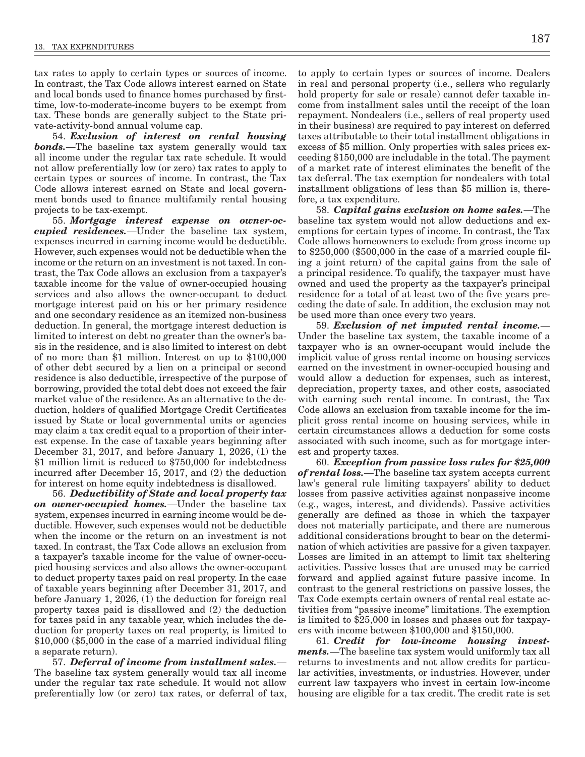tax rates to apply to certain types or sources of income. In contrast, the Tax Code allows interest earned on State and local bonds used to finance homes purchased by first-time, low-to-moderate-income buyers to be exempt from tax. These bonds are generally subject to the State private-activity-bond annual volume cap.

54. ***Exclusion of interest on rental housing bonds.***—The baseline tax system generally would tax all income under the regular tax rate schedule. It would not allow preferentially low (or zero) tax rates to apply to certain types or sources of income. In contrast, the Tax Code allows interest earned on State and local government bonds used to finance multifamily rental housing projects to be tax-exempt.

55. ***Mortgage interest expense on owner-occupied residences.***—Under the baseline tax system, expenses incurred in earning income would be deductible. However, such expenses would not be deductible when the income or the return on an investment is not taxed. In contrast, the Tax Code allows an exclusion from a taxpayer's taxable income for the value of owner-occupied housing services and also allows the owner-occupant to deduct mortgage interest paid on his or her primary residence and one secondary residence as an itemized non-business deduction. In general, the mortgage interest deduction is limited to interest on debt no greater than the owner's basis in the residence, and is also limited to interest on debt of no more than $1 million. Interest on up to $100,000 of other debt secured by a lien on a principal or second residence is also deductible, irrespective of the purpose of borrowing, provided the total debt does not exceed the fair market value of the residence. As an alternative to the deduction, holders of qualified Mortgage Credit Certificates issued by State or local governmental units or agencies may claim a tax credit equal to a proportion of their interest expense. In the case of taxable years beginning after December 31, 2017, and before January 1, 2026, (1) the $1 million limit is reduced to $750,000 for indebtedness incurred after December 15, 2017, and (2) the deduction for interest on home equity indebtedness is disallowed.

56. ***Deductibility of State and local property tax on owner-occupied homes.***—Under the baseline tax system, expenses incurred in earning income would be deductible. However, such expenses would not be deductible when the income or the return on an investment is not taxed. In contrast, the Tax Code allows an exclusion from a taxpayer's taxable income for the value of owner-occupied housing services and also allows the owner-occupant to deduct property taxes paid on real property. In the case of taxable years beginning after December 31, 2017, and before January 1, 2026, (1) the deduction for foreign real property taxes paid is disallowed and (2) the deduction for taxes paid in any taxable year, which includes the deduction for property taxes on real property, is limited to $10,000 ($5,000 in the case of a married individual filing a separate return).

57. ***Deferral of income from installment sales.***—The baseline tax system generally would tax all income under the regular tax rate schedule. It would not allow preferentially low (or zero) tax rates, or deferral of tax, to apply to certain types or sources of income. Dealers in real and personal property (i.e., sellers who regularly hold property for sale or resale) cannot defer taxable income from installment sales until the receipt of the loan repayment. Nondealers (i.e., sellers of real property used in their business) are required to pay interest on deferred taxes attributable to their total installment obligations in excess of $5 million. Only properties with sales prices exceeding $150,000 are includable in the total. The payment of a market rate of interest eliminates the benefit of the tax deferral. The tax exemption for nondealers with total installment obligations of less than $5 million is, therefore, a tax expenditure.

58. ***Capital gains exclusion on home sales.***—The baseline tax system would not allow deductions and exemptions for certain types of income. In contrast, the Tax Code allows homeowners to exclude from gross income up to $250,000 ($500,000 in the case of a married couple filing a joint return) of the capital gains from the sale of a principal residence. To qualify, the taxpayer must have owned and used the property as the taxpayer's principal residence for a total of at least two of the five years preceding the date of sale. In addition, the exclusion may not be used more than once every two years.

59. ***Exclusion of net imputed rental income.***—Under the baseline tax system, the taxable income of a taxpayer who is an owner-occupant would include the implicit value of gross rental income on housing services earned on the investment in owner-occupied housing and would allow a deduction for expenses, such as interest, depreciation, property taxes, and other costs, associated with earning such rental income. In contrast, the Tax Code allows an exclusion from taxable income for the implicit gross rental income on housing services, while in certain circumstances allows a deduction for some costs associated with such income, such as for mortgage interest and property taxes.

60. ***Exception from passive loss rules for $25,000 of rental loss.***—The baseline tax system accepts current law's general rule limiting taxpayers' ability to deduct losses from passive activities against nonpassive income (e.g., wages, interest, and dividends). Passive activities generally are defined as those in which the taxpayer does not materially participate, and there are numerous additional considerations brought to bear on the determination of which activities are passive for a given taxpayer. Losses are limited in an attempt to limit tax sheltering activities. Passive losses that are unused may be carried forward and applied against future passive income. In contrast to the general restrictions on passive losses, the Tax Code exempts certain owners of rental real estate activities from "passive income" limitations. The exemption is limited to $25,000 in losses and phases out for taxpayers with income between $100,000 and $150,000.

61. ***Credit for low-income housing investments.***—The baseline tax system would uniformly tax all returns to investments and not allow credits for particular activities, investments, or industries. However, under current law taxpayers who invest in certain low-income housing are eligible for a tax credit. The credit rate is set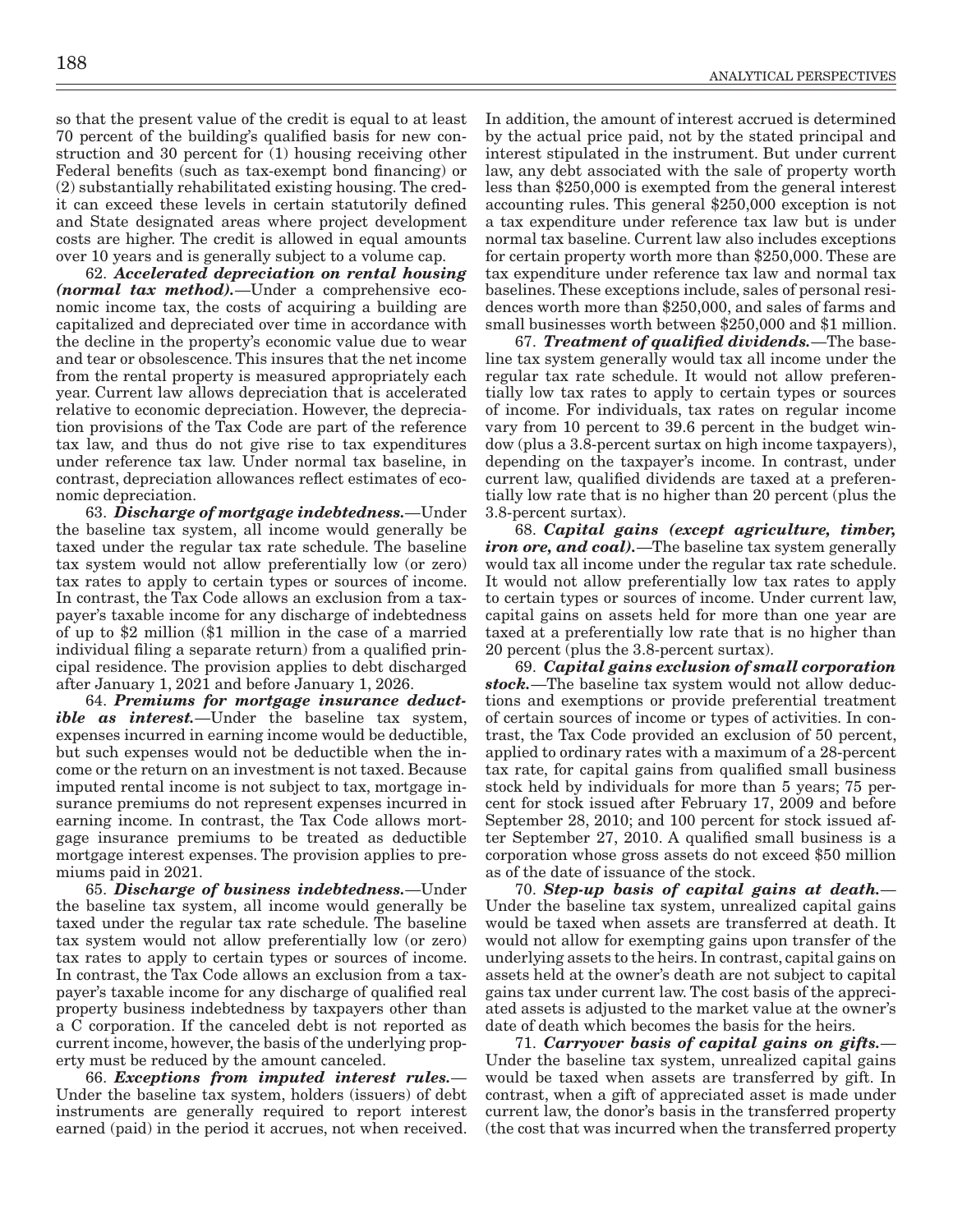so that the present value of the credit is equal to at least 70 percent of the building's qualified basis for new construction and 30 percent for (1) housing receiving other Federal benefits (such as tax-exempt bond financing) or (2) substantially rehabilitated existing housing. The credit can exceed these levels in certain statutorily defined and State designated areas where project development costs are higher. The credit is allowed in equal amounts over 10 years and is generally subject to a volume cap.

62. ***Accelerated depreciation on rental housing (normal tax method).***—Under a comprehensive economic income tax, the costs of acquiring a building are capitalized and depreciated over time in accordance with the decline in the property's economic value due to wear and tear or obsolescence. This insures that the net income from the rental property is measured appropriately each year. Current law allows depreciation that is accelerated relative to economic depreciation. However, the depreciation provisions of the Tax Code are part of the reference tax law, and thus do not give rise to tax expenditures under reference tax law. Under normal tax baseline, in contrast, depreciation allowances reflect estimates of economic depreciation.

63. ***Discharge of mortgage indebtedness.***—Under the baseline tax system, all income would generally be taxed under the regular tax rate schedule. The baseline tax system would not allow preferentially low (or zero) tax rates to apply to certain types or sources of income. In contrast, the Tax Code allows an exclusion from a taxpayer's taxable income for any discharge of indebtedness of up to $2 million ($1 million in the case of a married individual filing a separate return) from a qualified principal residence. The provision applies to debt discharged after January 1, 2021 and before January 1, 2026.

64. ***Premiums for mortgage insurance deductible as interest.***—Under the baseline tax system, expenses incurred in earning income would be deductible, but such expenses would not be deductible when the income or the return on an investment is not taxed. Because imputed rental income is not subject to tax, mortgage insurance premiums do not represent expenses incurred in earning income. In contrast, the Tax Code allows mortgage insurance premiums to be treated as deductible mortgage interest expenses. The provision applies to premiums paid in 2021.

65. ***Discharge of business indebtedness.***—Under the baseline tax system, all income would generally be taxed under the regular tax rate schedule. The baseline tax system would not allow preferentially low (or zero) tax rates to apply to certain types or sources of income. In contrast, the Tax Code allows an exclusion from a taxpayer's taxable income for any discharge of qualified real property business indebtedness by taxpayers other than a C corporation. If the canceled debt is not reported as current income, however, the basis of the underlying property must be reduced by the amount canceled.

66. ***Exceptions from imputed interest rules.***—Under the baseline tax system, holders (issuers) of debt instruments are generally required to report interest earned (paid) in the period it accrues, not when received. In addition, the amount of interest accrued is determined by the actual price paid, not by the stated principal and interest stipulated in the instrument. But under current law, any debt associated with the sale of property worth less than $250,000 is exempted from the general interest accounting rules. This general $250,000 exception is not a tax expenditure under reference tax law but is under normal tax baseline. Current law also includes exceptions for certain property worth more than $250,000. These are tax expenditure under reference tax law and normal tax baselines. These exceptions include, sales of personal residences worth more than $250,000, and sales of farms and small businesses worth between $250,000 and $1 million.

67. ***Treatment of qualified dividends.***—The baseline tax system generally would tax all income under the regular tax rate schedule. It would not allow preferentially low tax rates to apply to certain types or sources of income. For individuals, tax rates on regular income vary from 10 percent to 39.6 percent in the budget window (plus a 3.8-percent surtax on high income taxpayers), depending on the taxpayer's income. In contrast, under current law, qualified dividends are taxed at a preferentially low rate that is no higher than 20 percent (plus the 3.8-percent surtax).

68. ***Capital gains (except agriculture, timber, iron ore, and coal).***—The baseline tax system generally would tax all income under the regular tax rate schedule. It would not allow preferentially low tax rates to apply to certain types or sources of income. Under current law, capital gains on assets held for more than one year are taxed at a preferentially low rate that is no higher than 20 percent (plus the 3.8-percent surtax).

69. ***Capital gains exclusion of small corporation stock.***—The baseline tax system would not allow deductions and exemptions or provide preferential treatment of certain sources of income or types of activities. In contrast, the Tax Code provided an exclusion of 50 percent, applied to ordinary rates with a maximum of a 28-percent tax rate, for capital gains from qualified small business stock held by individuals for more than 5 years; 75 percent for stock issued after February 17, 2009 and before September 28, 2010; and 100 percent for stock issued after September 27, 2010. A qualified small business is a corporation whose gross assets do not exceed $50 million as of the date of issuance of the stock.

70. ***Step-up basis of capital gains at death.***—Under the baseline tax system, unrealized capital gains would be taxed when assets are transferred at death. It would not allow for exempting gains upon transfer of the underlying assets to the heirs. In contrast, capital gains on assets held at the owner's death are not subject to capital gains tax under current law. The cost basis of the appreciated assets is adjusted to the market value at the owner's date of death which becomes the basis for the heirs.

71. ***Carryover basis of capital gains on gifts.***—Under the baseline tax system, unrealized capital gains would be taxed when assets are transferred by gift. In contrast, when a gift of appreciated asset is made under current law, the donor's basis in the transferred property (the cost that was incurred when the transferred property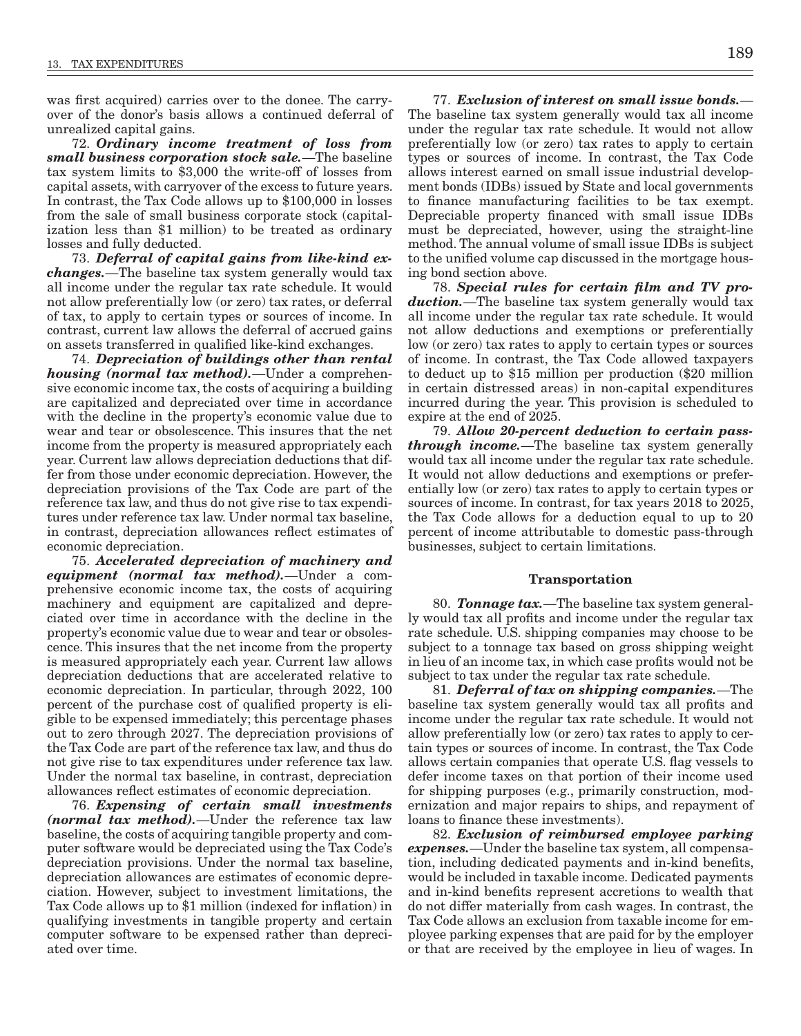was first acquired) carries over to the donee. The carryover of the donor's basis allows a continued deferral of unrealized capital gains.

72. ***Ordinary income treatment of loss from small business corporation stock sale.***—The baseline tax system limits to $3,000 the write-off of losses from capital assets, with carryover of the excess to future years. In contrast, the Tax Code allows up to $100,000 in losses from the sale of small business corporate stock (capitalization less than $1 million) to be treated as ordinary losses and fully deducted.

73. ***Deferral of capital gains from like-kind exchanges.***—The baseline tax system generally would tax all income under the regular tax rate schedule. It would not allow preferentially low (or zero) tax rates, or deferral of tax, to apply to certain types or sources of income. In contrast, current law allows the deferral of accrued gains on assets transferred in qualified like-kind exchanges.

74. ***Depreciation of buildings other than rental housing (normal tax method).***—Under a comprehensive economic income tax, the costs of acquiring a building are capitalized and depreciated over time in accordance with the decline in the property's economic value due to wear and tear or obsolescence. This insures that the net income from the property is measured appropriately each year. Current law allows depreciation deductions that differ from those under economic depreciation. However, the depreciation provisions of the Tax Code are part of the reference tax law, and thus do not give rise to tax expenditures under reference tax law. Under normal tax baseline, in contrast, depreciation allowances reflect estimates of economic depreciation.

75. ***Accelerated depreciation of machinery and equipment (normal tax method).***—Under a comprehensive economic income tax, the costs of acquiring machinery and equipment are capitalized and depreciated over time in accordance with the decline in the property's economic value due to wear and tear or obsolescence. This insures that the net income from the property is measured appropriately each year. Current law allows depreciation deductions that are accelerated relative to economic depreciation. In particular, through 2022, 100 percent of the purchase cost of qualified property is eligible to be expensed immediately; this percentage phases out to zero through 2027. The depreciation provisions of the Tax Code are part of the reference tax law, and thus do not give rise to tax expenditures under reference tax law. Under the normal tax baseline, in contrast, depreciation allowances reflect estimates of economic depreciation.

76. ***Expensing of certain small investments (normal tax method).***—Under the reference tax law baseline, the costs of acquiring tangible property and computer software would be depreciated using the Tax Code's depreciation provisions. Under the normal tax baseline, depreciation allowances are estimates of economic depreciation. However, subject to investment limitations, the Tax Code allows up to $1 million (indexed for inflation) in qualifying investments in tangible property and certain computer software to be expensed rather than depreciated over time.

77. ***Exclusion of interest on small issue bonds.***—The baseline tax system generally would tax all income under the regular tax rate schedule. It would not allow preferentially low (or zero) tax rates to apply to certain types or sources of income. In contrast, the Tax Code allows interest earned on small issue industrial development bonds (IDBs) issued by State and local governments to finance manufacturing facilities to be tax exempt. Depreciable property financed with small issue IDBs must be depreciated, however, using the straight-line method. The annual volume of small issue IDBs is subject to the unified volume cap discussed in the mortgage housing bond section above.

78. ***Special rules for certain film and TV production.***—The baseline tax system generally would tax all income under the regular tax rate schedule. It would not allow deductions and exemptions or preferentially low (or zero) tax rates to apply to certain types or sources of income. In contrast, the Tax Code allowed taxpayers to deduct up to $15 million per production ($20 million in certain distressed areas) in non-capital expenditures incurred during the year. This provision is scheduled to expire at the end of 2025.

79. ***Allow 20-percent deduction to certain pass-through income.***—The baseline tax system generally would tax all income under the regular tax rate schedule. It would not allow deductions and exemptions or preferentially low (or zero) tax rates to apply to certain types or sources of income. In contrast, for tax years 2018 to 2025, the Tax Code allows for a deduction equal to up to 20 percent of income attributable to domestic pass-through businesses, subject to certain limitations.

### Transportation

80. ***Tonnage tax.***—The baseline tax system generally would tax all profits and income under the regular tax rate schedule. U.S. shipping companies may choose to be subject to a tonnage tax based on gross shipping weight in lieu of an income tax, in which case profits would not be subject to tax under the regular tax rate schedule.

81. ***Deferral of tax on shipping companies.***—The baseline tax system generally would tax all profits and income under the regular tax rate schedule. It would not allow preferentially low (or zero) tax rates to apply to certain types or sources of income. In contrast, the Tax Code allows certain companies that operate U.S. flag vessels to defer income taxes on that portion of their income used for shipping purposes (e.g., primarily construction, modernization and major repairs to ships, and repayment of loans to finance these investments).

82. ***Exclusion of reimbursed employee parking expenses.***—Under the baseline tax system, all compensation, including dedicated payments and in-kind benefits, would be included in taxable income. Dedicated payments and in-kind benefits represent accretions to wealth that do not differ materially from cash wages. In contrast, the Tax Code allows an exclusion from taxable income for employee parking expenses that are paid for by the employer or that are received by the employee in lieu of wages. In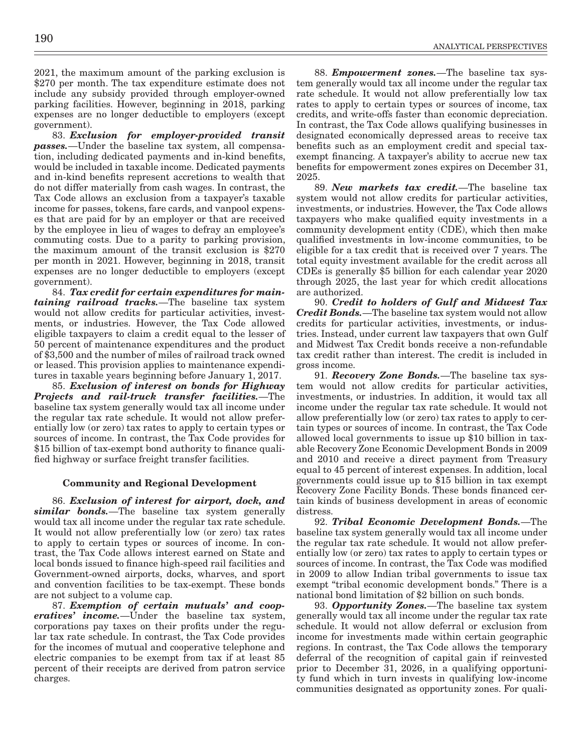2021, the maximum amount of the parking exclusion is $270 per month. The tax expenditure estimate does not include any subsidy provided through employer-owned parking facilities. However, beginning in 2018, parking expenses are no longer deductible to employers (except government).

83. ***Exclusion for employer-provided transit passes.***—Under the baseline tax system, all compensation, including dedicated payments and in-kind benefits, would be included in taxable income. Dedicated payments and in-kind benefits represent accretions to wealth that do not differ materially from cash wages. In contrast, the Tax Code allows an exclusion from a taxpayer's taxable income for passes, tokens, fare cards, and vanpool expenses that are paid for by an employer or that are received by the employee in lieu of wages to defray an employee's commuting costs. Due to a parity to parking provision, the maximum amount of the transit exclusion is $270 per month in 2021. However, beginning in 2018, transit expenses are no longer deductible to employers (except government).

84. ***Tax credit for certain expenditures for maintaining railroad tracks.***—The baseline tax system would not allow credits for particular activities, investments, or industries. However, the Tax Code allowed eligible taxpayers to claim a credit equal to the lesser of 50 percent of maintenance expenditures and the product of $3,500 and the number of miles of railroad track owned or leased. This provision applies to maintenance expenditures in taxable years beginning before January 1, 2017.

85. ***Exclusion of interest on bonds for Highway Projects and rail-truck transfer facilities.***—The baseline tax system generally would tax all income under the regular tax rate schedule. It would not allow preferentially low (or zero) tax rates to apply to certain types or sources of income. In contrast, the Tax Code provides for $15 billion of tax-exempt bond authority to finance qualified highway or surface freight transfer facilities.

### Community and Regional Development

86. ***Exclusion of interest for airport, dock, and similar bonds.***—The baseline tax system generally would tax all income under the regular tax rate schedule. It would not allow preferentially low (or zero) tax rates to apply to certain types or sources of income. In contrast, the Tax Code allows interest earned on State and local bonds issued to finance high-speed rail facilities and Government-owned airports, docks, wharves, and sport and convention facilities to be tax-exempt. These bonds are not subject to a volume cap.

87. ***Exemption of certain mutuals' and cooperatives' income.***—Under the baseline tax system, corporations pay taxes on their profits under the regular tax rate schedule. In contrast, the Tax Code provides for the incomes of mutual and cooperative telephone and electric companies to be exempt from tax if at least 85 percent of their receipts are derived from patron service charges.

88. ***Empowerment zones.***—The baseline tax system generally would tax all income under the regular tax rate schedule. It would not allow preferentially low tax rates to apply to certain types or sources of income, tax credits, and write-offs faster than economic depreciation. In contrast, the Tax Code allows qualifying businesses in designated economically depressed areas to receive tax benefits such as an employment credit and special tax-exempt financing. A taxpayer's ability to accrue new tax benefits for empowerment zones expires on December 31, 2025.

89. ***New markets tax credit.***—The baseline tax system would not allow credits for particular activities, investments, or industries. However, the Tax Code allows taxpayers who make qualified equity investments in a community development entity (CDE), which then make qualified investments in low-income communities, to be eligible for a tax credit that is received over 7 years. The total equity investment available for the credit across all CDEs is generally $5 billion for each calendar year 2020 through 2025, the last year for which credit allocations are authorized.

90. ***Credit to holders of Gulf and Midwest Tax Credit Bonds.***—The baseline tax system would not allow credits for particular activities, investments, or industries. Instead, under current law taxpayers that own Gulf and Midwest Tax Credit bonds receive a non-refundable tax credit rather than interest. The credit is included in gross income.

91. ***Recovery Zone Bonds.***—The baseline tax system would not allow credits for particular activities, investments, or industries. In addition, it would tax all income under the regular tax rate schedule. It would not allow preferentially low (or zero) tax rates to apply to certain types or sources of income. In contrast, the Tax Code allowed local governments to issue up $10 billion in taxable Recovery Zone Economic Development Bonds in 2009 and 2010 and receive a direct payment from Treasury equal to 45 percent of interest expenses. In addition, local governments could issue up to $15 billion in tax exempt Recovery Zone Facility Bonds. These bonds financed certain kinds of business development in areas of economic distress.

92. ***Tribal Economic Development Bonds.***—The baseline tax system generally would tax all income under the regular tax rate schedule. It would not allow preferentially low (or zero) tax rates to apply to certain types or sources of income. In contrast, the Tax Code was modified in 2009 to allow Indian tribal governments to issue tax exempt "tribal economic development bonds." There is a national bond limitation of $2 billion on such bonds.

93. ***Opportunity Zones.***—The baseline tax system generally would tax all income under the regular tax rate schedule. It would not allow deferral or exclusion from income for investments made within certain geographic regions. In contrast, the Tax Code allows the temporary deferral of the recognition of capital gain if reinvested prior to December 31, 2026, in a qualifying opportunity fund which in turn invests in qualifying low-income communities designated as opportunity zones. For quali-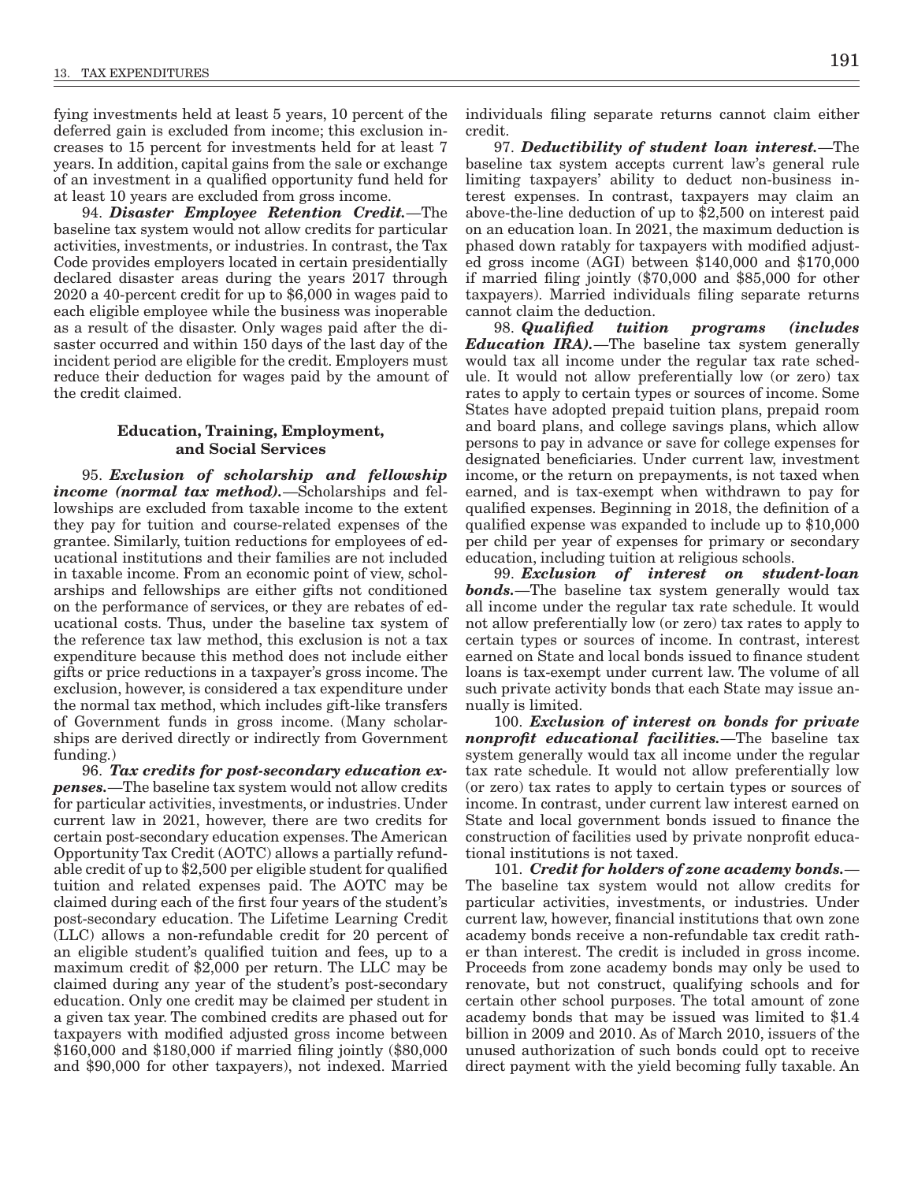fying investments held at least 5 years, 10 percent of the deferred gain is excluded from income; this exclusion increases to 15 percent for investments held for at least 7 years. In addition, capital gains from the sale or exchange of an investment in a qualified opportunity fund held for at least 10 years are excluded from gross income.

94. ***Disaster Employee Retention Credit.***—The baseline tax system would not allow credits for particular activities, investments, or industries. In contrast, the Tax Code provides employers located in certain presidentially declared disaster areas during the years 2017 through 2020 a 40-percent credit for up to $6,000 in wages paid to each eligible employee while the business was inoperable as a result of the disaster. Only wages paid after the disaster occurred and within 150 days of the last day of the incident period are eligible for the credit. Employers must reduce their deduction for wages paid by the amount of the credit claimed.

### Education, Training, Employment, and Social Services

95. ***Exclusion of scholarship and fellowship income (normal tax method).***—Scholarships and fellowships are excluded from taxable income to the extent they pay for tuition and course-related expenses of the grantee. Similarly, tuition reductions for employees of educational institutions and their families are not included in taxable income. From an economic point of view, scholarships and fellowships are either gifts not conditioned on the performance of services, or they are rebates of educational costs. Thus, under the baseline tax system of the reference tax law method, this exclusion is not a tax expenditure because this method does not include either gifts or price reductions in a taxpayer's gross income. The exclusion, however, is considered a tax expenditure under the normal tax method, which includes gift-like transfers of Government funds in gross income. (Many scholarships are derived directly or indirectly from Government funding.)

96. ***Tax credits for post-secondary education expenses.***—The baseline tax system would not allow credits for particular activities, investments, or industries. Under current law in 2021, however, there are two credits for certain post-secondary education expenses. The American Opportunity Tax Credit (AOTC) allows a partially refundable credit of up to $2,500 per eligible student for qualified tuition and related expenses paid. The AOTC may be claimed during each of the first four years of the student's post-secondary education. The Lifetime Learning Credit (LLC) allows a non-refundable credit for 20 percent of an eligible student's qualified tuition and fees, up to a maximum credit of $2,000 per return. The LLC may be claimed during any year of the student's post-secondary education. Only one credit may be claimed per student in a given tax year. The combined credits are phased out for taxpayers with modified adjusted gross income between $160,000 and $180,000 if married filing jointly ($80,000 and $90,000 for other taxpayers), not indexed. Married individuals filing separate returns cannot claim either credit.

97. ***Deductibility of student loan interest.***—The baseline tax system accepts current law's general rule limiting taxpayers' ability to deduct non-business interest expenses. In contrast, taxpayers may claim an above-the-line deduction of up to $2,500 on interest paid on an education loan. In 2021, the maximum deduction is phased down ratably for taxpayers with modified adjusted gross income (AGI) between $140,000 and $170,000 if married filing jointly ($70,000 and $85,000 for other taxpayers). Married individuals filing separate returns cannot claim the deduction.

98. ***Qualified tuition programs (includes Education IRA).***—The baseline tax system generally would tax all income under the regular tax rate schedule. It would not allow preferentially low (or zero) tax rates to apply to certain types or sources of income. Some States have adopted prepaid tuition plans, prepaid room and board plans, and college savings plans, which allow persons to pay in advance or save for college expenses for designated beneficiaries. Under current law, investment income, or the return on prepayments, is not taxed when earned, and is tax-exempt when withdrawn to pay for qualified expenses. Beginning in 2018, the definition of a qualified expense was expanded to include up to $10,000 per child per year of expenses for primary or secondary education, including tuition at religious schools.

99. ***Exclusion of interest on student-loan bonds.***—The baseline tax system generally would tax all income under the regular tax rate schedule. It would not allow preferentially low (or zero) tax rates to apply to certain types or sources of income. In contrast, interest earned on State and local bonds issued to finance student loans is tax-exempt under current law. The volume of all such private activity bonds that each State may issue annually is limited.

100. ***Exclusion of interest on bonds for private nonprofit educational facilities.***—The baseline tax system generally would tax all income under the regular tax rate schedule. It would not allow preferentially low (or zero) tax rates to apply to certain types or sources of income. In contrast, under current law interest earned on State and local government bonds issued to finance the construction of facilities used by private nonprofit educational institutions is not taxed.

101. ***Credit for holders of zone academy bonds.***—The baseline tax system would not allow credits for particular activities, investments, or industries. Under current law, however, financial institutions that own zone academy bonds receive a non-refundable tax credit rather than interest. The credit is included in gross income. Proceeds from zone academy bonds may only be used to renovate, but not construct, qualifying schools and for certain other school purposes. The total amount of zone academy bonds that may be issued was limited to $1.4 billion in 2009 and 2010. As of March 2010, issuers of the unused authorization of such bonds could opt to receive direct payment with the yield becoming fully taxable. An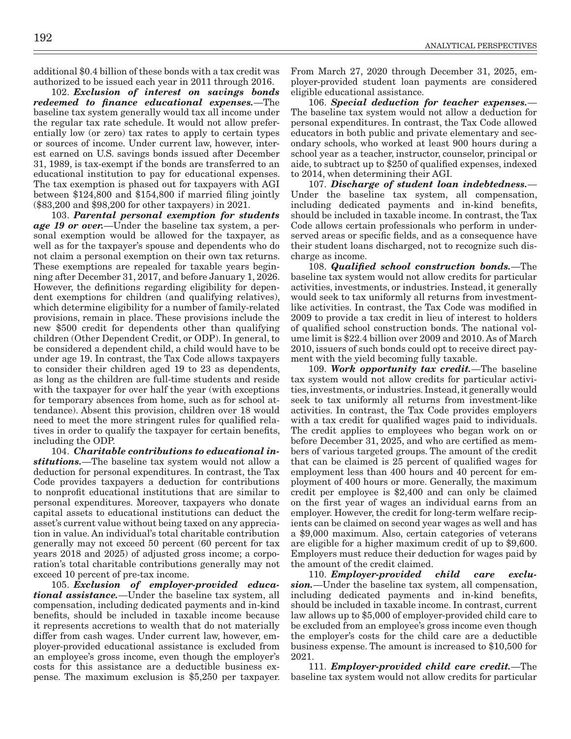additional $0.4 billion of these bonds with a tax credit was authorized to be issued each year in 2011 through 2016.

102. ***Exclusion of interest on savings bonds redeemed to finance educational expenses.***—The baseline tax system generally would tax all income under the regular tax rate schedule. It would not allow preferentially low (or zero) tax rates to apply to certain types or sources of income. Under current law, however, interest earned on U.S. savings bonds issued after December 31, 1989, is tax-exempt if the bonds are transferred to an educational institution to pay for educational expenses. The tax exemption is phased out for taxpayers with AGI between $124,800 and $154,800 if married filing jointly ($83,200 and $98,200 for other taxpayers) in 2021.

103. ***Parental personal exemption for students age 19 or over.***—Under the baseline tax system, a personal exemption would be allowed for the taxpayer, as well as for the taxpayer's spouse and dependents who do not claim a personal exemption on their own tax returns. These exemptions are repealed for taxable years beginning after December 31, 2017, and before January 1, 2026. However, the definitions regarding eligibility for dependent exemptions for children (and qualifying relatives), which determine eligibility for a number of family-related provisions, remain in place. These provisions include the new $500 credit for dependents other than qualifying children (Other Dependent Credit, or ODP). In general, to be considered a dependent child, a child would have to be under age 19. In contrast, the Tax Code allows taxpayers to consider their children aged 19 to 23 as dependents, as long as the children are full-time students and reside with the taxpayer for over half the year (with exceptions for temporary absences from home, such as for school attendance). Absent this provision, children over 18 would need to meet the more stringent rules for qualified relatives in order to qualify the taxpayer for certain benefits, including the ODP.

104. ***Charitable contributions to educational institutions.***—The baseline tax system would not allow a deduction for personal expenditures. In contrast, the Tax Code provides taxpayers a deduction for contributions to nonprofit educational institutions that are similar to personal expenditures. Moreover, taxpayers who donate capital assets to educational institutions can deduct the asset's current value without being taxed on any appreciation in value. An individual's total charitable contribution generally may not exceed 50 percent (60 percent for tax years 2018 and 2025) of adjusted gross income; a corporation's total charitable contributions generally may not exceed 10 percent of pre-tax income.

105. ***Exclusion of employer-provided educational assistance.***—Under the baseline tax system, all compensation, including dedicated payments and in-kind benefits, should be included in taxable income because it represents accretions to wealth that do not materially differ from cash wages. Under current law, however, employer-provided educational assistance is excluded from an employee's gross income, even though the employer's costs for this assistance are a deductible business expense. The maximum exclusion is $5,250 per taxpayer. From March 27, 2020 through December 31, 2025, employer-provided student loan payments are considered eligible educational assistance.

106. ***Special deduction for teacher expenses.***—The baseline tax system would not allow a deduction for personal expenditures. In contrast, the Tax Code allowed educators in both public and private elementary and secondary schools, who worked at least 900 hours during a school year as a teacher, instructor, counselor, principal or aide, to subtract up to $250 of qualified expenses, indexed to 2014, when determining their AGI.

107. ***Discharge of student loan indebtedness.***—Under the baseline tax system, all compensation, including dedicated payments and in-kind benefits, should be included in taxable income. In contrast, the Tax Code allows certain professionals who perform in underserved areas or specific fields, and as a consequence have their student loans discharged, not to recognize such discharge as income.

108. ***Qualified school construction bonds.***—The baseline tax system would not allow credits for particular activities, investments, or industries. Instead, it generally would seek to tax uniformly all returns from investment-like activities. In contrast, the Tax Code was modified in 2009 to provide a tax credit in lieu of interest to holders of qualified school construction bonds. The national volume limit is $22.4 billion over 2009 and 2010. As of March 2010, issuers of such bonds could opt to receive direct payment with the yield becoming fully taxable.

109. ***Work opportunity tax credit.***—The baseline tax system would not allow credits for particular activities, investments, or industries. Instead, it generally would seek to tax uniformly all returns from investment-like activities. In contrast, the Tax Code provides employers with a tax credit for qualified wages paid to individuals. The credit applies to employees who began work on or before December 31, 2025, and who are certified as members of various targeted groups. The amount of the credit that can be claimed is 25 percent of qualified wages for employment less than 400 hours and 40 percent for employment of 400 hours or more. Generally, the maximum credit per employee is $2,400 and can only be claimed on the first year of wages an individual earns from an employer. However, the credit for long-term welfare recipients can be claimed on second year wages as well and has a $9,000 maximum. Also, certain categories of veterans are eligible for a higher maximum credit of up to $9,600. Employers must reduce their deduction for wages paid by the amount of the credit claimed.

110. ***Employer-provided child care exclusion.***—Under the baseline tax system, all compensation, including dedicated payments and in-kind benefits, should be included in taxable income. In contrast, current law allows up to $5,000 of employer-provided child care to be excluded from an employee's gross income even though the employer's costs for the child care are a deductible business expense. The amount is increased to $10,500 for 2021.

111. ***Employer-provided child care credit.***—The baseline tax system would not allow credits for particular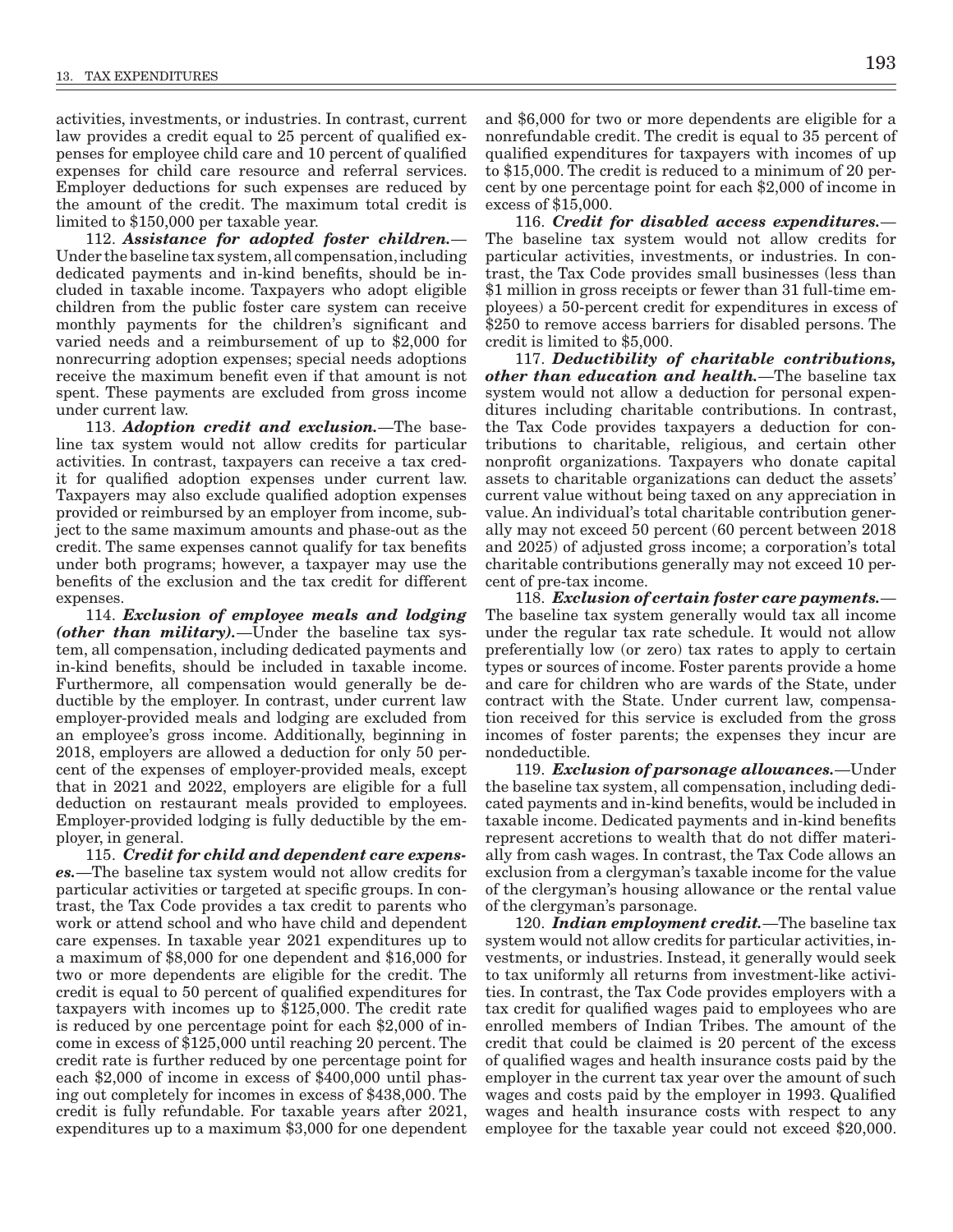activities, investments, or industries. In contrast, current law provides a credit equal to 25 percent of qualified expenses for employee child care and 10 percent of qualified expenses for child care resource and referral services. Employer deductions for such expenses are reduced by the amount of the credit. The maximum total credit is limited to $150,000 per taxable year.

112. ***Assistance for adopted foster children.***—Under the baseline tax system, all compensation, including dedicated payments and in-kind benefits, should be included in taxable income. Taxpayers who adopt eligible children from the public foster care system can receive monthly payments for the children's significant and varied needs and a reimbursement of up to $2,000 for nonrecurring adoption expenses; special needs adoptions receive the maximum benefit even if that amount is not spent. These payments are excluded from gross income under current law.

113. ***Adoption credit and exclusion.***—The baseline tax system would not allow credits for particular activities. In contrast, taxpayers can receive a tax credit for qualified adoption expenses under current law. Taxpayers may also exclude qualified adoption expenses provided or reimbursed by an employer from income, subject to the same maximum amounts and phase-out as the credit. The same expenses cannot qualify for tax benefits under both programs; however, a taxpayer may use the benefits of the exclusion and the tax credit for different expenses.

114. ***Exclusion of employee meals and lodging (other than military).***—Under the baseline tax system, all compensation, including dedicated payments and in-kind benefits, should be included in taxable income. Furthermore, all compensation would generally be deductible by the employer. In contrast, under current law employer-provided meals and lodging are excluded from an employee's gross income. Additionally, beginning in 2018, employers are allowed a deduction for only 50 percent of the expenses of employer-provided meals, except that in 2021 and 2022, employers are eligible for a full deduction on restaurant meals provided to employees. Employer-provided lodging is fully deductible by the employer, in general.

115. ***Credit for child and dependent care expenses.***—The baseline tax system would not allow credits for particular activities or targeted at specific groups. In contrast, the Tax Code provides a tax credit to parents who work or attend school and who have child and dependent care expenses. In taxable year 2021 expenditures up to a maximum of $8,000 for one dependent and $16,000 for two or more dependents are eligible for the credit. The credit is equal to 50 percent of qualified expenditures for taxpayers with incomes up to $125,000. The credit rate is reduced by one percentage point for each $2,000 of income in excess of $125,000 until reaching 20 percent. The credit rate is further reduced by one percentage point for each $2,000 of income in excess of $400,000 until phasing out completely for incomes in excess of $438,000. The credit is fully refundable. For taxable years after 2021, expenditures up to a maximum $3,000 for one dependent and $6,000 for two or more dependents are eligible for a nonrefundable credit. The credit is equal to 35 percent of qualified expenditures for taxpayers with incomes of up to $15,000. The credit is reduced to a minimum of 20 percent by one percentage point for each $2,000 of income in excess of $15,000.

116. ***Credit for disabled access expenditures.***—The baseline tax system would not allow credits for particular activities, investments, or industries. In contrast, the Tax Code provides small businesses (less than $1 million in gross receipts or fewer than 31 full-time employees) a 50-percent credit for expenditures in excess of $250 to remove access barriers for disabled persons. The credit is limited to $5,000.

117. ***Deductibility of charitable contributions, other than education and health.***—The baseline tax system would not allow a deduction for personal expenditures including charitable contributions. In contrast, the Tax Code provides taxpayers a deduction for contributions to charitable, religious, and certain other nonprofit organizations. Taxpayers who donate capital assets to charitable organizations can deduct the assets' current value without being taxed on any appreciation in value. An individual's total charitable contribution generally may not exceed 50 percent (60 percent between 2018 and 2025) of adjusted gross income; a corporation's total charitable contributions generally may not exceed 10 percent of pre-tax income.

118. ***Exclusion of certain foster care payments.***—The baseline tax system generally would tax all income under the regular tax rate schedule. It would not allow preferentially low (or zero) tax rates to apply to certain types or sources of income. Foster parents provide a home and care for children who are wards of the State, under contract with the State. Under current law, compensation received for this service is excluded from the gross incomes of foster parents; the expenses they incur are nondeductible.

119. ***Exclusion of parsonage allowances.***—Under the baseline tax system, all compensation, including dedicated payments and in-kind benefits, would be included in taxable income. Dedicated payments and in-kind benefits represent accretions to wealth that do not differ materially from cash wages. In contrast, the Tax Code allows an exclusion from a clergyman's taxable income for the value of the clergyman's housing allowance or the rental value of the clergyman's parsonage.

120. ***Indian employment credit.***—The baseline tax system would not allow credits for particular activities, investments, or industries. Instead, it generally would seek to tax uniformly all returns from investment-like activities. In contrast, the Tax Code provides employers with a tax credit for qualified wages paid to employees who are enrolled members of Indian Tribes. The amount of the credit that could be claimed is 20 percent of the excess of qualified wages and health insurance costs paid by the employer in the current tax year over the amount of such wages and costs paid by the employer in 1993. Qualified wages and health insurance costs with respect to any employee for the taxable year could not exceed $20,000.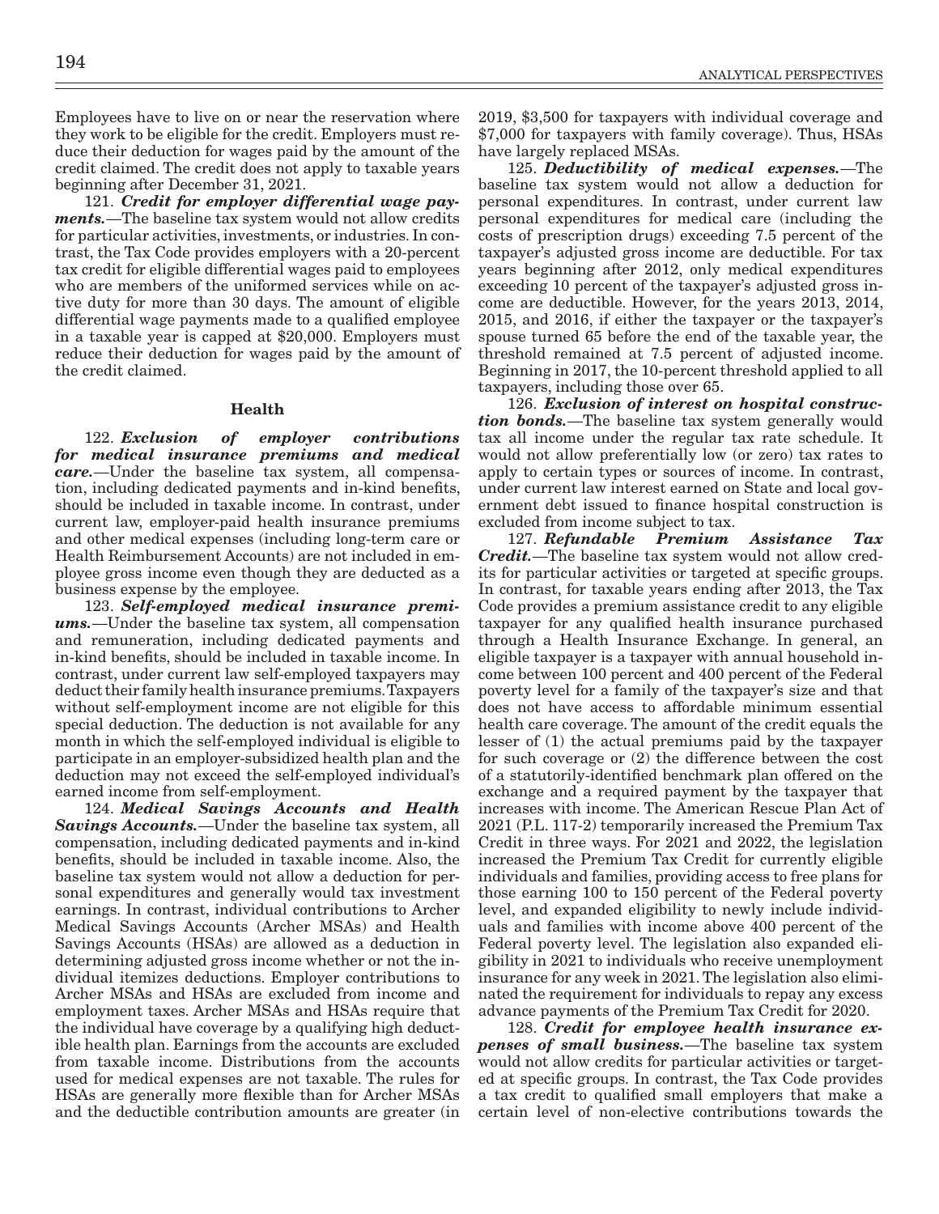Employees have to live on or near the reservation where they work to be eligible for the credit. Employers must reduce their deduction for wages paid by the amount of the credit claimed. The credit does not apply to taxable years beginning after December 31, 2021.

121. ***Credit for employer differential wage payments.***—The baseline tax system would not allow credits for particular activities, investments, or industries. In contrast, the Tax Code provides employers with a 20-percent tax credit for eligible differential wages paid to employees who are members of the uniformed services while on active duty for more than 30 days. The amount of eligible differential wage payments made to a qualified employee in a taxable year is capped at $20,000. Employers must reduce their deduction for wages paid by the amount of the credit claimed.

### Health

122. ***Exclusion of employer contributions for medical insurance premiums and medical care.***—Under the baseline tax system, all compensation, including dedicated payments and in-kind benefits, should be included in taxable income. In contrast, under current law, employer-paid health insurance premiums and other medical expenses (including long-term care or Health Reimbursement Accounts) are not included in employee gross income even though they are deducted as a business expense by the employee.

123. ***Self-employed medical insurance premiums.***—Under the baseline tax system, all compensation and remuneration, including dedicated payments and in-kind benefits, should be included in taxable income. In contrast, under current law self-employed taxpayers may deduct their family health insurance premiums. Taxpayers without self-employment income are not eligible for this special deduction. The deduction is not available for any month in which the self-employed individual is eligible to participate in an employer-subsidized health plan and the deduction may not exceed the self-employed individual's earned income from self-employment.

124. ***Medical Savings Accounts and Health Savings Accounts.***—Under the baseline tax system, all compensation, including dedicated payments and in-kind benefits, should be included in taxable income. Also, the baseline tax system would not allow a deduction for personal expenditures and generally would tax investment earnings. In contrast, individual contributions to Archer Medical Savings Accounts (Archer MSAs) and Health Savings Accounts (HSAs) are allowed as a deduction in determining adjusted gross income whether or not the individual itemizes deductions. Employer contributions to Archer MSAs and HSAs are excluded from income and employment taxes. Archer MSAs and HSAs require that the individual have coverage by a qualifying high deductible health plan. Earnings from the accounts are excluded from taxable income. Distributions from the accounts used for medical expenses are not taxable. The rules for HSAs are generally more flexible than for Archer MSAs and the deductible contribution amounts are greater (in 2019, $3,500 for taxpayers with individual coverage and $7,000 for taxpayers with family coverage). Thus, HSAs have largely replaced MSAs.

125. ***Deductibility of medical expenses.***—The baseline tax system would not allow a deduction for personal expenditures. In contrast, under current law personal expenditures for medical care (including the costs of prescription drugs) exceeding 7.5 percent of the taxpayer's adjusted gross income are deductible. For tax years beginning after 2012, only medical expenditures exceeding 10 percent of the taxpayer's adjusted gross income are deductible. However, for the years 2013, 2014, 2015, and 2016, if either the taxpayer or the taxpayer's spouse turned 65 before the end of the taxable year, the threshold remained at 7.5 percent of adjusted income. Beginning in 2017, the 10-percent threshold applied to all taxpayers, including those over 65.

126. ***Exclusion of interest on hospital construction bonds.***—The baseline tax system generally would tax all income under the regular tax rate schedule. It would not allow preferentially low (or zero) tax rates to apply to certain types or sources of income. In contrast, under current law interest earned on State and local government debt issued to finance hospital construction is excluded from income subject to tax.

127. ***Refundable Premium Assistance Tax Credit.***—The baseline tax system would not allow credits for particular activities or targeted at specific groups. In contrast, for taxable years ending after 2013, the Tax Code provides a premium assistance credit to any eligible taxpayer for any qualified health insurance purchased through a Health Insurance Exchange. In general, an eligible taxpayer is a taxpayer with annual household income between 100 percent and 400 percent of the Federal poverty level for a family of the taxpayer's size and that does not have access to affordable minimum essential health care coverage. The amount of the credit equals the lesser of (1) the actual premiums paid by the taxpayer for such coverage or (2) the difference between the cost of a statutorily-identified benchmark plan offered on the exchange and a required payment by the taxpayer that increases with income. The American Rescue Plan Act of 2021 (P.L. 117-2) temporarily increased the Premium Tax Credit in three ways. For 2021 and 2022, the legislation increased the Premium Tax Credit for currently eligible individuals and families, providing access to free plans for those earning 100 to 150 percent of the Federal poverty level, and expanded eligibility to newly include individuals and families with income above 400 percent of the Federal poverty level. The legislation also expanded eligibility in 2021 to individuals who receive unemployment insurance for any week in 2021. The legislation also eliminated the requirement for individuals to repay any excess advance payments of the Premium Tax Credit for 2020.

128. ***Credit for employee health insurance expenses of small business.***—The baseline tax system would not allow credits for particular activities or targeted at specific groups. In contrast, the Tax Code provides a tax credit to qualified small employers that make a certain level of non-elective contributions towards the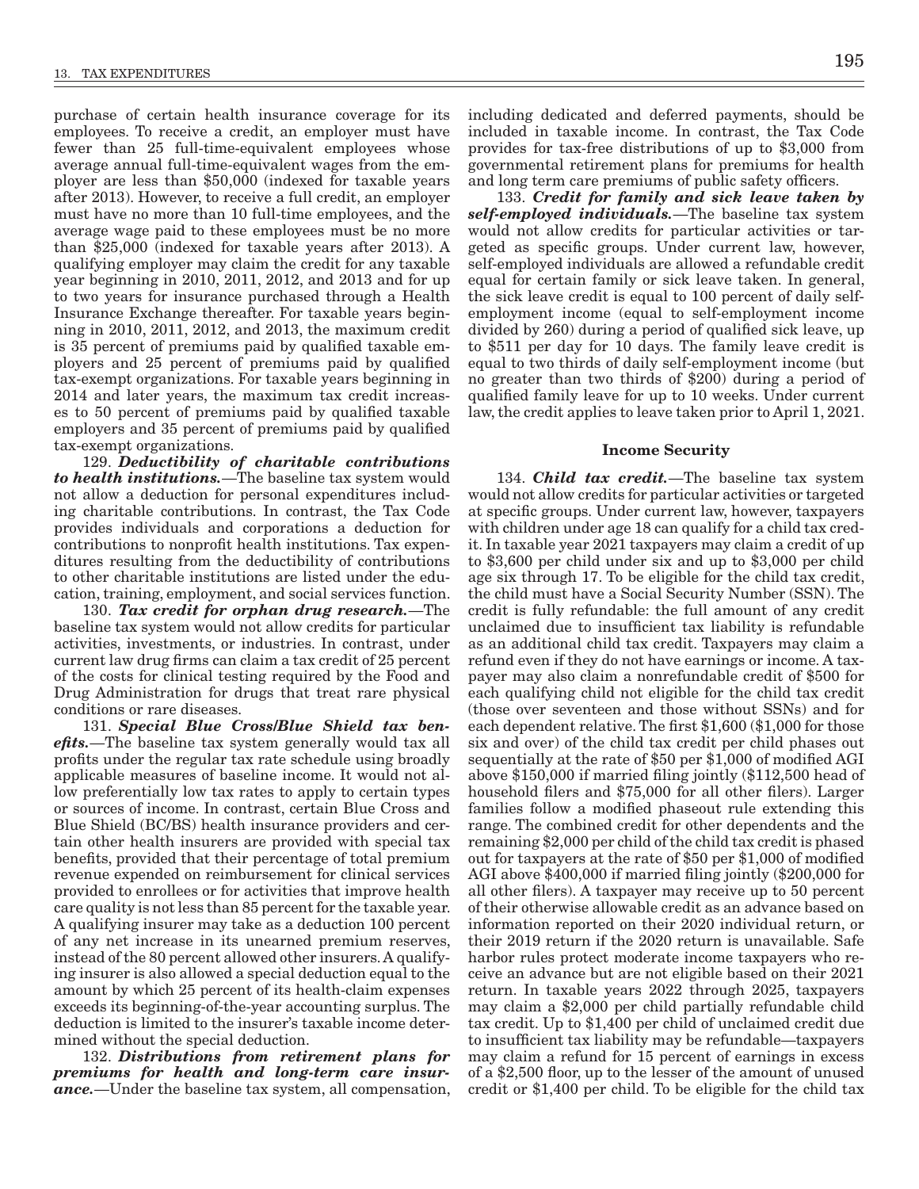purchase of certain health insurance coverage for its employees. To receive a credit, an employer must have fewer than 25 full-time-equivalent employees whose average annual full-time-equivalent wages from the employer are less than $50,000 (indexed for taxable years after 2013). However, to receive a full credit, an employer must have no more than 10 full-time employees, and the average wage paid to these employees must be no more than $25,000 (indexed for taxable years after 2013). A qualifying employer may claim the credit for any taxable year beginning in 2010, 2011, 2012, and 2013 and for up to two years for insurance purchased through a Health Insurance Exchange thereafter. For taxable years beginning in 2010, 2011, 2012, and 2013, the maximum credit is 35 percent of premiums paid by qualified taxable employers and 25 percent of premiums paid by qualified tax-exempt organizations. For taxable years beginning in 2014 and later years, the maximum tax credit increases to 50 percent of premiums paid by qualified taxable employers and 35 percent of premiums paid by qualified tax-exempt organizations.

129. ***Deductibility of charitable contributions to health institutions.***—The baseline tax system would not allow a deduction for personal expenditures including charitable contributions. In contrast, the Tax Code provides individuals and corporations a deduction for contributions to nonprofit health institutions. Tax expenditures resulting from the deductibility of contributions to other charitable institutions are listed under the education, training, employment, and social services function.

130. ***Tax credit for orphan drug research.***—The baseline tax system would not allow credits for particular activities, investments, or industries. In contrast, under current law drug firms can claim a tax credit of 25 percent of the costs for clinical testing required by the Food and Drug Administration for drugs that treat rare physical conditions or rare diseases.

131. ***Special Blue Cross/Blue Shield tax benefits.***—The baseline tax system generally would tax all profits under the regular tax rate schedule using broadly applicable measures of baseline income. It would not allow preferentially low tax rates to apply to certain types or sources of income. In contrast, certain Blue Cross and Blue Shield (BC/BS) health insurance providers and certain other health insurers are provided with special tax benefits, provided that their percentage of total premium revenue expended on reimbursement for clinical services provided to enrollees or for activities that improve health care quality is not less than 85 percent for the taxable year. A qualifying insurer may take as a deduction 100 percent of any net increase in its unearned premium reserves, instead of the 80 percent allowed other insurers. A qualifying insurer is also allowed a special deduction equal to the amount by which 25 percent of its health-claim expenses exceeds its beginning-of-the-year accounting surplus. The deduction is limited to the insurer's taxable income determined without the special deduction.

132. ***Distributions from retirement plans for premiums for health and long-term care insurance.***—Under the baseline tax system, all compensation, including dedicated and deferred payments, should be included in taxable income. In contrast, the Tax Code provides for tax-free distributions of up to $3,000 from governmental retirement plans for premiums for health and long term care premiums of public safety officers.

133. ***Credit for family and sick leave taken by self-employed individuals.***—The baseline tax system would not allow credits for particular activities or targeted as specific groups. Under current law, however, self-employed individuals are allowed a refundable credit equal for certain family or sick leave taken. In general, the sick leave credit is equal to 100 percent of daily self-employment income (equal to self-employment income divided by 260) during a period of qualified sick leave, up to $511 per day for 10 days. The family leave credit is equal to two thirds of daily self-employment income (but no greater than two thirds of $200) during a period of qualified family leave for up to 10 weeks. Under current law, the credit applies to leave taken prior to April 1, 2021.

### Income Security

134. ***Child tax credit.***—The baseline tax system would not allow credits for particular activities or targeted at specific groups. Under current law, however, taxpayers with children under age 18 can qualify for a child tax credit. In taxable year 2021 taxpayers may claim a credit of up to $3,600 per child under six and up to $3,000 per child age six through 17. To be eligible for the child tax credit, the child must have a Social Security Number (SSN). The credit is fully refundable: the full amount of any credit unclaimed due to insufficient tax liability is refundable as an additional child tax credit. Taxpayers may claim a refund even if they do not have earnings or income. A taxpayer may also claim a nonrefundable credit of $500 for each qualifying child not eligible for the child tax credit (those over seventeen and those without SSNs) and for each dependent relative. The first $1,600 ($1,000 for those six and over) of the child tax credit per child phases out sequentially at the rate of $50 per $1,000 of modified AGI above $150,000 if married filing jointly ($112,500 head of household filers and $75,000 for all other filers). Larger families follow a modified phaseout rule extending this range. The combined credit for other dependents and the remaining $2,000 per child of the child tax credit is phased out for taxpayers at the rate of $50 per $1,000 of modified AGI above $400,000 if married filing jointly ($200,000 for all other filers). A taxpayer may receive up to 50 percent of their otherwise allowable credit as an advance based on information reported on their 2020 individual return, or their 2019 return if the 2020 return is unavailable. Safe harbor rules protect moderate income taxpayers who receive an advance but are not eligible based on their 2021 return. In taxable years 2022 through 2025, taxpayers may claim a $2,000 per child partially refundable child tax credit. Up to $1,400 per child of unclaimed credit due to insufficient tax liability may be refundable—taxpayers may claim a refund for 15 percent of earnings in excess of a $2,500 floor, up to the lesser of the amount of unused credit or $1,400 per child. To be eligible for the child tax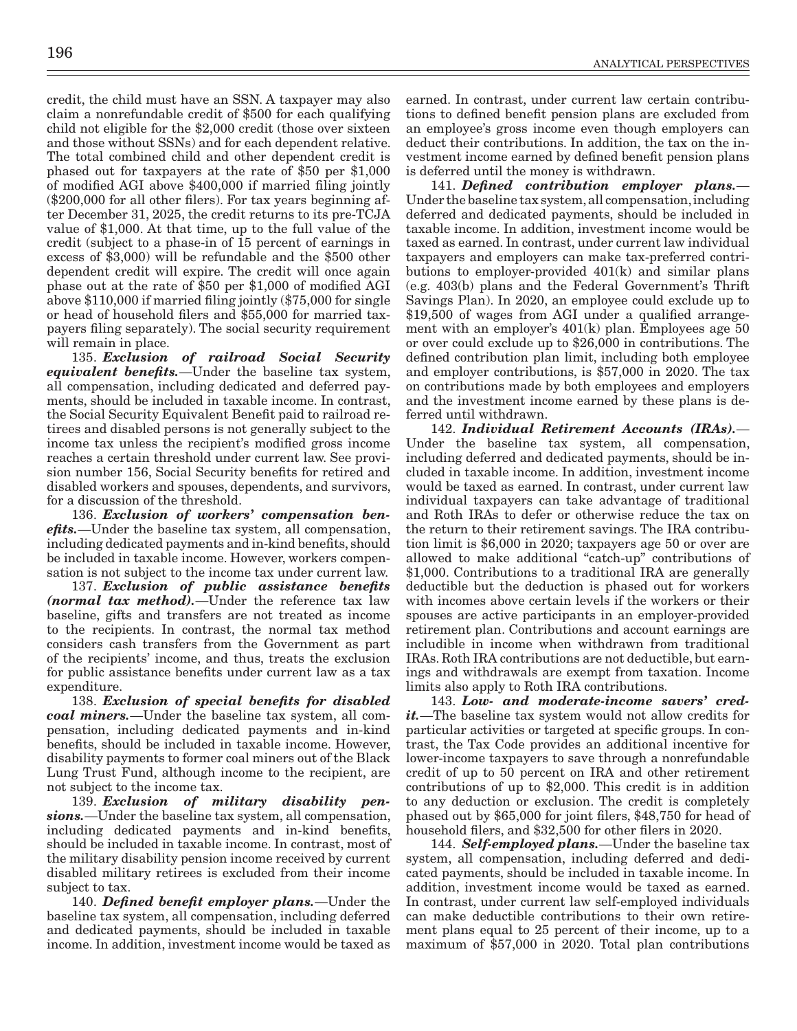credit, the child must have an SSN. A taxpayer may also claim a nonrefundable credit of $500 for each qualifying child not eligible for the $2,000 credit (those over sixteen and those without SSNs) and for each dependent relative. The total combined child and other dependent credit is phased out for taxpayers at the rate of $50 per $1,000 of modified AGI above $400,000 if married filing jointly ($200,000 for all other filers). For tax years beginning after December 31, 2025, the credit returns to its pre-TCJA value of $1,000. At that time, up to the full value of the credit (subject to a phase-in of 15 percent of earnings in excess of $3,000) will be refundable and the $500 other dependent credit will expire. The credit will once again phase out at the rate of $50 per $1,000 of modified AGI above $110,000 if married filing jointly ($75,000 for single or head of household filers and $55,000 for married taxpayers filing separately). The social security requirement will remain in place.

135. ***Exclusion of railroad Social Security equivalent benefits.***—Under the baseline tax system, all compensation, including dedicated and deferred payments, should be included in taxable income. In contrast, the Social Security Equivalent Benefit paid to railroad retirees and disabled persons is not generally subject to the income tax unless the recipient's modified gross income reaches a certain threshold under current law. See provision number 156, Social Security benefits for retired and disabled workers and spouses, dependents, and survivors, for a discussion of the threshold.

136. ***Exclusion of workers' compensation benefits.***—Under the baseline tax system, all compensation, including dedicated payments and in-kind benefits, should be included in taxable income. However, workers compensation is not subject to the income tax under current law.

137. ***Exclusion of public assistance benefits (normal tax method).***—Under the reference tax law baseline, gifts and transfers are not treated as income to the recipients. In contrast, the normal tax method considers cash transfers from the Government as part of the recipients' income, and thus, treats the exclusion for public assistance benefits under current law as a tax expenditure.

138. ***Exclusion of special benefits for disabled coal miners.***—Under the baseline tax system, all compensation, including dedicated payments and in-kind benefits, should be included in taxable income. However, disability payments to former coal miners out of the Black Lung Trust Fund, although income to the recipient, are not subject to the income tax.

139. ***Exclusion of military disability pensions.***—Under the baseline tax system, all compensation, including dedicated payments and in-kind benefits, should be included in taxable income. In contrast, most of the military disability pension income received by current disabled military retirees is excluded from their income subject to tax.

140. ***Defined benefit employer plans.***—Under the baseline tax system, all compensation, including deferred and dedicated payments, should be included in taxable income. In addition, investment income would be taxed as earned. In contrast, under current law certain contributions to defined benefit pension plans are excluded from an employee's gross income even though employers can deduct their contributions. In addition, the tax on the investment income earned by defined benefit pension plans is deferred until the money is withdrawn.

141. ***Defined contribution employer plans.***—Under the baseline tax system, all compensation, including deferred and dedicated payments, should be included in taxable income. In addition, investment income would be taxed as earned. In contrast, under current law individual taxpayers and employers can make tax-preferred contributions to employer-provided 401(k) and similar plans (e.g. 403(b) plans and the Federal Government's Thrift Savings Plan). In 2020, an employee could exclude up to $19,500 of wages from AGI under a qualified arrangement with an employer's 401(k) plan. Employees age 50 or over could exclude up to $26,000 in contributions. The defined contribution plan limit, including both employee and employer contributions, is $57,000 in 2020. The tax on contributions made by both employees and employers and the investment income earned by these plans is deferred until withdrawn.

142. ***Individual Retirement Accounts (IRAs).***—Under the baseline tax system, all compensation, including deferred and dedicated payments, should be included in taxable income. In addition, investment income would be taxed as earned. In contrast, under current law individual taxpayers can take advantage of traditional and Roth IRAs to defer or otherwise reduce the tax on the return to their retirement savings. The IRA contribution limit is $6,000 in 2020; taxpayers age 50 or over are allowed to make additional "catch-up" contributions of $1,000. Contributions to a traditional IRA are generally deductible but the deduction is phased out for workers with incomes above certain levels if the workers or their spouses are active participants in an employer-provided retirement plan. Contributions and account earnings are includible in income when withdrawn from traditional IRAs. Roth IRA contributions are not deductible, but earnings and withdrawals are exempt from taxation. Income limits also apply to Roth IRA contributions.

143. ***Low- and moderate-income savers' credit.***—The baseline tax system would not allow credits for particular activities or targeted at specific groups. In contrast, the Tax Code provides an additional incentive for lower-income taxpayers to save through a nonrefundable credit of up to 50 percent on IRA and other retirement contributions of up to $2,000. This credit is in addition to any deduction or exclusion. The credit is completely phased out by $65,000 for joint filers, $48,750 for head of household filers, and $32,500 for other filers in 2020.

144. ***Self-employed plans.***—Under the baseline tax system, all compensation, including deferred and dedicated payments, should be included in taxable income. In addition, investment income would be taxed as earned. In contrast, under current law self-employed individuals can make deductible contributions to their own retirement plans equal to 25 percent of their income, up to a maximum of $57,000 in 2020. Total plan contributions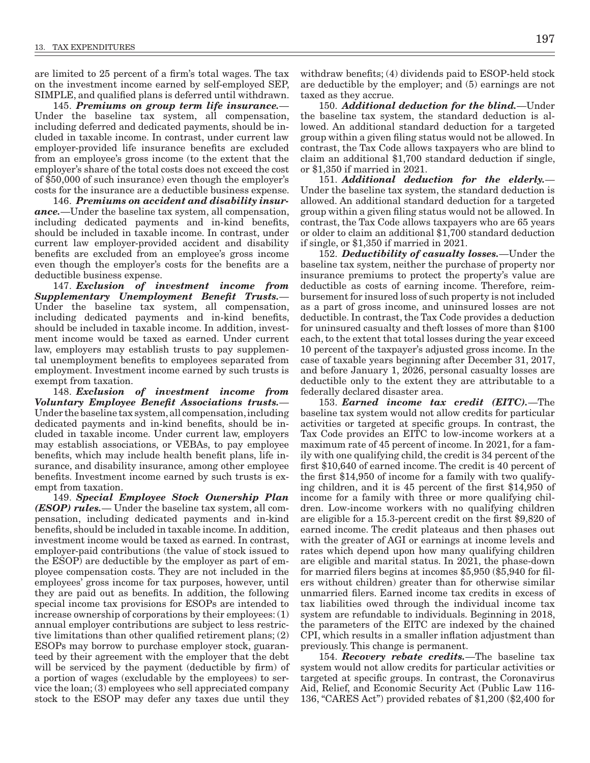are limited to 25 percent of a firm's total wages. The tax on the investment income earned by self-employed SEP, SIMPLE, and qualified plans is deferred until withdrawn.

145. ***Premiums on group term life insurance.***—Under the baseline tax system, all compensation, including deferred and dedicated payments, should be included in taxable income. In contrast, under current law employer-provided life insurance benefits are excluded from an employee's gross income (to the extent that the employer's share of the total costs does not exceed the cost of $50,000 of such insurance) even though the employer's costs for the insurance are a deductible business expense.

146. ***Premiums on accident and disability insurance.***—Under the baseline tax system, all compensation, including dedicated payments and in-kind benefits, should be included in taxable income. In contrast, under current law employer-provided accident and disability benefits are excluded from an employee's gross income even though the employer's costs for the benefits are a deductible business expense.

147. ***Exclusion of investment income from Supplementary Unemployment Benefit Trusts.***—Under the baseline tax system, all compensation, including dedicated payments and in-kind benefits, should be included in taxable income. In addition, investment income would be taxed as earned. Under current law, employers may establish trusts to pay supplemental unemployment benefits to employees separated from employment. Investment income earned by such trusts is exempt from taxation.

148. ***Exclusion of investment income from Voluntary Employee Benefit Associations trusts.***—Under the baseline tax system, all compensation, including dedicated payments and in-kind benefits, should be included in taxable income. Under current law, employers may establish associations, or VEBAs, to pay employee benefits, which may include health benefit plans, life insurance, and disability insurance, among other employee benefits. Investment income earned by such trusts is exempt from taxation.

149. ***Special Employee Stock Ownership Plan (ESOP) rules.***— Under the baseline tax system, all compensation, including dedicated payments and in-kind benefits, should be included in taxable income. In addition, investment income would be taxed as earned. In contrast, employer-paid contributions (the value of stock issued to the ESOP) are deductible by the employer as part of employee compensation costs. They are not included in the employees' gross income for tax purposes, however, until they are paid out as benefits. In addition, the following special income tax provisions for ESOPs are intended to increase ownership of corporations by their employees: (1) annual employer contributions are subject to less restrictive limitations than other qualified retirement plans; (2) ESOPs may borrow to purchase employer stock, guaranteed by their agreement with the employer that the debt will be serviced by the payment (deductible by firm) of a portion of wages (excludable by the employees) to service the loan; (3) employees who sell appreciated company stock to the ESOP may defer any taxes due until they withdraw benefits; (4) dividends paid to ESOP-held stock are deductible by the employer; and (5) earnings are not taxed as they accrue.

150. ***Additional deduction for the blind.***—Under the baseline tax system, the standard deduction is allowed. An additional standard deduction for a targeted group within a given filing status would not be allowed. In contrast, the Tax Code allows taxpayers who are blind to claim an additional $1,700 standard deduction if single, or $1,350 if married in 2021.

151. ***Additional deduction for the elderly.***—Under the baseline tax system, the standard deduction is allowed. An additional standard deduction for a targeted group within a given filing status would not be allowed. In contrast, the Tax Code allows taxpayers who are 65 years or older to claim an additional $1,700 standard deduction if single, or $1,350 if married in 2021.

152. ***Deductibility of casualty losses.***—Under the baseline tax system, neither the purchase of property nor insurance premiums to protect the property's value are deductible as costs of earning income. Therefore, reimbursement for insured loss of such property is not included as a part of gross income, and uninsured losses are not deductible. In contrast, the Tax Code provides a deduction for uninsured casualty and theft losses of more than $100 each, to the extent that total losses during the year exceed 10 percent of the taxpayer's adjusted gross income. In the case of taxable years beginning after December 31, 2017, and before January 1, 2026, personal casualty losses are deductible only to the extent they are attributable to a federally declared disaster area.

153. ***Earned income tax credit (EITC).***—The baseline tax system would not allow credits for particular activities or targeted at specific groups. In contrast, the Tax Code provides an EITC to low-income workers at a maximum rate of 45 percent of income. In 2021, for a family with one qualifying child, the credit is 34 percent of the first $10,640 of earned income. The credit is 40 percent of the first $14,950 of income for a family with two qualifying children, and it is 45 percent of the first $14,950 of income for a family with three or more qualifying children. Low-income workers with no qualifying children are eligible for a 15.3-percent credit on the first $9,820 of earned income. The credit plateaus and then phases out with the greater of AGI or earnings at income levels and rates which depend upon how many qualifying children are eligible and marital status. In 2021, the phase-down for married filers begins at incomes $5,950 ($5,940 for filers without children) greater than for otherwise similar unmarried filers. Earned income tax credits in excess of tax liabilities owed through the individual income tax system are refundable to individuals. Beginning in 2018, the parameters of the EITC are indexed by the chained CPI, which results in a smaller inflation adjustment than previously. This change is permanent.

154. ***Recovery rebate credits.***—The baseline tax system would not allow credits for particular activities or targeted at specific groups. In contrast, the Coronavirus Aid, Relief, and Economic Security Act (Public Law 116-136, "CARES Act") provided rebates of $1,200 ($2,400 for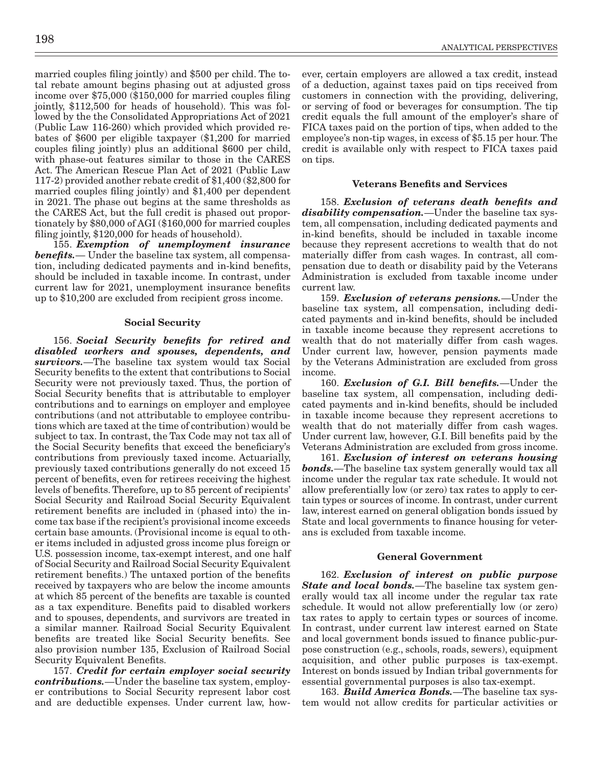married couples filing jointly) and $500 per child. The total rebate amount begins phasing out at adjusted gross income over $75,000 ($150,000 for married couples filing jointly, $112,500 for heads of household). This was followed by the the Consolidated Appropriations Act of 2021 (Public Law 116-260) which provided which provided rebates of $600 per eligible taxpayer ($1,200 for married couples filing jointly) plus an additional $600 per child, with phase-out features similar to those in the CARES Act. The American Rescue Plan Act of 2021 (Public Law 117-2) provided another rebate credit of $1,400 ($2,800 for married couples filing jointly) and $1,400 per dependent in 2021. The phase out begins at the same thresholds as the CARES Act, but the full credit is phased out proportionately by $80,000 of AGI ($160,000 for married couples filing jointly, $120,000 for heads of household).

155. ***Exemption of unemployment insurance benefits.***— Under the baseline tax system, all compensation, including dedicated payments and in-kind benefits, should be included in taxable income. In contrast, under current law for 2021, unemployment insurance benefits up to $10,200 are excluded from recipient gross income.

### Social Security

156. ***Social Security benefits for retired and disabled workers and spouses, dependents, and survivors.***—The baseline tax system would tax Social Security benefits to the extent that contributions to Social Security were not previously taxed. Thus, the portion of Social Security benefits that is attributable to employer contributions and to earnings on employer and employee contributions (and not attributable to employee contributions which are taxed at the time of contribution) would be subject to tax. In contrast, the Tax Code may not tax all of the Social Security benefits that exceed the beneficiary's contributions from previously taxed income. Actuarially, previously taxed contributions generally do not exceed 15 percent of benefits, even for retirees receiving the highest levels of benefits. Therefore, up to 85 percent of recipients' Social Security and Railroad Social Security Equivalent retirement benefits are included in (phased into) the income tax base if the recipient's provisional income exceeds certain base amounts. (Provisional income is equal to other items included in adjusted gross income plus foreign or U.S. possession income, tax-exempt interest, and one half of Social Security and Railroad Social Security Equivalent retirement benefits.) The untaxed portion of the benefits received by taxpayers who are below the income amounts at which 85 percent of the benefits are taxable is counted as a tax expenditure. Benefits paid to disabled workers and to spouses, dependents, and survivors are treated in a similar manner. Railroad Social Security Equivalent benefits are treated like Social Security benefits. See also provision number 135, Exclusion of Railroad Social Security Equivalent Benefits.

157. ***Credit for certain employer social security contributions.***—Under the baseline tax system, employer contributions to Social Security represent labor cost and are deductible expenses. Under current law, however, certain employers are allowed a tax credit, instead of a deduction, against taxes paid on tips received from customers in connection with the providing, delivering, or serving of food or beverages for consumption. The tip credit equals the full amount of the employer's share of FICA taxes paid on the portion of tips, when added to the employee's non-tip wages, in excess of $5.15 per hour. The credit is available only with respect to FICA taxes paid on tips.

### Veterans Benefits and Services

158. ***Exclusion of veterans death benefits and disability compensation.***—Under the baseline tax system, all compensation, including dedicated payments and in-kind benefits, should be included in taxable income because they represent accretions to wealth that do not materially differ from cash wages. In contrast, all compensation due to death or disability paid by the Veterans Administration is excluded from taxable income under current law.

159. ***Exclusion of veterans pensions.***—Under the baseline tax system, all compensation, including dedicated payments and in-kind benefits, should be included in taxable income because they represent accretions to wealth that do not materially differ from cash wages. Under current law, however, pension payments made by the Veterans Administration are excluded from gross income.

160. ***Exclusion of G.I. Bill benefits.***—Under the baseline tax system, all compensation, including dedicated payments and in-kind benefits, should be included in taxable income because they represent accretions to wealth that do not materially differ from cash wages. Under current law, however, G.I. Bill benefits paid by the Veterans Administration are excluded from gross income.

161. ***Exclusion of interest on veterans housing bonds.***—The baseline tax system generally would tax all income under the regular tax rate schedule. It would not allow preferentially low (or zero) tax rates to apply to certain types or sources of income. In contrast, under current law, interest earned on general obligation bonds issued by State and local governments to finance housing for veterans is excluded from taxable income.

### General Government

162. ***Exclusion of interest on public purpose State and local bonds.***—The baseline tax system generally would tax all income under the regular tax rate schedule. It would not allow preferentially low (or zero) tax rates to apply to certain types or sources of income. In contrast, under current law interest earned on State and local government bonds issued to finance public-purpose construction (e.g., schools, roads, sewers), equipment acquisition, and other public purposes is tax-exempt. Interest on bonds issued by Indian tribal governments for essential governmental purposes is also tax-exempt.

163. ***Build America Bonds.***—The baseline tax system would not allow credits for particular activities or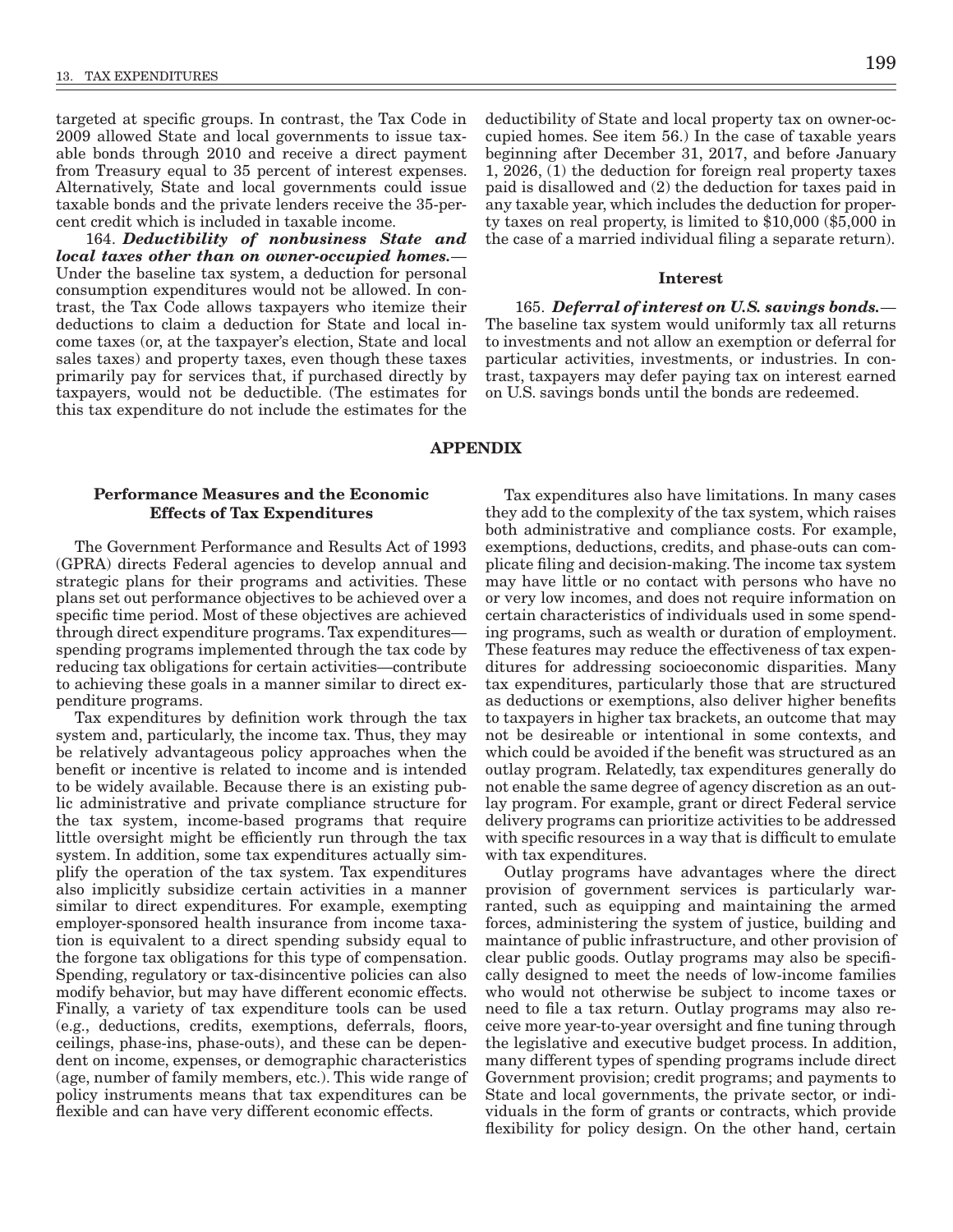targeted at specific groups. In contrast, the Tax Code in 2009 allowed State and local governments to issue taxable bonds through 2010 and receive a direct payment from Treasury equal to 35 percent of interest expenses. Alternatively, State and local governments could issue taxable bonds and the private lenders receive the 35-percent credit which is included in taxable income.

164. ***Deductibility of nonbusiness State and local taxes other than on owner-occupied homes.***— Under the baseline tax system, a deduction for personal consumption expenditures would not be allowed. In contrast, the Tax Code allows taxpayers who itemize their deductions to claim a deduction for State and local income taxes (or, at the taxpayer's election, State and local sales taxes) and property taxes, even though these taxes primarily pay for services that, if purchased directly by taxpayers, would not be deductible. (The estimates for this tax expenditure do not include the estimates for the deductibility of State and local property tax on owner-occupied homes. See item 56.) In the case of taxable years beginning after December 31, 2017, and before January 1, 2026, (1) the deduction for foreign real property taxes paid is disallowed and (2) the deduction for taxes paid in any taxable year, which includes the deduction for property taxes on real property, is limited to $10,000 ($5,000 in the case of a married individual filing a separate return).

### Interest

165. ***Deferral of interest on U.S. savings bonds.***— The baseline tax system would uniformly tax all returns to investments and not allow an exemption or deferral for particular activities, investments, or industries. In contrast, taxpayers may defer paying tax on interest earned on U.S. savings bonds until the bonds are redeemed.

## APPENDIX

### Performance Measures and the Economic Effects of Tax Expenditures

The Government Performance and Results Act of 1993 (GPRA) directs Federal agencies to develop annual and strategic plans for their programs and activities. These plans set out performance objectives to be achieved over a specific time period. Most of these objectives are achieved through direct expenditure programs. Tax expenditures—spending programs implemented through the tax code by reducing tax obligations for certain activities—contribute to achieving these goals in a manner similar to direct expenditure programs.

Tax expenditures by definition work through the tax system and, particularly, the income tax. Thus, they may be relatively advantageous policy approaches when the benefit or incentive is related to income and is intended to be widely available. Because there is an existing public administrative and private compliance structure for the tax system, income-based programs that require little oversight might be efficiently run through the tax system. In addition, some tax expenditures actually simplify the operation of the tax system. Tax expenditures also implicitly subsidize certain activities in a manner similar to direct expenditures. For example, exempting employer-sponsored health insurance from income taxation is equivalent to a direct spending subsidy equal to the forgone tax obligations for this type of compensation. Spending, regulatory or tax-disincentive policies can also modify behavior, but may have different economic effects. Finally, a variety of tax expenditure tools can be used (e.g., deductions, credits, exemptions, deferrals, floors, ceilings, phase-ins, phase-outs), and these can be dependent on income, expenses, or demographic characteristics (age, number of family members, etc.). This wide range of policy instruments means that tax expenditures can be flexible and can have very different economic effects.

Tax expenditures also have limitations. In many cases they add to the complexity of the tax system, which raises both administrative and compliance costs. For example, exemptions, deductions, credits, and phase-outs can complicate filing and decision-making. The income tax system may have little or no contact with persons who have no or very low incomes, and does not require information on certain characteristics of individuals used in some spending programs, such as wealth or duration of employment. These features may reduce the effectiveness of tax expenditures for addressing socioeconomic disparities. Many tax expenditures, particularly those that are structured as deductions or exemptions, also deliver higher benefits to taxpayers in higher tax brackets, an outcome that may not be desireable or intentional in some contexts, and which could be avoided if the benefit was structured as an outlay program. Relatedly, tax expenditures generally do not enable the same degree of agency discretion as an outlay program. For example, grant or direct Federal service delivery programs can prioritize activities to be addressed with specific resources in a way that is difficult to emulate with tax expenditures.

Outlay programs have advantages where the direct provision of government services is particularly warranted, such as equipping and maintaining the armed forces, administering the system of justice, building and maintance of public infrastructure, and other provision of clear public goods. Outlay programs may also be specifically designed to meet the needs of low-income families who would not otherwise be subject to income taxes or need to file a tax return. Outlay programs may also receive more year-to-year oversight and fine tuning through the legislative and executive budget process. In addition, many different types of spending programs include direct Government provision; credit programs; and payments to State and local governments, the private sector, or individuals in the form of grants or contracts, which provide flexibility for policy design. On the other hand, certain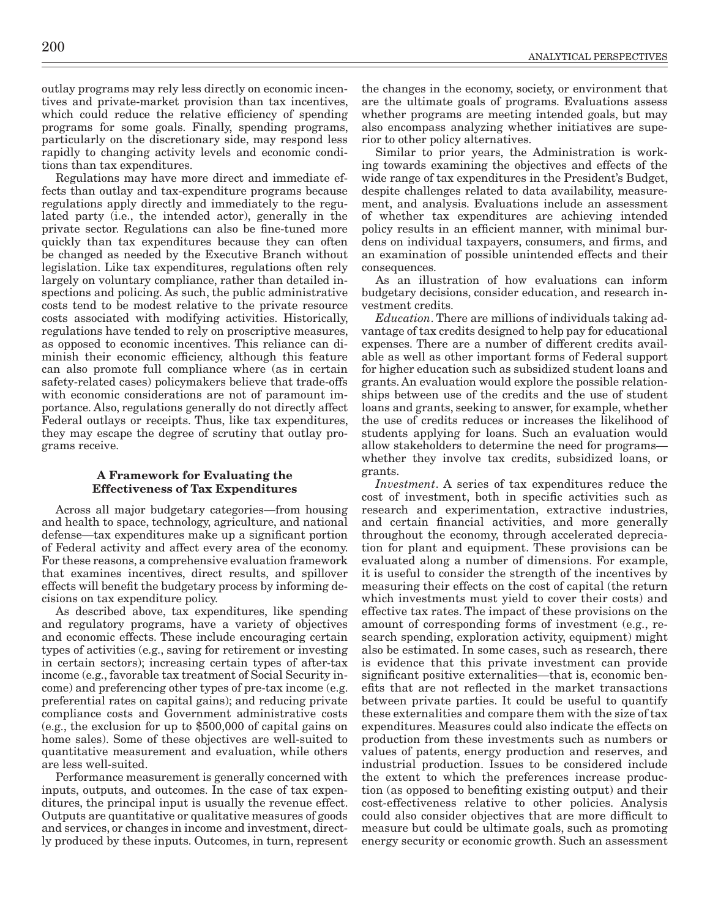outlay programs may rely less directly on economic incentives and private-market provision than tax incentives, which could reduce the relative efficiency of spending programs for some goals. Finally, spending programs, particularly on the discretionary side, may respond less rapidly to changing activity levels and economic conditions than tax expenditures.

Regulations may have more direct and immediate effects than outlay and tax-expenditure programs because regulations apply directly and immediately to the regulated party (i.e., the intended actor), generally in the private sector. Regulations can also be fine-tuned more quickly than tax expenditures because they can often be changed as needed by the Executive Branch without legislation. Like tax expenditures, regulations often rely largely on voluntary compliance, rather than detailed inspections and policing. As such, the public administrative costs tend to be modest relative to the private resource costs associated with modifying activities. Historically, regulations have tended to rely on proscriptive measures, as opposed to economic incentives. This reliance can diminish their economic efficiency, although this feature can also promote full compliance where (as in certain safety-related cases) policymakers believe that trade-offs with economic considerations are not of paramount importance. Also, regulations generally do not directly affect Federal outlays or receipts. Thus, like tax expenditures, they may escape the degree of scrutiny that outlay programs receive.

### A Framework for Evaluating the Effectiveness of Tax Expenditures

Across all major budgetary categories—from housing and health to space, technology, agriculture, and national defense—tax expenditures make up a significant portion of Federal activity and affect every area of the economy. For these reasons, a comprehensive evaluation framework that examines incentives, direct results, and spillover effects will benefit the budgetary process by informing decisions on tax expenditure policy.

As described above, tax expenditures, like spending and regulatory programs, have a variety of objectives and economic effects. These include encouraging certain types of activities (e.g., saving for retirement or investing in certain sectors); increasing certain types of after-tax income (e.g., favorable tax treatment of Social Security income) and preferencing other types of pre-tax income (e.g. preferential rates on capital gains); and reducing private compliance costs and Government administrative costs (e.g., the exclusion for up to $500,000 of capital gains on home sales). Some of these objectives are well-suited to quantitative measurement and evaluation, while others are less well-suited.

Performance measurement is generally concerned with inputs, outputs, and outcomes. In the case of tax expenditures, the principal input is usually the revenue effect. Outputs are quantitative or qualitative measures of goods and services, or changes in income and investment, directly produced by these inputs. Outcomes, in turn, represent the changes in the economy, society, or environment that are the ultimate goals of programs. Evaluations assess whether programs are meeting intended goals, but may also encompass analyzing whether initiatives are superior to other policy alternatives.

Similar to prior years, the Administration is working towards examining the objectives and effects of the wide range of tax expenditures in the President's Budget, despite challenges related to data availability, measurement, and analysis. Evaluations include an assessment of whether tax expenditures are achieving intended policy results in an efficient manner, with minimal burdens on individual taxpayers, consumers, and firms, and an examination of possible unintended effects and their consequences.

As an illustration of how evaluations can inform budgetary decisions, consider education, and research investment credits.

*Education*. There are millions of individuals taking advantage of tax credits designed to help pay for educational expenses. There are a number of different credits available as well as other important forms of Federal support for higher education such as subsidized student loans and grants. An evaluation would explore the possible relationships between use of the credits and the use of student loans and grants, seeking to answer, for example, whether the use of credits reduces or increases the likelihood of students applying for loans. Such an evaluation would allow stakeholders to determine the need for programs—whether they involve tax credits, subsidized loans, or grants.

*Investment*. A series of tax expenditures reduce the cost of investment, both in specific activities such as research and experimentation, extractive industries, and certain financial activities, and more generally throughout the economy, through accelerated depreciation for plant and equipment. These provisions can be evaluated along a number of dimensions. For example, it is useful to consider the strength of the incentives by measuring their effects on the cost of capital (the return which investments must yield to cover their costs) and effective tax rates. The impact of these provisions on the amount of corresponding forms of investment (e.g., research spending, exploration activity, equipment) might also be estimated. In some cases, such as research, there is evidence that this private investment can provide significant positive externalities—that is, economic benefits that are not reflected in the market transactions between private parties. It could be useful to quantify these externalities and compare them with the size of tax expenditures. Measures could also indicate the effects on production from these investments such as numbers or values of patents, energy production and reserves, and industrial production. Issues to be considered include the extent to which the preferences increase production (as opposed to benefiting existing output) and their cost-effectiveness relative to other policies. Analysis could also consider objectives that are more difficult to measure but could be ultimate goals, such as promoting energy security or economic growth. Such an assessment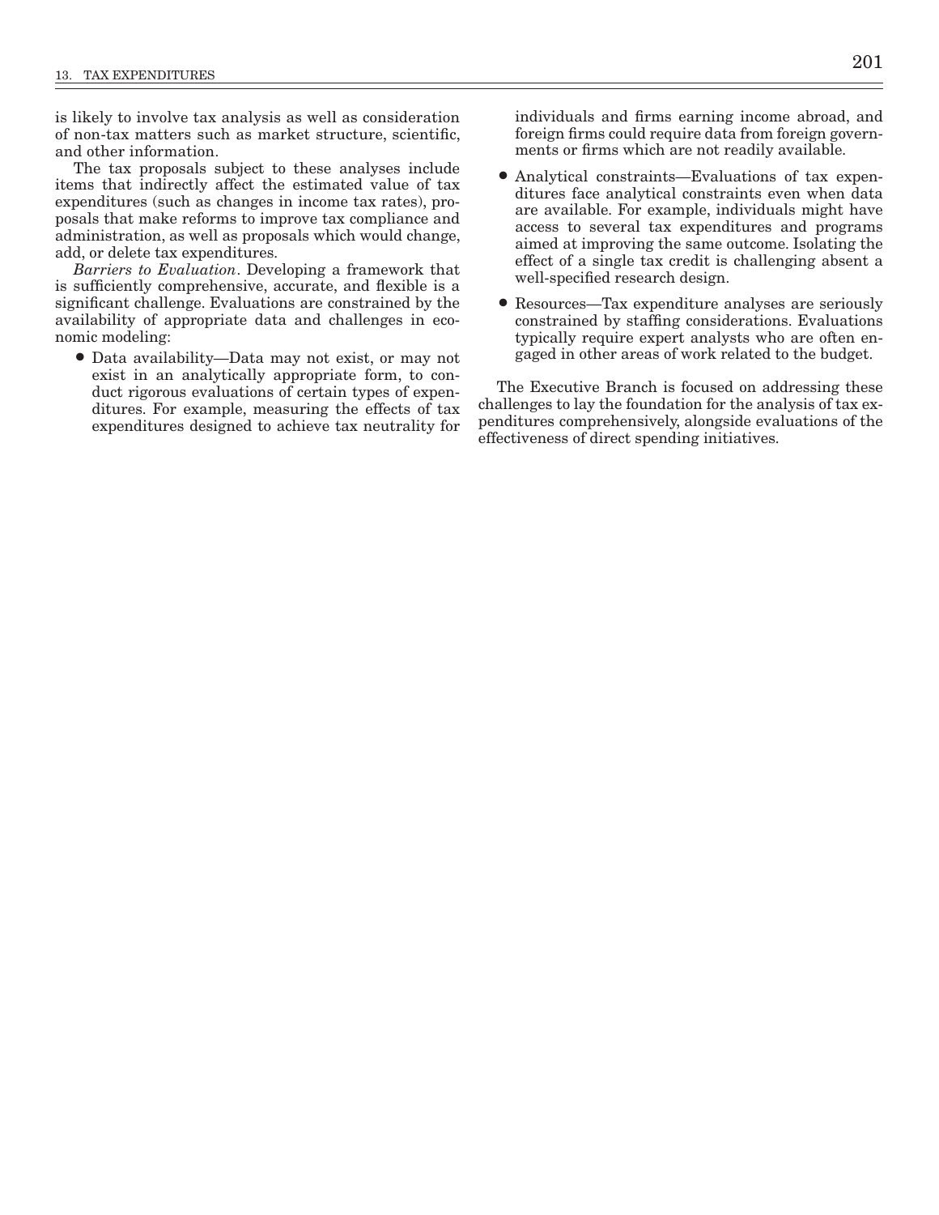is likely to involve tax analysis as well as consideration of non-tax matters such as market structure, scientific, and other information.

The tax proposals subject to these analyses include items that indirectly affect the estimated value of tax expenditures (such as changes in income tax rates), proposals that make reforms to improve tax compliance and administration, as well as proposals which would change, add, or delete tax expenditures.

*Barriers to Evaluation*. Developing a framework that is sufficiently comprehensive, accurate, and flexible is a significant challenge. Evaluations are constrained by the availability of appropriate data and challenges in economic modeling:

- Data availability—Data may not exist, or may not exist in an analytically appropriate form, to conduct rigorous evaluations of certain types of expenditures. For example, measuring the effects of tax expenditures designed to achieve tax neutrality for individuals and firms earning income abroad, and foreign firms could require data from foreign governments or firms which are not readily available.
- Analytical constraints—Evaluations of tax expenditures face analytical constraints even when data are available. For example, individuals might have access to several tax expenditures and programs aimed at improving the same outcome. Isolating the effect of a single tax credit is challenging absent a well-specified research design.
- Resources—Tax expenditure analyses are seriously constrained by staffing considerations. Evaluations typically require expert analysts who are often engaged in other areas of work related to the budget.

The Executive Branch is focused on addressing these challenges to lay the foundation for the analysis of tax expenditures comprehensively, alongside evaluations of the effectiveness of direct spending initiatives.